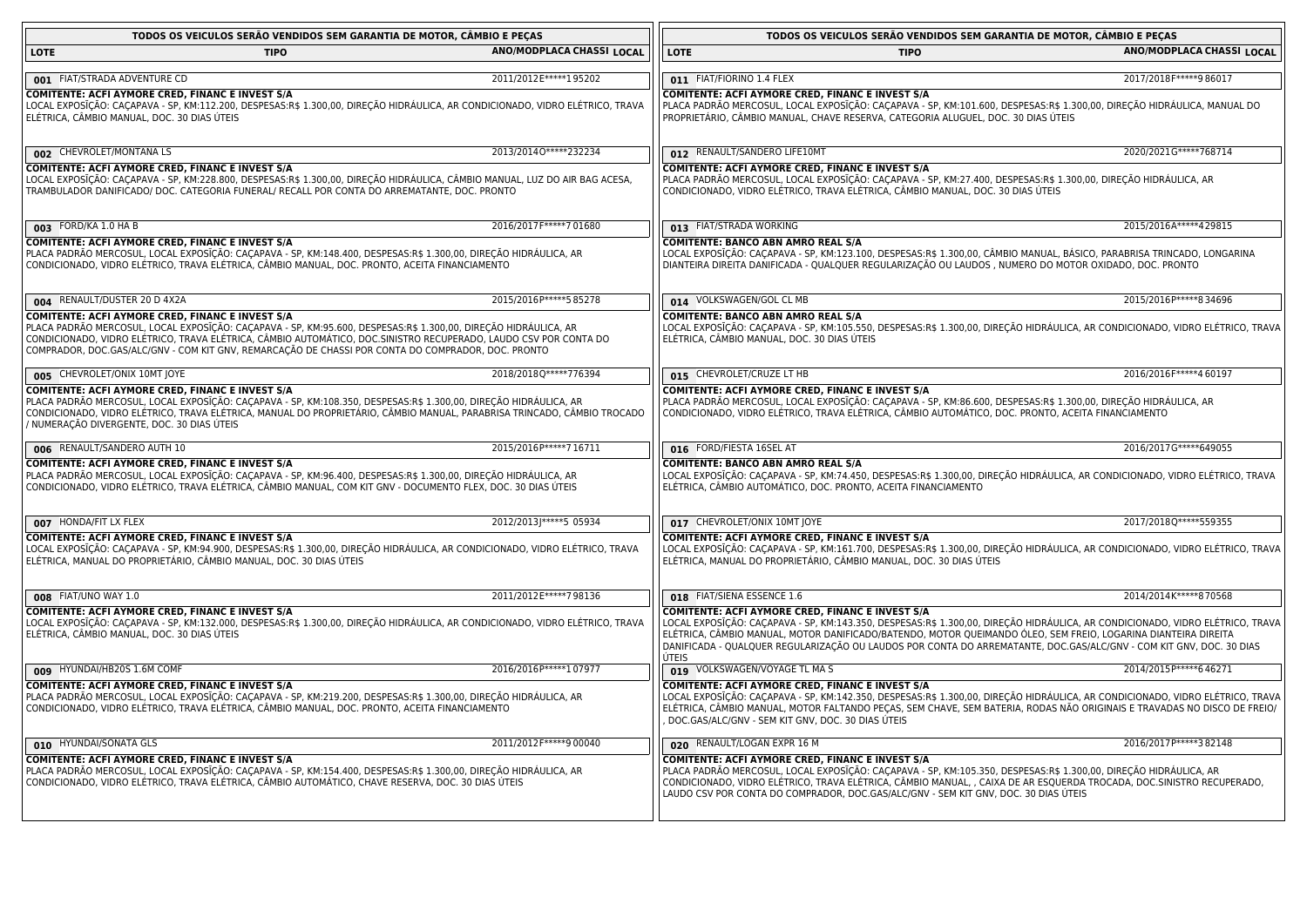## TODOS OS VEICULOS SERÃO VENDIDOS SEM GARANTIA DE MOTOR, CÂMBIO E PEÇAS

| LOTE | TIPO | ANO/MOD | PLACA | CHASSI | LOCAL |
|---|---|---|---|---|---|

**001** FIAT/STRADA ADVENTURE CD — 2011/2012 E*****1 95202

**COMITENTE: ACFI AYMORE CRED, FINANC E INVEST S/A**
LOCAL EXPOSIÇÃO: CAÇAPAVA - SP, KM:112.200, DESPESAS:R$ 1.300,00, DIREÇÃO HIDRÁULICA, AR CONDICIONADO, VIDRO ELÉTRICO, TRAVA ELÉTRICA, CÂMBIO MANUAL, DOC. 30 DIAS ÚTEIS

**002** CHEVROLET/MONTANA LS — 2013/2014 O*****232234

**COMITENTE: ACFI AYMORE CRED, FINANC E INVEST S/A**
LOCAL EXPOSIÇÃO: CAÇAPAVA - SP, KM:228.800, DESPESAS:R$ 1.300,00, DIREÇÃO HIDRÁULICA, CÂMBIO MANUAL, LUZ DO AIR BAG ACESA, TRAMBULADOR DANIFICADO/ DOC. CATEGORIA FUNERAL/ RECALL POR CONTA DO ARREMATANTE, DOC. PRONTO

**003** FORD/KA 1.0 HA B — 2016/2017 F*****7 01680

**COMITENTE: ACFI AYMORE CRED, FINANC E INVEST S/A**
PLACA PADRÃO MERCOSUL, LOCAL EXPOSIÇÃO: CAÇAPAVA - SP, KM:148.400, DESPESAS:R$ 1.300,00, DIREÇÃO HIDRÁULICA, AR CONDICIONADO, VIDRO ELÉTRICO, TRAVA ELÉTRICA, CÂMBIO MANUAL, DOC. PRONTO, ACEITA FINANCIAMENTO

**004** RENAULT/DUSTER 20 D 4X2A — 2015/2016 P*****5 85278

**COMITENTE: ACFI AYMORE CRED, FINANC E INVEST S/A**
PLACA PADRÃO MERCOSUL, LOCAL EXPOSIÇÃO: CAÇAPAVA - SP, KM:95.600, DESPESAS:R$ 1.300,00, DIREÇÃO HIDRÁULICA, AR CONDICIONADO, VIDRO ELÉTRICO, TRAVA ELÉTRICA, CÂMBIO AUTOMÁTICO, DOC.SINISTRO RECUPERADO, LAUDO CSV POR CONTA DO COMPRADOR, DOC.GAS/ALC/GNV - COM KIT GNV, REMARCAÇÃO DE CHASSI POR CONTA DO COMPRADOR, DOC. PRONTO

**005** CHEVROLET/ONIX 10MT JOYE — 2018/2018 Q*****776394

**COMITENTE: ACFI AYMORE CRED, FINANC E INVEST S/A**
PLACA PADRÃO MERCOSUL, LOCAL EXPOSIÇÃO: CAÇAPAVA - SP, KM:108.350, DESPESAS:R$ 1.300,00, DIREÇÃO HIDRÁULICA, AR CONDICIONADO, VIDRO ELÉTRICO, TRAVA ELÉTRICA, MANUAL DO PROPRIETÁRIO, CÂMBIO MANUAL, PARABRISA TRINCADO, CÂMBIO TROCADO / NUMERAÇÃO DIVERGENTE, DOC. 30 DIAS ÚTEIS

**006** RENAULT/SANDERO AUTH 10 — 2015/2016 P*****7 16711

**COMITENTE: ACFI AYMORE CRED, FINANC E INVEST S/A**
PLACA PADRÃO MERCOSUL, LOCAL EXPOSIÇÃO: CAÇAPAVA - SP, KM:96.400, DESPESAS:R$ 1.300,00, DIREÇÃO HIDRÁULICA, AR CONDICIONADO, VIDRO ELÉTRICO, TRAVA ELÉTRICA, CÂMBIO MANUAL, COM KIT GNV - DOCUMENTO FLEX, DOC. 30 DIAS ÚTEIS

**007** HONDA/FIT LX FLEX — 2012/2013 J*****5 05934

**COMITENTE: ACFI AYMORE CRED, FINANC E INVEST S/A**
LOCAL EXPOSIÇÃO: CAÇAPAVA - SP, KM:94.900, DESPESAS:R$ 1.300,00, DIREÇÃO HIDRÁULICA, AR CONDICIONADO, VIDRO ELÉTRICO, TRAVA ELÉTRICA, MANUAL DO PROPRIETÁRIO, CÂMBIO MANUAL, DOC. 30 DIAS ÚTEIS

**008** FIAT/UNO WAY 1.0 — 2011/2012 E*****7 98136

**COMITENTE: ACFI AYMORE CRED, FINANC E INVEST S/A**
LOCAL EXPOSIÇÃO: CAÇAPAVA - SP, KM:132.000, DESPESAS:R$ 1.300,00, DIREÇÃO HIDRÁULICA, AR CONDICIONADO, VIDRO ELÉTRICO, TRAVA ELÉTRICA, CÂMBIO MANUAL, DOC. 30 DIAS ÚTEIS

**009** HYUNDAI/HB20S 1.6M COMF — 2016/2016 P*****1 07977

**COMITENTE: ACFI AYMORE CRED, FINANC E INVEST S/A**
PLACA PADRÃO MERCOSUL, LOCAL EXPOSIÇÃO: CAÇAPAVA - SP, KM:219.200, DESPESAS:R$ 1.300,00, DIREÇÃO HIDRÁULICA, AR CONDICIONADO, VIDRO ELÉTRICO, TRAVA ELÉTRICA, CÂMBIO MANUAL, DOC. PRONTO, ACEITA FINANCIAMENTO

**010** HYUNDAI/SONATA GLS — 2011/2012 F*****9 00040

**COMITENTE: ACFI AYMORE CRED, FINANC E INVEST S/A**
PLACA PADRÃO MERCOSUL, LOCAL EXPOSIÇÃO: CAÇAPAVA - SP, KM:154.400, DESPESAS:R$ 1.300,00, DIREÇÃO HIDRÁULICA, AR CONDICIONADO, VIDRO ELÉTRICO, TRAVA ELÉTRICA, CÂMBIO AUTOMÁTICO, CHAVE RESERVA, DOC. 30 DIAS ÚTEIS

**011** FIAT/FIORINO 1.4 FLEX — 2017/2018 F*****9 86017

**COMITENTE: ACFI AYMORE CRED, FINANC E INVEST S/A**
PLACA PADRÃO MERCOSUL, LOCAL EXPOSIÇÃO: CAÇAPAVA - SP, KM:101.600, DESPESAS:R$ 1.300,00, DIREÇÃO HIDRÁULICA, MANUAL DO PROPRIETÁRIO, CÂMBIO MANUAL, CHAVE RESERVA, CATEGORIA ALUGUEL, DOC. 30 DIAS ÚTEIS

**012** RENAULT/SANDERO LIFE10MT — 2020/2021 G*****768714

**COMITENTE: ACFI AYMORE CRED, FINANC E INVEST S/A**
PLACA PADRÃO MERCOSUL, LOCAL EXPOSIÇÃO: CAÇAPAVA - SP, KM:27.400, DESPESAS:R$ 1.300,00, DIREÇÃO HIDRÁULICA, AR CONDICIONADO, VIDRO ELÉTRICO, TRAVA ELÉTRICA, CÂMBIO MANUAL, DOC. 30 DIAS ÚTEIS

**013** FIAT/STRADA WORKING — 2015/2016 A*****429815

**COMITENTE: BANCO ABN AMRO REAL S/A**
LOCAL EXPOSIÇÃO: CAÇAPAVA - SP, KM:123.100, DESPESAS:R$ 1.300,00, CÂMBIO MANUAL, BÁSICO, PARABRISA TRINCADO, LONGARINA DIANTEIRA DIREITA DANIFICADA - QUALQUER REGULARIZAÇÃO OU LAUDOS , NUMERO DO MOTOR OXIDADO, DOC. PRONTO

**014** VOLKSWAGEN/GOL CL MB — 2015/2016 P*****8 34696

**COMITENTE: BANCO ABN AMRO REAL S/A**
LOCAL EXPOSIÇÃO: CAÇAPAVA - SP, KM:105.550, DESPESAS:R$ 1.300,00, DIREÇÃO HIDRÁULICA, AR CONDICIONADO, VIDRO ELÉTRICO, TRAVA ELÉTRICA, CÂMBIO MANUAL, DOC. 30 DIAS ÚTEIS

**015** CHEVROLET/CRUZE LT HB — 2016/2016 F*****4 60197

**COMITENTE: ACFI AYMORE CRED, FINANC E INVEST S/A**
PLACA PADRÃO MERCOSUL, LOCAL EXPOSIÇÃO: CAÇAPAVA - SP, KM:86.600, DESPESAS:R$ 1.300,00, DIREÇÃO HIDRÁULICA, AR CONDICIONADO, VIDRO ELÉTRICO, TRAVA ELÉTRICA, CÂMBIO AUTOMÁTICO, DOC. PRONTO, ACEITA FINANCIAMENTO

**016** FORD/FIESTA 16SEL AT — 2016/2017 G*****649055

**COMITENTE: BANCO ABN AMRO REAL S/A**
LOCAL EXPOSIÇÃO: CAÇAPAVA - SP, KM:74.450, DESPESAS:R$ 1.300,00, DIREÇÃO HIDRÁULICA, AR CONDICIONADO, VIDRO ELÉTRICO, TRAVA ELÉTRICA, CÂMBIO AUTOMÁTICO, DOC. PRONTO, ACEITA FINANCIAMENTO

**017** CHEVROLET/ONIX 10MT JOYE — 2017/2018 Q*****559355

**COMITENTE: ACFI AYMORE CRED, FINANC E INVEST S/A**
LOCAL EXPOSIÇÃO: CAÇAPAVA - SP, KM:161.700, DESPESAS:R$ 1.300,00, DIREÇÃO HIDRÁULICA, AR CONDICIONADO, VIDRO ELÉTRICO, TRAVA ELÉTRICA, MANUAL DO PROPRIETÁRIO, CÂMBIO MANUAL, DOC. 30 DIAS ÚTEIS

**018** FIAT/SIENA ESSENCE 1.6 — 2014/2014 K*****8 70568

**COMITENTE: ACFI AYMORE CRED, FINANC E INVEST S/A**
LOCAL EXPOSIÇÃO: CAÇAPAVA - SP, KM:143.350, DESPESAS:R$ 1.300,00, DIREÇÃO HIDRÁULICA, AR CONDICIONADO, VIDRO ELÉTRICO, TRAVA ELÉTRICA, CÂMBIO MANUAL, MOTOR DANIFICADO/BATENDO, MOTOR QUEIMANDO ÓLEO, SEM FREIO, LOGARINA DIANTEIRA DIREITA DANIFICADA - QUALQUER REGULARIZAÇÃO OU LAUDOS POR CONTA DO ARREMATANTE, DOC.GAS/ALC/GNV - COM KIT GNV, DOC. 30 DIAS ÚTEIS

**019** VOLKSWAGEN/VOYAGE TL MA S — 2014/2015 P*****6 46271

**COMITENTE: ACFI AYMORE CRED, FINANC E INVEST S/A**
LOCAL EXPOSIÇÃO: CAÇAPAVA - SP, KM:142.350, DESPESAS:R$ 1.300,00, DIREÇÃO HIDRÁULICA, AR CONDICIONADO, VIDRO ELÉTRICO, TRAVA ELÉTRICA, CÂMBIO MANUAL, MOTOR FALTANDO PEÇAS, SEM CHAVE, SEM BATERIA, RODAS NÃO ORIGINAIS E TRAVADAS NO DISCO DE FREIO/ , DOC.GAS/ALC/GNV - SEM KIT GNV, DOC. 30 DIAS ÚTEIS

**020** RENAULT/LOGAN EXPR 16 M — 2016/2017 P*****3 82148

**COMITENTE: ACFI AYMORE CRED, FINANC E INVEST S/A**
PLACA PADRÃO MERCOSUL, LOCAL EXPOSIÇÃO: CAÇAPAVA - SP, KM:105.350, DESPESAS:R$ 1.300,00, DIREÇÃO HIDRÁULICA, AR CONDICIONADO, VIDRO ELÉTRICO, TRAVA ELÉTRICA, CÂMBIO MANUAL, , CAIXA DE AR ESQUERDA TROCADA, DOC.SINISTRO RECUPERADO, LAUDO CSV POR CONTA DO COMPRADOR, DOC.GAS/ALC/GNV - SEM KIT GNV, DOC. 30 DIAS ÚTEIS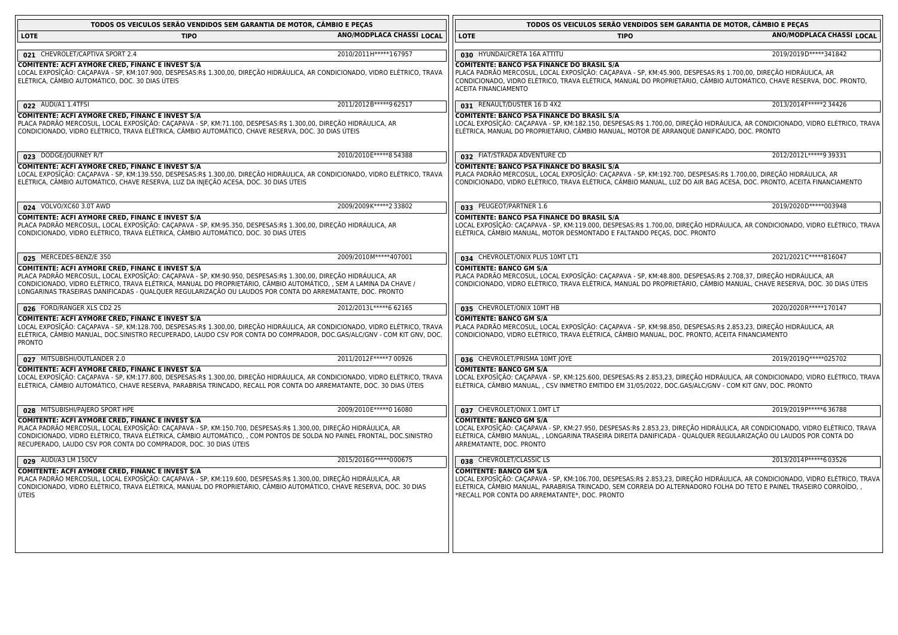## TODOS OS VEICULOS SERÃO VENDIDOS SEM GARANTIA DE MOTOR, CÂMBIO E PEÇAS

| LOTE | TIPO | ANO/MOD | PLACA | CHASSI | LOCAL |
|---|---|---|---|---|---|
| 021 | CHEVROLET/CAPTIVA SPORT 2.4 | 2010/2011 | | H*****167957 | |

**COMITENTE: ACFI AYMORE CRED, FINANC E INVEST S/A**
LOCAL EXPOSIÇÃO: CAÇAPAVA - SP, KM:107.900, DESPESAS:R$ 1.300,00, DIREÇÃO HIDRÁULICA, AR CONDICIONADO, VIDRO ELÉTRICO, TRAVA ELÉTRICA, CÂMBIO AUTOMÁTICO, DOC. 30 DIAS ÚTEIS

| LOTE | TIPO | ANO/MOD | PLACA | CHASSI | LOCAL |
|---|---|---|---|---|---|
| 022 | AUDI/A1 1.4TFSI | 2011/2012 | | B*****9 62517 | |

**COMITENTE: ACFI AYMORE CRED, FINANC E INVEST S/A**
PLACA PADRÃO MERCOSUL, LOCAL EXPOSIÇÃO: CAÇAPAVA - SP, KM:71.100, DESPESAS:R$ 1.300,00, DIREÇÃO HIDRÁULICA, AR CONDICIONADO, VIDRO ELÉTRICO, TRAVA ELÉTRICA, CÂMBIO AUTOMÁTICO, CHAVE RESERVA, DOC. 30 DIAS ÚTEIS

| LOTE | TIPO | ANO/MOD | PLACA | CHASSI | LOCAL |
|---|---|---|---|---|---|
| 023 | DODGE/JOURNEY R/T | 2010/2010 | | E*****8 54388 | |

**COMITENTE: ACFI AYMORE CRED, FINANC E INVEST S/A**
LOCAL EXPOSIÇÃO: CAÇAPAVA - SP, KM:139.550, DESPESAS:R$ 1.300,00, DIREÇÃO HIDRÁULICA, AR CONDICIONADO, VIDRO ELÉTRICO, TRAVA ELÉTRICA, CÂMBIO AUTOMÁTICO, CHAVE RESERVA, LUZ DA INJEÇÃO ACESA, DOC. 30 DIAS ÚTEIS

| LOTE | TIPO | ANO/MOD | PLACA | CHASSI | LOCAL |
|---|---|---|---|---|---|
| 024 | VOLVO/XC60 3.0T AWD | 2009/2009 | | K*****2 33802 | |

**COMITENTE: ACFI AYMORE CRED, FINANC E INVEST S/A**
PLACA PADRÃO MERCOSUL, LOCAL EXPOSIÇÃO: CAÇAPAVA - SP, KM:95.350, DESPESAS:R$ 1.300,00, DIREÇÃO HIDRÁULICA, AR CONDICIONADO, VIDRO ELÉTRICO, TRAVA ELÉTRICA, CÂMBIO AUTOMÁTICO, DOC. 30 DIAS ÚTEIS

| LOTE | TIPO | ANO/MOD | PLACA | CHASSI | LOCAL |
|---|---|---|---|---|---|
| 025 | MERCEDES-BENZ/E 350 | 2009/2010 | | M*****407001 | |

**COMITENTE: ACFI AYMORE CRED, FINANC E INVEST S/A**
PLACA PADRÃO MERCOSUL, LOCAL EXPOSIÇÃO: CAÇAPAVA - SP, KM:90.950, DESPESAS:R$ 1.300,00, DIREÇÃO HIDRÁULICA, AR CONDICIONADO, VIDRO ELÉTRICO, TRAVA ELÉTRICA, MANUAL DO PROPRIETÁRIO, CÂMBIO AUTOMÁTICO, , SEM A LAMINA DA CHAVE / LONGARINAS TRASEIRAS DANIFICADAS - QUALQUER REGULARIZAÇÃO OU LAUDOS POR CONTA DO ARREMATANTE, DOC. PRONTO

| LOTE | TIPO | ANO/MOD | PLACA | CHASSI | LOCAL |
|---|---|---|---|---|---|
| 026 | FORD/RANGER XLS CD2 25 | 2012/2013 | | L*****6 62165 | |

**COMITENTE: ACFI AYMORE CRED, FINANC E INVEST S/A**
LOCAL EXPOSIÇÃO: CAÇAPAVA - SP, KM:128.700, DESPESAS:R$ 1.300,00, DIREÇÃO HIDRÁULICA, AR CONDICIONADO, VIDRO ELÉTRICO, TRAVA ELÉTRICA, CÂMBIO MANUAL, DOC.SINISTRO RECUPERADO, LAUDO CSV POR CONTA DO COMPRADOR, DOC.GAS/ALC/GNV - COM KIT GNV, DOC. PRONTO

| LOTE | TIPO | ANO/MOD | PLACA | CHASSI | LOCAL |
|---|---|---|---|---|---|
| 027 | MITSUBISHI/OUTLANDER 2.0 | 2011/2012 | | F*****7 00926 | |

**COMITENTE: ACFI AYMORE CRED, FINANC E INVEST S/A**
LOCAL EXPOSIÇÃO: CAÇAPAVA - SP, KM:177.800, DESPESAS:R$ 1.300,00, DIREÇÃO HIDRÁULICA, AR CONDICIONADO, VIDRO ELÉTRICO, TRAVA ELÉTRICA, CÂMBIO AUTOMÁTICO, CHAVE RESERVA, PARABRISA TRINCADO, RECALL POR CONTA DO ARREMATANTE, DOC. 30 DIAS ÚTEIS

| LOTE | TIPO | ANO/MOD | PLACA | CHASSI | LOCAL |
|---|---|---|---|---|---|
| 028 | MITSUBISHI/PAJERO SPORT HPE | 2009/2010 | | E*****0 16080 | |

**COMITENTE: ACFI AYMORE CRED, FINANC E INVEST S/A**
PLACA PADRÃO MERCOSUL, LOCAL EXPOSIÇÃO: CAÇAPAVA - SP, KM:150.700, DESPESAS:R$ 1.300,00, DIREÇÃO HIDRÁULICA, AR CONDICIONADO, VIDRO ELÉTRICO, TRAVA ELÉTRICA, CÂMBIO AUTOMÁTICO, , COM PONTOS DE SOLDA NO PAINEL FRONTAL, DOC.SINISTRO RECUPERADO, LAUDO CSV POR CONTA DO COMPRADOR, DOC. 30 DIAS ÚTEIS

| LOTE | TIPO | ANO/MOD | PLACA | CHASSI | LOCAL |
|---|---|---|---|---|---|
| 029 | AUDI/A3 LM 150CV | 2015/2016 | | G*****000675 | |

**COMITENTE: ACFI AYMORE CRED, FINANC E INVEST S/A**
PLACA PADRÃO MERCOSUL, LOCAL EXPOSIÇÃO: CAÇAPAVA - SP, KM:119.600, DESPESAS:R$ 1.300,00, DIREÇÃO HIDRÁULICA, AR CONDICIONADO, VIDRO ELÉTRICO, TRAVA ELÉTRICA, MANUAL DO PROPRIETÁRIO, CÂMBIO AUTOMÁTICO, CHAVE RESERVA, DOC. 30 DIAS ÚTEIS

| LOTE | TIPO | ANO/MOD | PLACA | CHASSI | LOCAL |
|---|---|---|---|---|---|
| 030 | HYUNDAI/CRETA 16A ATTITU | 2019/2019 | | D*****341842 | |

**COMITENTE: BANCO PSA FINANCE DO BRASIL S/A**
PLACA PADRÃO MERCOSUL, LOCAL EXPOSIÇÃO: CAÇAPAVA - SP, KM:45.900, DESPESAS:R$ 1.700,00, DIREÇÃO HIDRÁULICA, AR CONDICIONADO, VIDRO ELÉTRICO, TRAVA ELÉTRICA, MANUAL DO PROPRIETÁRIO, CÂMBIO AUTOMÁTICO, CHAVE RESERVA, DOC. PRONTO, ACEITA FINANCIAMENTO

| LOTE | TIPO | ANO/MOD | PLACA | CHASSI | LOCAL |
|---|---|---|---|---|---|
| 031 | RENAULT/DUSTER 16 D 4X2 | 2013/2014 | | F*****2 34426 | |

**COMITENTE: BANCO PSA FINANCE DO BRASIL S/A**
LOCAL EXPOSIÇÃO: CAÇAPAVA - SP, KM:182.150, DESPESAS:R$ 1.700,00, DIREÇÃO HIDRÁULICA, AR CONDICIONADO, VIDRO ELÉTRICO, TRAVA ELÉTRICA, MANUAL DO PROPRIETÁRIO, CÂMBIO MANUAL, MOTOR DE ARRANQUE DANIFICADO, DOC. PRONTO

| LOTE | TIPO | ANO/MOD | PLACA | CHASSI | LOCAL |
|---|---|---|---|---|---|
| 032 | FIAT/STRADA ADVENTURE CD | 2012/2012 | | L*****9 39331 | |

**COMITENTE: BANCO PSA FINANCE DO BRASIL S/A**
PLACA PADRÃO MERCOSUL, LOCAL EXPOSIÇÃO: CAÇAPAVA - SP, KM:192.700, DESPESAS:R$ 1.700,00, DIREÇÃO HIDRÁULICA, AR CONDICIONADO, VIDRO ELÉTRICO, TRAVA ELÉTRICA, CÂMBIO MANUAL, LUZ DO AIR BAG ACESA, DOC. PRONTO, ACEITA FINANCIAMENTO

| LOTE | TIPO | ANO/MOD | PLACA | CHASSI | LOCAL |
|---|---|---|---|---|---|
| 033 | PEUGEOT/PARTNER 1.6 | 2019/2020 | | D*****003948 | |

**COMITENTE: BANCO PSA FINANCE DO BRASIL S/A**
LOCAL EXPOSIÇÃO: CAÇAPAVA - SP, KM:119.000, DESPESAS:R$ 1.700,00, DIREÇÃO HIDRÁULICA, AR CONDICIONADO, VIDRO ELÉTRICO, TRAVA ELÉTRICA, CÂMBIO MANUAL, MOTOR DESMONTADO E FALTANDO PEÇAS, DOC. PRONTO

| LOTE | TIPO | ANO/MOD | PLACA | CHASSI | LOCAL |
|---|---|---|---|---|---|
| 034 | CHEVROLET/ONIX PLUS 10MT LT1 | 2021/2021 | | C*****816047 | |

**COMITENTE: BANCO GM S/A**
PLACA PADRÃO MERCOSUL, LOCAL EXPOSIÇÃO: CAÇAPAVA - SP, KM:48.800, DESPESAS:R$ 2.708,37, DIREÇÃO HIDRÁULICA, AR CONDICIONADO, VIDRO ELÉTRICO, TRAVA ELÉTRICA, MANUAL DO PROPRIETÁRIO, CÂMBIO MANUAL, CHAVE RESERVA, DOC. 30 DIAS ÚTEIS

| LOTE | TIPO | ANO/MOD | PLACA | CHASSI | LOCAL |
|---|---|---|---|---|---|
| 035 | CHEVROLET/ONIX 10MT HB | 2020/2020 | | R*****170147 | |

**COMITENTE: BANCO GM S/A**
PLACA PADRÃO MERCOSUL, LOCAL EXPOSIÇÃO: CAÇAPAVA - SP, KM:98.850, DESPESAS:R$ 2.853,23, DIREÇÃO HIDRÁULICA, AR CONDICIONADO, VIDRO ELÉTRICO, TRAVA ELÉTRICA, CÂMBIO MANUAL, DOC. PRONTO, ACEITA FINANCIAMENTO

| LOTE | TIPO | ANO/MOD | PLACA | CHASSI | LOCAL |
|---|---|---|---|---|---|
| 036 | CHEVROLET/PRISMA 10MT JOYE | 2019/2019 | | Q*****025702 | |

**COMITENTE: BANCO GM S/A**
LOCAL EXPOSIÇÃO: CAÇAPAVA - SP, KM:125.600, DESPESAS:R$ 2.853,23, DIREÇÃO HIDRÁULICA, AR CONDICIONADO, VIDRO ELÉTRICO, TRAVA ELÉTRICA, CÂMBIO MANUAL, , CSV INMETRO EMITIDO EM 31/05/2022, DOC.GAS/ALC/GNV - COM KIT GNV, DOC. PRONTO

| LOTE | TIPO | ANO/MOD | PLACA | CHASSI | LOCAL |
|---|---|---|---|---|---|
| 037 | CHEVROLET/ONIX 1.0MT LT | 2019/2019 | | P*****6 36788 | |

**COMITENTE: BANCO GM S/A**
LOCAL EXPOSIÇÃO: CAÇAPAVA - SP, KM:27.950, DESPESAS:R$ 2.853,23, DIREÇÃO HIDRÁULICA, AR CONDICIONADO, VIDRO ELÉTRICO, TRAVA ELÉTRICA, CÂMBIO MANUAL, , LONGARINA TRASEIRA DIREITA DANIFICADA - QUALQUER REGULARIZAÇÃO OU LAUDOS POR CONTA DO ARREMATANTE, DOC. PRONTO

| LOTE | TIPO | ANO/MOD | PLACA | CHASSI | LOCAL |
|---|---|---|---|---|---|
| 038 | CHEVROLET/CLASSIC LS | 2013/2014 | | P*****6 03526 | |

**COMITENTE: BANCO GM S/A**
LOCAL EXPOSIÇÃO: CAÇAPAVA - SP, KM:106.700, DESPESAS:R$ 2.853,23, DIREÇÃO HIDRÁULICA, AR CONDICIONADO, VIDRO ELÉTRICO, TRAVA ELÉTRICA, CÂMBIO MANUAL, PARABRISA TRINCADO, SEM CORREIA DO ALTERNADORO FOLHA DO TETO E PAINEL TRASEIRO CORROÍDO, , *RECALL POR CONTA DO ARREMATANTE*, DOC. PRONTO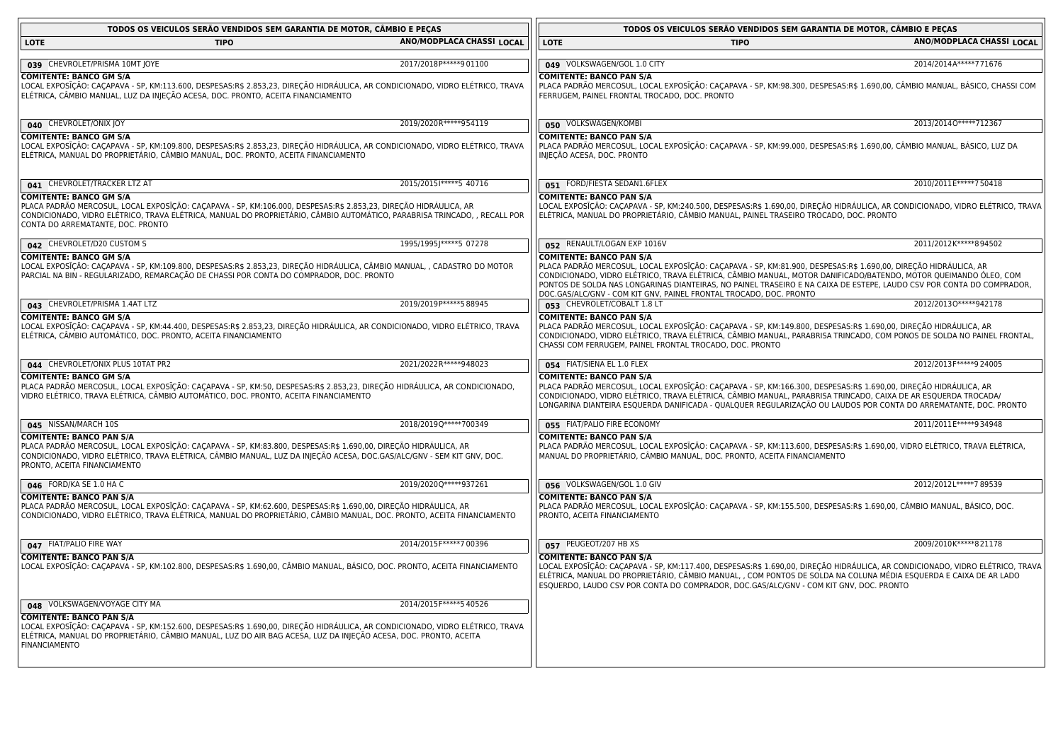## TODOS OS VEICULOS SERÃO VENDIDOS SEM GARANTIA DE MOTOR, CÂMBIO E PEÇAS

| LOTE | TIPO | ANO/MODPLACA CHASSI LOCAL |
|---|---|---|

**039** CHEVROLET/PRISMA 10MT JOYE — 2017/2018P*****9 01100

**COMITENTE: BANCO GM S/A**
LOCAL EXPOSÎÇÃO: CAÇAPAVA - SP, KM:113.600, DESPESAS:R$ 2.853,23, DIREÇÃO HIDRÁULICA, AR CONDICIONADO, VIDRO ELÉTRICO, TRAVA ELÉTRICA, CÂMBIO MANUAL, LUZ DA INJEÇÃO ACESA, DOC. PRONTO, ACEITA FINANCIAMENTO

**040** CHEVROLET/ONIX JOY — 2019/2020R*****954119

**COMITENTE: BANCO GM S/A**
LOCAL EXPOSÎÇÃO: CAÇAPAVA - SP, KM:109.800, DESPESAS:R$ 2.853,23, DIREÇÃO HIDRÁULICA, AR CONDICIONADO, VIDRO ELÉTRICO, TRAVA ELÉTRICA, MANUAL DO PROPRIETÁRIO, CÂMBIO MANUAL, DOC. PRONTO, ACEITA FINANCIAMENTO

**041** CHEVROLET/TRACKER LTZ AT — 2015/2015I*****5 40716

**COMITENTE: BANCO GM S/A**
PLACA PADRÃO MERCOSUL, LOCAL EXPOSÎÇÃO: CAÇAPAVA - SP, KM:106.000, DESPESAS:R$ 2.853,23, DIREÇÃO HIDRÁULICA, AR CONDICIONADO, VIDRO ELÉTRICO, TRAVA ELÉTRICA, MANUAL DO PROPRIETÁRIO, CÂMBIO AUTOMÁTICO, PARABRISA TRINCADO, , RECALL POR CONTA DO ARREMATANTE, DOC. PRONTO

**042** CHEVROLET/D20 CUSTOM S — 1995/1995J*****5 07278

**COMITENTE: BANCO GM S/A**
LOCAL EXPOSÎÇÃO: CAÇAPAVA - SP, KM:109.800, DESPESAS:R$ 2.853,23, DIREÇÃO HIDRÁULICA, CÂMBIO MANUAL, , CADASTRO DO MOTOR PARCIAL NA BIN - REGULARIZADO, REMARCAÇÃO DE CHASSI POR CONTA DO COMPRADOR, DOC. PRONTO

**043** CHEVROLET/PRISMA 1.4AT LTZ — 2019/2019P*****5 88945

**COMITENTE: BANCO GM S/A**
LOCAL EXPOSÎÇÃO: CAÇAPAVA - SP, KM:44.400, DESPESAS:R$ 2.853,23, DIREÇÃO HIDRÁULICA, AR CONDICIONADO, VIDRO ELÉTRICO, TRAVA ELÉTRICA, CÂMBIO AUTOMÁTICO, DOC. PRONTO, ACEITA FINANCIAMENTO

**044** CHEVROLET/ONIX PLUS 10TAT PR2 — 2021/2022R*****948023

**COMITENTE: BANCO GM S/A**
PLACA PADRÃO MERCOSUL, LOCAL EXPOSÎÇÃO: CAÇAPAVA - SP, KM:50, DESPESAS:R$ 2.853,23, DIREÇÃO HIDRÁULICA, AR CONDICIONADO, VIDRO ELÉTRICO, TRAVA ELÉTRICA, CÂMBIO AUTOMÁTICO, DOC. PRONTO, ACEITA FINANCIAMENTO

**045** NISSAN/MARCH 10S — 2018/2019Q*****700349

**COMITENTE: BANCO PAN S/A**
PLACA PADRÃO MERCOSUL, LOCAL EXPOSÎÇÃO: CAÇAPAVA - SP, KM:83.800, DESPESAS:R$ 1.690,00, DIREÇÃO HIDRÁULICA, AR CONDICIONADO, VIDRO ELÉTRICO, TRAVA ELÉTRICA, CÂMBIO MANUAL, LUZ DA INJEÇÃO ACESA, DOC.GAS/ALC/GNV - SEM KIT GNV, DOC. PRONTO, ACEITA FINANCIAMENTO

**046** FORD/KA SE 1.0 HA C — 2019/2020Q*****937261

**COMITENTE: BANCO PAN S/A**
PLACA PADRÃO MERCOSUL, LOCAL EXPOSÎÇÃO: CAÇAPAVA - SP, KM:62.600, DESPESAS:R$ 1.690,00, DIREÇÃO HIDRÁULICA, AR CONDICIONADO, VIDRO ELÉTRICO, TRAVA ELÉTRICA, MANUAL DO PROPRIETÁRIO, CÂMBIO MANUAL, DOC. PRONTO, ACEITA FINANCIAMENTO

**047** FIAT/PALIO FIRE WAY — 2014/2015F*****7 00396

**COMITENTE: BANCO PAN S/A**
LOCAL EXPOSÎÇÃO: CAÇAPAVA - SP, KM:102.800, DESPESAS:R$ 1.690,00, CÂMBIO MANUAL, BÁSICO, DOC. PRONTO, ACEITA FINANCIAMENTO

**048** VOLKSWAGEN/VOYAGE CITY MA — 2014/2015F*****5 40526

**COMITENTE: BANCO PAN S/A**
LOCAL EXPOSÎÇÃO: CAÇAPAVA - SP, KM:152.600, DESPESAS:R$ 1.690,00, DIREÇÃO HIDRÁULICA, AR CONDICIONADO, VIDRO ELÉTRICO, TRAVA ELÉTRICA, MANUAL DO PROPRIETÁRIO, CÂMBIO MANUAL, LUZ DO AIR BAG ACESA, LUZ DA INJEÇÃO ACESA, DOC. PRONTO, ACEITA FINANCIAMENTO

## TODOS OS VEICULOS SERÃO VENDIDOS SEM GARANTIA DE MOTOR, CÂMBIO E PEÇAS

| LOTE | TIPO | ANO/MODPLACA CHASSI LOCAL |
|---|---|---|

**049** VOLKSWAGEN/GOL 1.0 CITY — 2014/2014A*****771676

**COMITENTE: BANCO PAN S/A**
PLACA PADRÃO MERCOSUL, LOCAL EXPOSÎÇÃO: CAÇAPAVA - SP, KM:98.300, DESPESAS:R$ 1.690,00, CÂMBIO MANUAL, BÁSICO, CHASSI COM FERRUGEM, PAINEL FRONTAL TROCADO, DOC. PRONTO

**050** VOLKSWAGEN/KOMBI — 2013/2014O*****712367

**COMITENTE: BANCO PAN S/A**
PLACA PADRÃO MERCOSUL, LOCAL EXPOSÎÇÃO: CAÇAPAVA - SP, KM:99.000, DESPESAS:R$ 1.690,00, CÂMBIO MANUAL, BÁSICO, LUZ DA INJEÇÃO ACESA, DOC. PRONTO

**051** FORD/FIESTA SEDAN1.6FLEX — 2010/2011E*****7 50418

**COMITENTE: BANCO PAN S/A**
LOCAL EXPOSÎÇÃO: CAÇAPAVA - SP, KM:240.500, DESPESAS:R$ 1.690,00, DIREÇÃO HIDRÁULICA, AR CONDICIONADO, VIDRO ELÉTRICO, TRAVA ELÉTRICA, MANUAL DO PROPRIETÁRIO, CÂMBIO MANUAL, PAINEL TRASEIRO TROCADO, DOC. PRONTO

**052** RENAULT/LOGAN EXP 1016V — 2011/2012K*****894502

**COMITENTE: BANCO PAN S/A**
PLACA PADRÃO MERCOSUL, LOCAL EXPOSÎÇÃO: CAÇAPAVA - SP, KM:81.900, DESPESAS:R$ 1.690,00, DIREÇÃO HIDRÁULICA, AR CONDICIONADO, VIDRO ELÉTRICO, TRAVA ELÉTRICA, CÂMBIO MANUAL, MOTOR DANIFICADO/BATENDO, MOTOR QUEIMANDO ÓLEO, COM PONTOS DE SOLDA NAS LONGARINAS DIANTEIRAS, NO PAINEL TRASEIRO E NA CAIXA DE ESTEPE, LAUDO CSV POR CONTA DO COMPRADOR, DOC.GAS/ALC/GNV - COM KIT GNV, PAINEL FRONTAL TROCADO, DOC. PRONTO

**053** CHEVROLET/COBALT 1.8 LT — 2012/2013O*****942178

**COMITENTE: BANCO PAN S/A**
PLACA PADRÃO MERCOSUL, LOCAL EXPOSÎÇÃO: CAÇAPAVA - SP, KM:149.800, DESPESAS:R$ 1.690,00, DIREÇÃO HIDRÁULICA, AR CONDICIONADO, VIDRO ELÉTRICO, TRAVA ELÉTRICA, CÂMBIO MANUAL, PARABRISA TRINCADO, COM PONOS DE SOLDA NO PAINEL FRONTAL, CHASSI COM FERRUGEM, PAINEL FRONTAL TROCADO, DOC. PRONTO

**054** FIAT/SIENA EL 1.0 FLEX — 2012/2013F*****9 24005

**COMITENTE: BANCO PAN S/A**
PLACA PADRÃO MERCOSUL, LOCAL EXPOSÎÇÃO: CAÇAPAVA - SP, KM:166.300, DESPESAS:R$ 1.690,00, DIREÇÃO HIDRÁULICA, AR CONDICIONADO, VIDRO ELÉTRICO, TRAVA ELÉTRICA, CÂMBIO MANUAL, PARABRISA TRINCADO, CAIXA DE AR ESQUERDA TROCADA/ LONGARINA DIANTEIRA ESQUERDA DANIFICADA - QUALQUER REGULARIZAÇÃO OU LAUDOS POR CONTA DO ARREMATANTE, DOC. PRONTO

**055** FIAT/PALIO FIRE ECONOMY — 2011/2011E*****9 34948

**COMITENTE: BANCO PAN S/A**
PLACA PADRÃO MERCOSUL, LOCAL EXPOSÎÇÃO: CAÇAPAVA - SP, KM:113.600, DESPESAS:R$ 1.690,00, VIDRO ELÉTRICO, TRAVA ELÉTRICA, MANUAL DO PROPRIETÁRIO, CÂMBIO MANUAL, DOC. PRONTO, ACEITA FINANCIAMENTO

**056** VOLKSWAGEN/GOL 1.0 GIV — 2012/2012L*****7 89539

**COMITENTE: BANCO PAN S/A**
PLACA PADRÃO MERCOSUL, LOCAL EXPOSÎÇÃO: CAÇAPAVA - SP, KM:155.500, DESPESAS:R$ 1.690,00, CÂMBIO MANUAL, BÁSICO, DOC. PRONTO, ACEITA FINANCIAMENTO

**057** PEUGEOT/207 HB XS — 2009/2010K*****821178

**COMITENTE: BANCO PAN S/A**
LOCAL EXPOSÎÇÃO: CAÇAPAVA - SP, KM:117.400, DESPESAS:R$ 1.690,00, DIREÇÃO HIDRÁULICA, AR CONDICIONADO, VIDRO ELÉTRICO, TRAVA ELÉTRICA, MANUAL DO PROPRIETÁRIO, CÂMBIO MANUAL, , COM PONTOS DE SOLDA NA COLUNA MÉDIA ESQUERDA E CAIXA DE AR LADO ESQUERDO, LAUDO CSV POR CONTA DO COMPRADOR, DOC.GAS/ALC/GNV - COM KIT GNV, DOC. PRONTO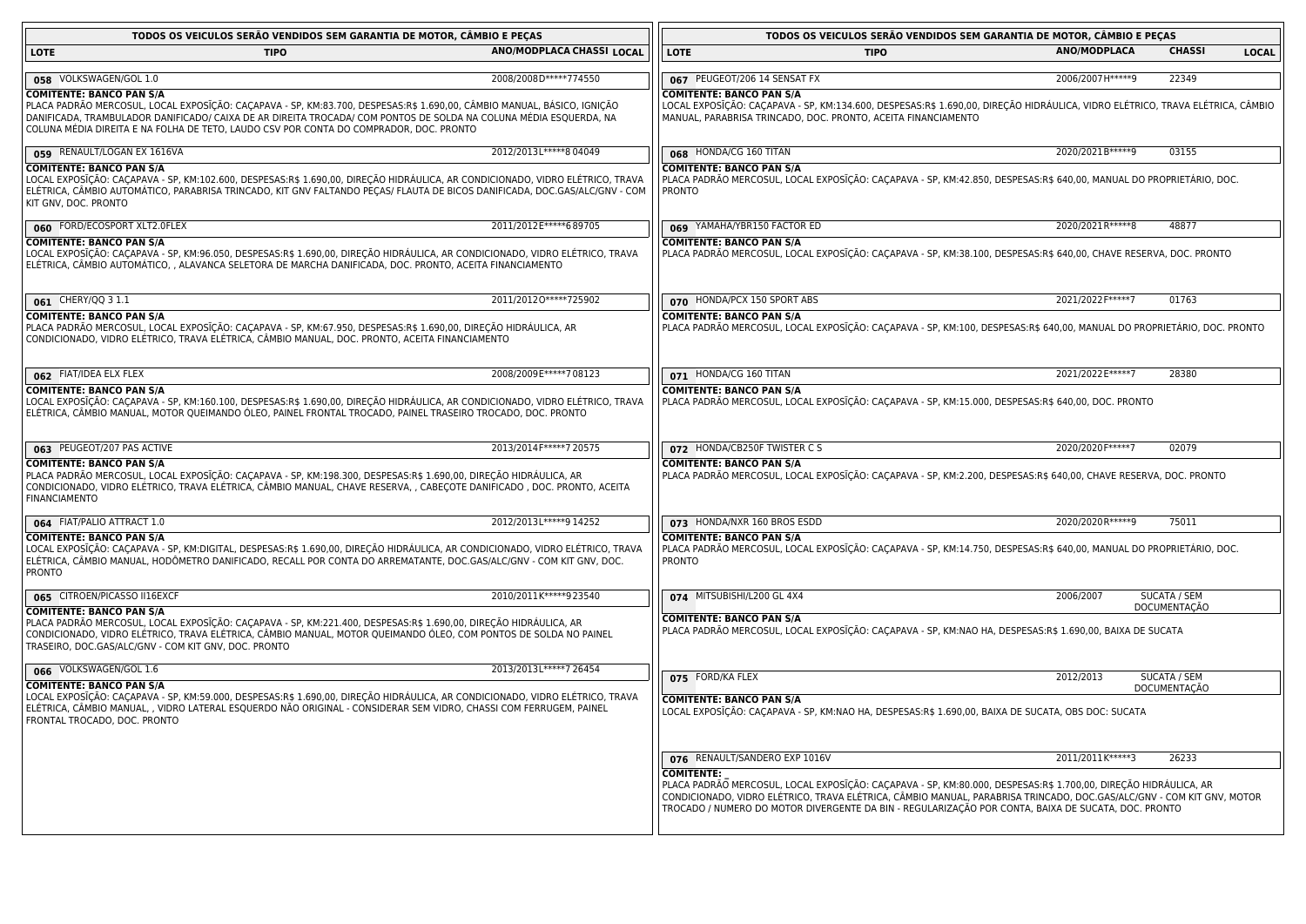**TODOS OS VEICULOS SERÃO VENDIDOS SEM GARANTIA DE MOTOR, CÂMBIO E PEÇAS**

| LOTE | TIPO | ANO/MODPLACA | CHASSI | LOCAL |
|---|---|---|---|---|

**058** VOLKSWAGEN/GOL 1.0 — 2008/2008 D*****774550

**COMITENTE: BANCO PAN S/A**
PLACA PADRÃO MERCOSUL, LOCAL EXPOSIÇÃO: CAÇAPAVA - SP, KM:83.700, DESPESAS:R$ 1.690,00, CÂMBIO MANUAL, BÁSICO, IGNIÇÃO DANIFICADA, TRAMBULADOR DANIFICADO/ CAIXA DE AR DIREITA TROCADA/ COM PONTOS DE SOLDA NA COLUNA MÉDIA ESQUERDA, NA COLUNA MÉDIA DIREITA E NA FOLHA DE TETO, LAUDO CSV POR CONTA DO COMPRADOR, DOC. PRONTO

**059** RENAULT/LOGAN EX 1616VA — 2012/2013 L*****8 04049

**COMITENTE: BANCO PAN S/A**
LOCAL EXPOSIÇÃO: CAÇAPAVA - SP, KM:102.600, DESPESAS:R$ 1.690,00, DIREÇÃO HIDRÁULICA, AR CONDICIONADO, VIDRO ELÉTRICO, TRAVA ELÉTRICA, CÂMBIO AUTOMÁTICO, PARABRISA TRINCADO, KIT GNV FALTANDO PEÇAS/ FLAUTA DE BICOS DANIFICADA, DOC.GAS/ALC/GNV - COM KIT GNV, DOC. PRONTO

**060** FORD/ECOSPORT XLT2.0FLEX — 2011/2012 E*****6 89705

**COMITENTE: BANCO PAN S/A**
LOCAL EXPOSIÇÃO: CAÇAPAVA - SP, KM:96.050, DESPESAS:R$ 1.690,00, DIREÇÃO HIDRÁULICA, AR CONDICIONADO, VIDRO ELÉTRICO, TRAVA ELÉTRICA, CÂMBIO AUTOMÁTICO, , ALAVANCA SELETORA DE MARCHA DANIFICADA, DOC. PRONTO, ACEITA FINANCIAMENTO

**061** CHERY/QQ 3 1.1 — 2011/2012 O*****725902

**COMITENTE: BANCO PAN S/A**
PLACA PADRÃO MERCOSUL, LOCAL EXPOSIÇÃO: CAÇAPAVA - SP, KM:67.950, DESPESAS:R$ 1.690,00, DIREÇÃO HIDRÁULICA, AR CONDICIONADO, VIDRO ELÉTRICO, TRAVA ELÉTRICA, CÂMBIO MANUAL, DOC. PRONTO, ACEITA FINANCIAMENTO

**062** FIAT/IDEA ELX FLEX — 2008/2009 E*****7 08123

**COMITENTE: BANCO PAN S/A**
LOCAL EXPOSIÇÃO: CAÇAPAVA - SP, KM:160.100, DESPESAS:R$ 1.690,00, DIREÇÃO HIDRÁULICA, AR CONDICIONADO, VIDRO ELÉTRICO, TRAVA ELÉTRICA, CÂMBIO MANUAL, MOTOR QUEIMANDO ÓLEO, PAINEL FRONTAL TROCADO, PAINEL TRASEIRO TROCADO, DOC. PRONTO

**063** PEUGEOT/207 PAS ACTIVE — 2013/2014 F*****7 20575

**COMITENTE: BANCO PAN S/A**
PLACA PADRÃO MERCOSUL, LOCAL EXPOSIÇÃO: CAÇAPAVA - SP, KM:198.300, DESPESAS:R$ 1.690,00, DIREÇÃO HIDRÁULICA, AR CONDICIONADO, VIDRO ELÉTRICO, TRAVA ELÉTRICA, CÂMBIO MANUAL, CHAVE RESERVA, , CABEÇOTE DANIFICADO , DOC. PRONTO, ACEITA FINANCIAMENTO

**064** FIAT/PALIO ATTRACT 1.0 — 2012/2013 L*****9 14252

**COMITENTE: BANCO PAN S/A**
LOCAL EXPOSIÇÃO: CAÇAPAVA - SP, KM:DIGITAL, DESPESAS:R$ 1.690,00, DIREÇÃO HIDRÁULICA, AR CONDICIONADO, VIDRO ELÉTRICO, TRAVA ELÉTRICA, CÂMBIO MANUAL, HODÔMETRO DANIFICADO, RECALL POR CONTA DO ARREMATANTE, DOC.GAS/ALC/GNV - COM KIT GNV, DOC. PRONTO

**065** CITROEN/PICASSO II16EXCF — 2010/2011 K*****9 23540

**COMITENTE: BANCO PAN S/A**
PLACA PADRÃO MERCOSUL, LOCAL EXPOSIÇÃO: CAÇAPAVA - SP, KM:221.400, DESPESAS:R$ 1.690,00, DIREÇÃO HIDRÁULICA, AR CONDICIONADO, VIDRO ELÉTRICO, TRAVA ELÉTRICA, CÂMBIO MANUAL, MOTOR QUEIMANDO ÓLEO, COM PONTOS DE SOLDA NO PAINEL TRASEIRO, DOC.GAS/ALC/GNV - COM KIT GNV, DOC. PRONTO

**066** VOLKSWAGEN/GOL 1.6 — 2013/2013 L*****7 26454

**COMITENTE: BANCO PAN S/A**
LOCAL EXPOSIÇÃO: CAÇAPAVA - SP, KM:59.000, DESPESAS:R$ 1.690,00, DIREÇÃO HIDRÁULICA, AR CONDICIONADO, VIDRO ELÉTRICO, TRAVA ELÉTRICA, CÂMBIO MANUAL, , VIDRO LATERAL ESQUERDO NÃO ORIGINAL - CONSIDERAR SEM VIDRO, CHASSI COM FERRUGEM, PAINEL FRONTAL TROCADO, DOC. PRONTO

**067** PEUGEOT/206 14 SENSAT FX — 2006/2007 H*****9 — 22349

**COMITENTE: BANCO PAN S/A**
LOCAL EXPOSIÇÃO: CAÇAPAVA - SP, KM:134.600, DESPESAS:R$ 1.690,00, DIREÇÃO HIDRÁULICA, VIDRO ELÉTRICO, TRAVA ELÉTRICA, CÂMBIO MANUAL, PARABRISA TRINCADO, DOC. PRONTO, ACEITA FINANCIAMENTO

**068** HONDA/CG 160 TITAN — 2020/2021 B*****9 — 03155

**COMITENTE: BANCO PAN S/A**
PLACA PADRÃO MERCOSUL, LOCAL EXPOSIÇÃO: CAÇAPAVA - SP, KM:42.850, DESPESAS:R$ 640,00, MANUAL DO PROPRIETÁRIO, DOC. PRONTO

**069** YAMAHA/YBR150 FACTOR ED — 2020/2021 R*****8 — 48877

**COMITENTE: BANCO PAN S/A**
PLACA PADRÃO MERCOSUL, LOCAL EXPOSIÇÃO: CAÇAPAVA - SP, KM:38.100, DESPESAS:R$ 640,00, CHAVE RESERVA, DOC. PRONTO

**070** HONDA/PCX 150 SPORT ABS — 2021/2022 F*****7 — 01763

**COMITENTE: BANCO PAN S/A**
PLACA PADRÃO MERCOSUL, LOCAL EXPOSIÇÃO: CAÇAPAVA - SP, KM:100, DESPESAS:R$ 640,00, MANUAL DO PROPRIETÁRIO, DOC. PRONTO

**071** HONDA/CG 160 TITAN — 2021/2022 E*****7 — 28380

**COMITENTE: BANCO PAN S/A**
PLACA PADRÃO MERCOSUL, LOCAL EXPOSIÇÃO: CAÇAPAVA - SP, KM:15.000, DESPESAS:R$ 640,00, DOC. PRONTO

**072** HONDA/CB250F TWISTER C S — 2020/2020 F*****7 — 02079

**COMITENTE: BANCO PAN S/A**
PLACA PADRÃO MERCOSUL, LOCAL EXPOSIÇÃO: CAÇAPAVA - SP, KM:2.200, DESPESAS:R$ 640,00, CHAVE RESERVA, DOC. PRONTO

**073** HONDA/NXR 160 BROS ESDD — 2020/2020 R*****9 — 75011

**COMITENTE: BANCO PAN S/A**
PLACA PADRÃO MERCOSUL, LOCAL EXPOSIÇÃO: CAÇAPAVA - SP, KM:14.750, DESPESAS:R$ 640,00, MANUAL DO PROPRIETÁRIO, DOC. PRONTO

**074** MITSUBISHI/L200 GL 4X4 — 2006/2007 — SUCATA / SEM DOCUMENTAÇÃO

**COMITENTE: BANCO PAN S/A**
PLACA PADRÃO MERCOSUL, LOCAL EXPOSIÇÃO: CAÇAPAVA - SP, KM:NAO HA, DESPESAS:R$ 1.690,00, BAIXA DE SUCATA

**075** FORD/KA FLEX — 2012/2013 — SUCATA / SEM DOCUMENTAÇÃO

**COMITENTE: BANCO PAN S/A**
LOCAL EXPOSIÇÃO: CAÇAPAVA - SP, KM:NAO HA, DESPESAS:R$ 1.690,00, BAIXA DE SUCATA, OBS DOC: SUCATA

**076** RENAULT/SANDERO EXP 1016V — 2011/2011 K*****3 — 26233

**COMITENTE: _**
PLACA PADRÃO MERCOSUL, LOCAL EXPOSIÇÃO: CAÇAPAVA - SP, KM:80.000, DESPESAS:R$ 1.700,00, DIREÇÃO HIDRÁULICA, AR CONDICIONADO, VIDRO ELÉTRICO, TRAVA ELÉTRICA, CÂMBIO MANUAL, PARABRISA TRINCADO, DOC.GAS/ALC/GNV - COM KIT GNV, MOTOR TROCADO / NUMERO DO MOTOR DIVERGENTE DA BIN - REGULARIZAÇÃO POR CONTA, BAIXA DE SUCATA, DOC. PRONTO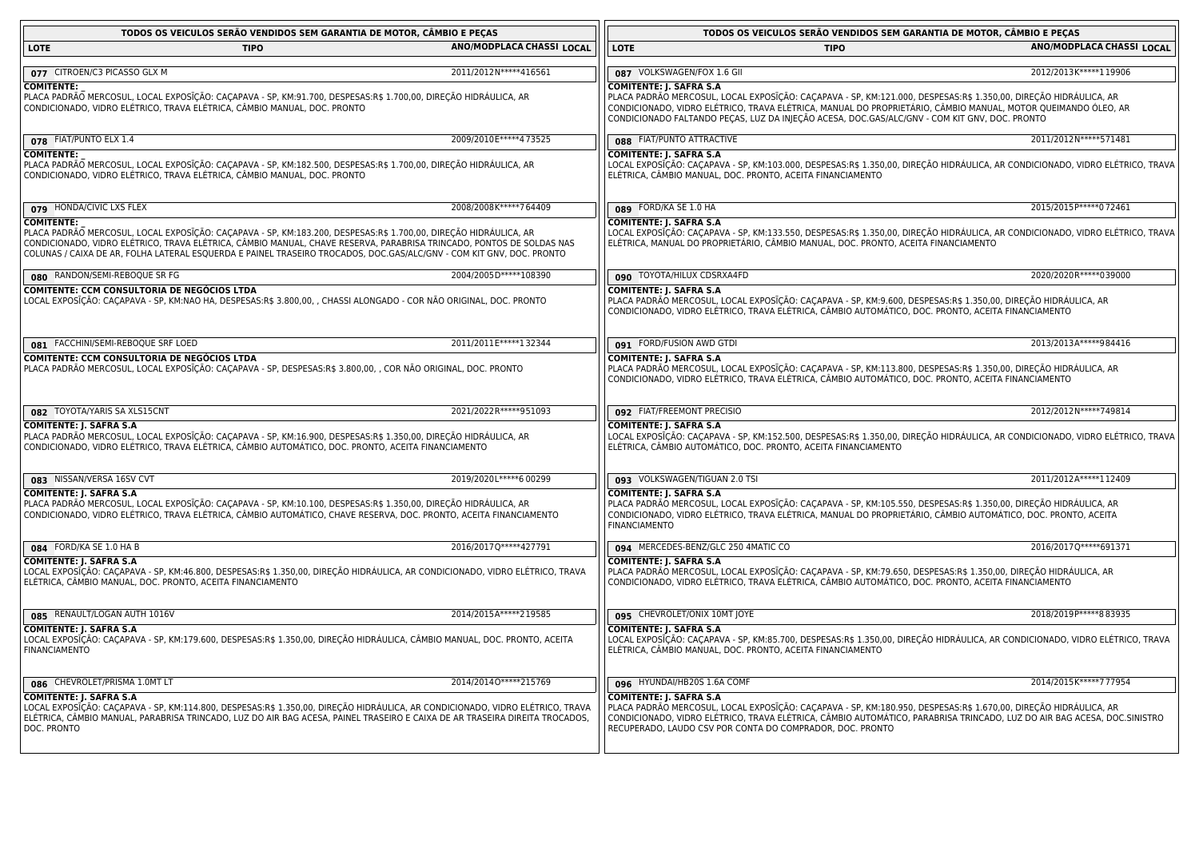## TODOS OS VEICULOS SERÃO VENDIDOS SEM GARANTIA DE MOTOR, CÂMBIO E PEÇAS

| LOTE | TIPO | ANO/MOD | PLACA | CHASSI | LOCAL |
|---|---|---|---|---|---|
| 077 | CITROEN/C3 PICASSO GLX M | 2011/2012 | | N*****416561 | |

**COMITENTE:** _
PLACA PADRÃO MERCOSUL, LOCAL EXPOSIÇÃO: CAÇAPAVA - SP, KM:91.700, DESPESAS:R$ 1.700,00, DIREÇÃO HIDRÁULICA, AR CONDICIONADO, VIDRO ELÉTRICO, TRAVA ELÉTRICA, CÂMBIO MANUAL, DOC. PRONTO

| LOTE | TIPO | ANO/MOD | PLACA | CHASSI | LOCAL |
|---|---|---|---|---|---|
| 078 | FIAT/PUNTO ELX 1.4 | 2009/2010 | | E*****473525 | |

**COMITENTE:** _
PLACA PADRÃO MERCOSUL, LOCAL EXPOSIÇÃO: CAÇAPAVA - SP, KM:182.500, DESPESAS:R$ 1.700,00, DIREÇÃO HIDRÁULICA, AR CONDICIONADO, VIDRO ELÉTRICO, TRAVA ELÉTRICA, CÂMBIO MANUAL, DOC. PRONTO

| LOTE | TIPO | ANO/MOD | PLACA | CHASSI | LOCAL |
|---|---|---|---|---|---|
| 079 | HONDA/CIVIC LXS FLEX | 2008/2008 | | K*****764409 | |

**COMITENTE:** _
PLACA PADRÃO MERCOSUL, LOCAL EXPOSIÇÃO: CAÇAPAVA - SP, KM:183.200, DESPESAS:R$ 1.700,00, DIREÇÃO HIDRÁULICA, AR CONDICIONADO, VIDRO ELÉTRICO, TRAVA ELÉTRICA, CÂMBIO MANUAL, CHAVE RESERVA, PARABRISA TRINCADO, PONTOS DE SOLDAS NAS COLUNAS / CAIXA DE AR, FOLHA LATERAL ESQUERDA E PAINEL TRASEIRO TROCADOS, DOC.GAS/ALC/GNV - COM KIT GNV, DOC. PRONTO

| LOTE | TIPO | ANO/MOD | PLACA | CHASSI | LOCAL |
|---|---|---|---|---|---|
| 080 | RANDON/SEMI-REBOQUE SR FG | 2004/2005 | | D*****108390 | |

**COMITENTE: CCM CONSULTORIA DE NEGÓCIOS LTDA**
LOCAL EXPOSIÇÃO: CAÇAPAVA - SP, KM:NAO HA, DESPESAS:R$ 3.800,00, , CHASSI ALONGADO - COR NÃO ORIGINAL, DOC. PRONTO

| LOTE | TIPO | ANO/MOD | PLACA | CHASSI | LOCAL |
|---|---|---|---|---|---|
| 081 | FACCHINI/SEMI-REBOQUE SRF LOED | 2011/2011 | | E*****132344 | |

**COMITENTE: CCM CONSULTORIA DE NEGÓCIOS LTDA**
PLACA PADRÃO MERCOSUL, LOCAL EXPOSIÇÃO: CAÇAPAVA - SP, DESPESAS:R$ 3.800,00, , COR NÃO ORIGINAL, DOC. PRONTO

| LOTE | TIPO | ANO/MOD | PLACA | CHASSI | LOCAL |
|---|---|---|---|---|---|
| 082 | TOYOTA/YARIS SA XLS15CNT | 2021/2022 | | R*****951093 | |

**COMITENTE: J. SAFRA S.A**
PLACA PADRÃO MERCOSUL, LOCAL EXPOSIÇÃO: CAÇAPAVA - SP, KM:16.900, DESPESAS:R$ 1.350,00, DIREÇÃO HIDRÁULICA, AR CONDICIONADO, VIDRO ELÉTRICO, TRAVA ELÉTRICA, CÂMBIO AUTOMÁTICO, DOC. PRONTO, ACEITA FINANCIAMENTO

| LOTE | TIPO | ANO/MOD | PLACA | CHASSI | LOCAL |
|---|---|---|---|---|---|
| 083 | NISSAN/VERSA 16SV CVT | 2019/2020 | | L*****600299 | |

**COMITENTE: J. SAFRA S.A**
PLACA PADRÃO MERCOSUL, LOCAL EXPOSIÇÃO: CAÇAPAVA - SP, KM:10.100, DESPESAS:R$ 1.350,00, DIREÇÃO HIDRÁULICA, AR CONDICIONADO, VIDRO ELÉTRICO, TRAVA ELÉTRICA, CÂMBIO AUTOMÁTICO, CHAVE RESERVA, DOC. PRONTO, ACEITA FINANCIAMENTO

| LOTE | TIPO | ANO/MOD | PLACA | CHASSI | LOCAL |
|---|---|---|---|---|---|
| 084 | FORD/KA SE 1.0 HA B | 2016/2017 | | Q*****427791 | |

**COMITENTE: J. SAFRA S.A**
LOCAL EXPOSIÇÃO: CAÇAPAVA - SP, KM:46.800, DESPESAS:R$ 1.350,00, DIREÇÃO HIDRÁULICA, AR CONDICIONADO, VIDRO ELÉTRICO, TRAVA ELÉTRICA, CÂMBIO MANUAL, DOC. PRONTO, ACEITA FINANCIAMENTO

| LOTE | TIPO | ANO/MOD | PLACA | CHASSI | LOCAL |
|---|---|---|---|---|---|
| 085 | RENAULT/LOGAN AUTH 1016V | 2014/2015 | | A*****219585 | |

**COMITENTE: J. SAFRA S.A**
LOCAL EXPOSIÇÃO: CAÇAPAVA - SP, KM:179.600, DESPESAS:R$ 1.350,00, DIREÇÃO HIDRÁULICA, CÂMBIO MANUAL, DOC. PRONTO, ACEITA FINANCIAMENTO

| LOTE | TIPO | ANO/MOD | PLACA | CHASSI | LOCAL |
|---|---|---|---|---|---|
| 086 | CHEVROLET/PRISMA 1.0MT LT | 2014/2014 | | O*****215769 | |

**COMITENTE: J. SAFRA S.A**
LOCAL EXPOSIÇÃO: CAÇAPAVA - SP, KM:114.800, DESPESAS:R$ 1.350,00, DIREÇÃO HIDRÁULICA, AR CONDICIONADO, VIDRO ELÉTRICO, TRAVA ELÉTRICA, CÂMBIO MANUAL, PARABRISA TRINCADO, LUZ DO AIR BAG ACESA, PAINEL TRASEIRO E CAIXA DE AR TRASEIRA DIREITA TROCADOS, DOC. PRONTO

| LOTE | TIPO | ANO/MOD | PLACA | CHASSI | LOCAL |
|---|---|---|---|---|---|
| 087 | VOLKSWAGEN/FOX 1.6 GII | 2012/2013 | | K*****119906 | |

**COMITENTE: J. SAFRA S.A**
PLACA PADRÃO MERCOSUL, LOCAL EXPOSIÇÃO: CAÇAPAVA - SP, KM:121.000, DESPESAS:R$ 1.350,00, DIREÇÃO HIDRÁULICA, AR CONDICIONADO, VIDRO ELÉTRICO, TRAVA ELÉTRICA, MANUAL DO PROPRIETÁRIO, CÂMBIO MANUAL, MOTOR QUEIMANDO ÓLEO, AR CONDICIONADO FALTANDO PEÇAS, LUZ DA INJEÇÃO ACESA, DOC.GAS/ALC/GNV - COM KIT GNV, DOC. PRONTO

| LOTE | TIPO | ANO/MOD | PLACA | CHASSI | LOCAL |
|---|---|---|---|---|---|
| 088 | FIAT/PUNTO ATTRACTIVE | 2011/2012 | | N*****571481 | |

**COMITENTE: J. SAFRA S.A**
LOCAL EXPOSIÇÃO: CAÇAPAVA - SP, KM:103.000, DESPESAS:R$ 1.350,00, DIREÇÃO HIDRÁULICA, AR CONDICIONADO, VIDRO ELÉTRICO, TRAVA ELÉTRICA, CÂMBIO MANUAL, DOC. PRONTO, ACEITA FINANCIAMENTO

| LOTE | TIPO | ANO/MOD | PLACA | CHASSI | LOCAL |
|---|---|---|---|---|---|
| 089 | FORD/KA SE 1.0 HA | 2015/2015 | | P*****072461 | |

**COMITENTE: J. SAFRA S.A**
LOCAL EXPOSIÇÃO: CAÇAPAVA - SP, KM:133.550, DESPESAS:R$ 1.350,00, DIREÇÃO HIDRÁULICA, AR CONDICIONADO, VIDRO ELÉTRICO, TRAVA ELÉTRICA, MANUAL DO PROPRIETÁRIO, CÂMBIO MANUAL, DOC. PRONTO, ACEITA FINANCIAMENTO

| LOTE | TIPO | ANO/MOD | PLACA | CHASSI | LOCAL |
|---|---|---|---|---|---|
| 090 | TOYOTA/HILUX CDSRXA4FD | 2020/2020 | | R*****039000 | |

**COMITENTE: J. SAFRA S.A**
PLACA PADRÃO MERCOSUL, LOCAL EXPOSIÇÃO: CAÇAPAVA - SP, KM:9.600, DESPESAS:R$ 1.350,00, DIREÇÃO HIDRÁULICA, AR CONDICIONADO, VIDRO ELÉTRICO, TRAVA ELÉTRICA, CÂMBIO AUTOMÁTICO, DOC. PRONTO, ACEITA FINANCIAMENTO

| LOTE | TIPO | ANO/MOD | PLACA | CHASSI | LOCAL |
|---|---|---|---|---|---|
| 091 | FORD/FUSION AWD GTDI | 2013/2013 | | A*****984416 | |

**COMITENTE: J. SAFRA S.A**
PLACA PADRÃO MERCOSUL, LOCAL EXPOSIÇÃO: CAÇAPAVA - SP, KM:113.800, DESPESAS:R$ 1.350,00, DIREÇÃO HIDRÁULICA, AR CONDICIONADO, VIDRO ELÉTRICO, TRAVA ELÉTRICA, CÂMBIO AUTOMÁTICO, DOC. PRONTO, ACEITA FINANCIAMENTO

| LOTE | TIPO | ANO/MOD | PLACA | CHASSI | LOCAL |
|---|---|---|---|---|---|
| 092 | FIAT/FREEMONT PRECISIO | 2012/2012 | | N*****749814 | |

**COMITENTE: J. SAFRA S.A**
LOCAL EXPOSIÇÃO: CAÇAPAVA - SP, KM:152.500, DESPESAS:R$ 1.350,00, DIREÇÃO HIDRÁULICA, AR CONDICIONADO, VIDRO ELÉTRICO, TRAVA ELÉTRICA, CÂMBIO AUTOMÁTICO, DOC. PRONTO, ACEITA FINANCIAMENTO

| LOTE | TIPO | ANO/MOD | PLACA | CHASSI | LOCAL |
|---|---|---|---|---|---|
| 093 | VOLKSWAGEN/TIGUAN 2.0 TSI | 2011/2012 | | A*****112409 | |

**COMITENTE: J. SAFRA S.A**
PLACA PADRÃO MERCOSUL, LOCAL EXPOSIÇÃO: CAÇAPAVA - SP, KM:105.550, DESPESAS:R$ 1.350,00, DIREÇÃO HIDRÁULICA, AR CONDICIONADO, VIDRO ELÉTRICO, TRAVA ELÉTRICA, MANUAL DO PROPRIETÁRIO, CÂMBIO AUTOMÁTICO, DOC. PRONTO, ACEITA FINANCIAMENTO

| LOTE | TIPO | ANO/MOD | PLACA | CHASSI | LOCAL |
|---|---|---|---|---|---|
| 094 | MERCEDES-BENZ/GLC 250 4MATIC CO | 2016/2017 | | Q*****691371 | |

**COMITENTE: J. SAFRA S.A**
PLACA PADRÃO MERCOSUL, LOCAL EXPOSIÇÃO: CAÇAPAVA - SP, KM:79.650, DESPESAS:R$ 1.350,00, DIREÇÃO HIDRÁULICA, AR CONDICIONADO, VIDRO ELÉTRICO, TRAVA ELÉTRICA, CÂMBIO AUTOMÁTICO, DOC. PRONTO, ACEITA FINANCIAMENTO

| LOTE | TIPO | ANO/MOD | PLACA | CHASSI | LOCAL |
|---|---|---|---|---|---|
| 095 | CHEVROLET/ONIX 10MT JOYE | 2018/2019 | | P*****883935 | |

**COMITENTE: J. SAFRA S.A**
LOCAL EXPOSIÇÃO: CAÇAPAVA - SP, KM:85.700, DESPESAS:R$ 1.350,00, DIREÇÃO HIDRÁULICA, AR CONDICIONADO, VIDRO ELÉTRICO, TRAVA ELÉTRICA, CÂMBIO MANUAL, DOC. PRONTO, ACEITA FINANCIAMENTO

| LOTE | TIPO | ANO/MOD | PLACA | CHASSI | LOCAL |
|---|---|---|---|---|---|
| 096 | HYUNDAI/HB20S 1.6A COMF | 2014/2015 | | K*****777954 | |

**COMITENTE: J. SAFRA S.A**
PLACA PADRÃO MERCOSUL, LOCAL EXPOSIÇÃO: CAÇAPAVA - SP, KM:180.950, DESPESAS:R$ 1.670,00, DIREÇÃO HIDRÁULICA, AR CONDICIONADO, VIDRO ELÉTRICO, TRAVA ELÉTRICA, CÂMBIO AUTOMÁTICO, PARABRISA TRINCADO, LUZ DO AIR BAG ACESA, DOC.SINISTRO RECUPERADO, LAUDO CSV POR CONTA DO COMPRADOR, DOC. PRONTO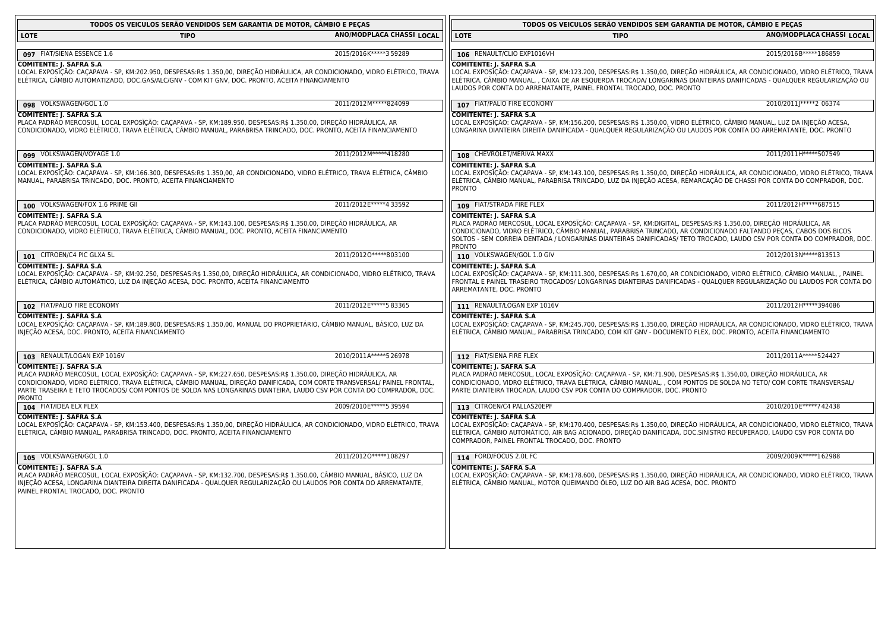## TODOS OS VEICULOS SERÃO VENDIDOS SEM GARANTIA DE MOTOR, CÂMBIO E PEÇAS

| LOTE | TIPO | ANO/MOD | PLACA | CHASSI | LOCAL |
|---|---|---|---|---|---|

**097** FIAT/SIENA ESSENCE 1.6 — 2015/2016 K*****3 59289

**COMITENTE: J. SAFRA S.A**
LOCAL EXPOSIÇÃO: CAÇAPAVA - SP, KM:202.950, DESPESAS:R$ 1.350,00, DIREÇÃO HIDRÁULICA, AR CONDICIONADO, VIDRO ELÉTRICO, TRAVA ELÉTRICA, CÂMBIO AUTOMATIZADO, DOC.GAS/ALC/GNV - COM KIT GNV, DOC. PRONTO, ACEITA FINANCIAMENTO

**098** VOLKSWAGEN/GOL 1.0 — 2011/2012 M*****824099

**COMITENTE: J. SAFRA S.A**
PLACA PADRÃO MERCOSUL, LOCAL EXPOSIÇÃO: CAÇAPAVA - SP, KM:189.950, DESPESAS:R$ 1.350,00, DIREÇÃO HIDRÁULICA, AR CONDICIONADO, VIDRO ELÉTRICO, TRAVA ELÉTRICA, CÂMBIO MANUAL, PARABRISA TRINCADO, DOC. PRONTO, ACEITA FINANCIAMENTO

**099** VOLKSWAGEN/VOYAGE 1.0 — 2011/2012 M*****418280

**COMITENTE: J. SAFRA S.A**
LOCAL EXPOSIÇÃO: CAÇAPAVA - SP, KM:166.300, DESPESAS:R$ 1.350,00, AR CONDICIONADO, VIDRO ELÉTRICO, TRAVA ELÉTRICA, CÂMBIO MANUAL, PARABRISA TRINCADO, DOC. PRONTO, ACEITA FINANCIAMENTO

**100** VOLKSWAGEN/FOX 1.6 PRIME GII — 2011/2012 E*****4 33592

**COMITENTE: J. SAFRA S.A**
PLACA PADRÃO MERCOSUL, LOCAL EXPOSIÇÃO: CAÇAPAVA - SP, KM:143.100, DESPESAS:R$ 1.350,00, DIREÇÃO HIDRÁULICA, AR CONDICIONADO, VIDRO ELÉTRICO, TRAVA ELÉTRICA, CÂMBIO MANUAL, DOC. PRONTO, ACEITA FINANCIAMENTO

**101** CITROEN/C4 PIC GLXA 5L — 2011/2012 O*****803100

**COMITENTE: J. SAFRA S.A**
LOCAL EXPOSIÇÃO: CAÇAPAVA - SP, KM:92.250, DESPESAS:R$ 1.350,00, DIREÇÃO HIDRÁULICA, AR CONDICIONADO, VIDRO ELÉTRICO, TRAVA ELÉTRICA, CÂMBIO AUTOMÁTICO, LUZ DA INJEÇÃO ACESA, DOC. PRONTO, ACEITA FINANCIAMENTO

**102** FIAT/PALIO FIRE ECONOMY — 2011/2012 E*****5 83365

**COMITENTE: J. SAFRA S.A**
LOCAL EXPOSIÇÃO: CAÇAPAVA - SP, KM:189.800, DESPESAS:R$ 1.350,00, MANUAL DO PROPRIETÁRIO, CÂMBIO MANUAL, BÁSICO, LUZ DA INJEÇÃO ACESA, DOC. PRONTO, ACEITA FINANCIAMENTO

**103** RENAULT/LOGAN EXP 1016V — 2010/2011 A*****5 26978

**COMITENTE: J. SAFRA S.A**
PLACA PADRÃO MERCOSUL, LOCAL EXPOSIÇÃO: CAÇAPAVA - SP, KM:227.650, DESPESAS:R$ 1.350,00, DIREÇÃO HIDRÁULICA, AR CONDICIONADO, VIDRO ELÉTRICO, TRAVA ELÉTRICA, CÂMBIO MANUAL, DIREÇÃO DANIFICADA, COM CORTE TRANSVERSAL/ PAINEL FRONTAL, PARTE TRASEIRA E TETO TROCADOS/ COM PONTOS DE SOLDA NAS LONGARINAS DIANTEIRA, LAUDO CSV POR CONTA DO COMPRADOR, DOC. PRONTO

**104** FIAT/IDEA ELX FLEX — 2009/2010 E*****5 39594

**COMITENTE: J. SAFRA S.A**
LOCAL EXPOSIÇÃO: CAÇAPAVA - SP, KM:153.400, DESPESAS:R$ 1.350,00, DIREÇÃO HIDRÁULICA, AR CONDICIONADO, VIDRO ELÉTRICO, TRAVA ELÉTRICA, CÂMBIO MANUAL, PARABRISA TRINCADO, DOC. PRONTO, ACEITA FINANCIAMENTO

**105** VOLKSWAGEN/GOL 1.0 — 2011/2012 O*****108297

**COMITENTE: J. SAFRA S.A**
PLACA PADRÃO MERCOSUL, LOCAL EXPOSIÇÃO: CAÇAPAVA - SP, KM:132.700, DESPESAS:R$ 1.350,00, CÂMBIO MANUAL, BÁSICO, LUZ DA INJEÇÃO ACESA, LONGARINA DIANTEIRA DIREITA DANIFICADA - QUALQUER REGULARIZAÇÃO OU LAUDOS POR CONTA DO ARREMATANTE, PAINEL FRONTAL TROCADO, DOC. PRONTO

**106** RENAULT/CLIO EXP1016VH — 2015/2016 B*****186859

**COMITENTE: J. SAFRA S.A**
LOCAL EXPOSIÇÃO: CAÇAPAVA - SP, KM:123.200, DESPESAS:R$ 1.350,00, DIREÇÃO HIDRÁULICA, AR CONDICIONADO, VIDRO ELÉTRICO, TRAVA ELÉTRICA, CÂMBIO MANUAL, , CAIXA DE AR ESQUERDA TROCADA/ LONGARINAS DIANTEIRAS DANIFICADAS - QUALQUER REGULARIZAÇÃO OU LAUDOS POR CONTA DO ARREMATANTE, PAINEL FRONTAL TROCADO, DOC. PRONTO

**107** FIAT/PALIO FIRE ECONOMY — 2010/2011 J*****2 06374

**COMITENTE: J. SAFRA S.A**
LOCAL EXPOSIÇÃO: CAÇAPAVA - SP, KM:156.200, DESPESAS:R$ 1.350,00, VIDRO ELÉTRICO, CÂMBIO MANUAL, LUZ DA INJEÇÃO ACESA, LONGARINA DIANTEIRA DIREITA DANIFICADA - QUALQUER REGULARIZAÇÃO OU LAUDOS POR CONTA DO ARREMATANTE, DOC. PRONTO

**108** CHEVROLET/MERIVA MAXX — 2011/2011 H*****507549

**COMITENTE: J. SAFRA S.A**
LOCAL EXPOSIÇÃO: CAÇAPAVA - SP, KM:143.100, DESPESAS:R$ 1.350,00, DIREÇÃO HIDRÁULICA, AR CONDICIONADO, VIDRO ELÉTRICO, TRAVA ELÉTRICA, CÂMBIO MANUAL, PARABRISA TRINCADO, LUZ DA INJEÇÃO ACESA, REMARCAÇÃO DE CHASSI POR CONTA DO COMPRADOR, DOC. PRONTO

**109** FIAT/STRADA FIRE FLEX — 2011/2012 H*****687515

**COMITENTE: J. SAFRA S.A**
PLACA PADRÃO MERCOSUL, LOCAL EXPOSIÇÃO: CAÇAPAVA - SP, KM:DIGITAL, DESPESAS:R$ 1.350,00, DIREÇÃO HIDRÁULICA, AR CONDICIONADO, VIDRO ELÉTRICO, CÂMBIO MANUAL, PARABRISA TRINCADO, AR CONDICIONADO FALTANDO PEÇAS, CABOS DOS BICOS SOLTOS - SEM CORREIA DENTADA / LONGARINAS DIANTEIRAS DANIFICADAS/ TETO TROCADO, LAUDO CSV POR CONTA DO COMPRADOR, DOC. PRONTO

**110** VOLKSWAGEN/GOL 1.0 GIV — 2012/2013 N*****813513

**COMITENTE: J. SAFRA S.A**
LOCAL EXPOSIÇÃO: CAÇAPAVA - SP, KM:111.300, DESPESAS:R$ 1.670,00, AR CONDICIONADO, VIDRO ELÉTRICO, CÂMBIO MANUAL, , PAINEL FRONTAL E PAINEL TRASEIRO TROCADOS/ LONGARINAS DIANTEIRAS DANIFICADAS - QUALQUER REGULARIZAÇÃO OU LAUDOS POR CONTA DO ARREMATANTE, DOC. PRONTO

**111** RENAULT/LOGAN EXP 1016V — 2011/2012 H*****394086

**COMITENTE: J. SAFRA S.A**
LOCAL EXPOSIÇÃO: CAÇAPAVA - SP, KM:245.700, DESPESAS:R$ 1.350,00, DIREÇÃO HIDRÁULICA, AR CONDICIONADO, VIDRO ELÉTRICO, TRAVA ELÉTRICA, CÂMBIO MANUAL, PARABRISA TRINCADO, COM KIT GNV - DOCUMENTO FLEX, DOC. PRONTO, ACEITA FINANCIAMENTO

**112** FIAT/SIENA FIRE FLEX — 2011/2011 A*****524427

**COMITENTE: J. SAFRA S.A**
PLACA PADRÃO MERCOSUL, LOCAL EXPOSIÇÃO: CAÇAPAVA - SP, KM:71.900, DESPESAS:R$ 1.350,00, DIREÇÃO HIDRÁULICA, AR CONDICIONADO, VIDRO ELÉTRICO, TRAVA ELÉTRICA, CÂMBIO MANUAL, , COM PONTOS DE SOLDA NO TETO/ COM CORTE TRANSVERSAL/ PARTE DIANTEIRA TROCADA, LAUDO CSV POR CONTA DO COMPRADOR, DOC. PRONTO

**113** CITROEN/C4 PALLAS20EPF — 2010/2010 E*****742438

**COMITENTE: J. SAFRA S.A**
LOCAL EXPOSIÇÃO: CAÇAPAVA - SP, KM:170.400, DESPESAS:R$ 1.350,00, DIREÇÃO HIDRÁULICA, AR CONDICIONADO, VIDRO ELÉTRICO, TRAVA ELÉTRICA, CÂMBIO AUTOMÁTICO, AIR BAG ACIONADO, DIREÇÃO DANIFICADA, DOC.SINISTRO RECUPERADO, LAUDO CSV POR CONTA DO COMPRADOR, PAINEL FRONTAL TROCADO, DOC. PRONTO

**114** FORD/FOCUS 2.0L FC — 2009/2009 K*****162988

**COMITENTE: J. SAFRA S.A**
LOCAL EXPOSIÇÃO: CAÇAPAVA - SP, KM:178.600, DESPESAS:R$ 1.350,00, DIREÇÃO HIDRÁULICA, AR CONDICIONADO, VIDRO ELÉTRICO, TRAVA ELÉTRICA, CÂMBIO MANUAL, MOTOR QUEIMANDO ÓLEO, LUZ DO AIR BAG ACESA, DOC. PRONTO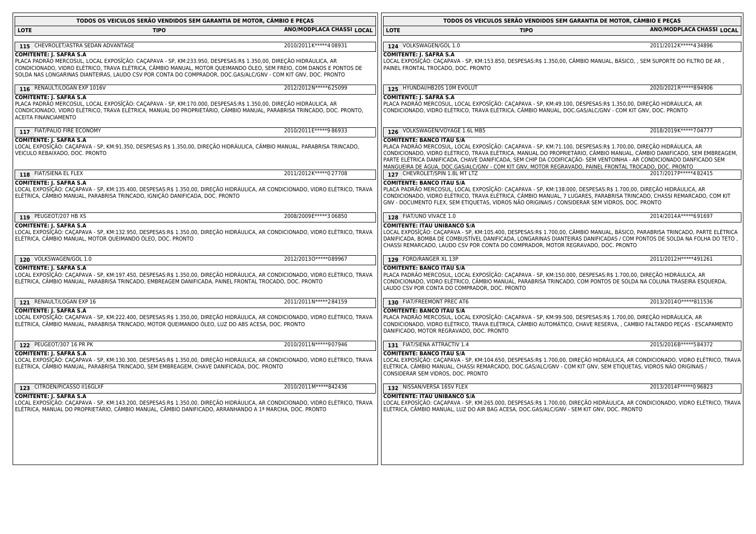## TODOS OS VEICULOS SERÃO VENDIDOS SEM GARANTIA DE MOTOR, CÂMBIO E PEÇAS

| LOTE | TIPO | ANO/MOD | PLACA | CHASSI | LOCAL |
|---|---|---|---|---|---|

**115** CHEVROLET/ASTRA SEDAN ADVANTAGE — 2010/2011 K*****4 08931

**COMITENTE: J. SAFRA S.A**
PLACA PADRÃO MERCOSUL, LOCAL EXPOSIÇÃO: CAÇAPAVA - SP, KM:233.950, DESPESAS:R$ 1.350,00, DIREÇÃO HIDRÁULICA, AR CONDICIONADO, VIDRO ELÉTRICO, TRAVA ELÉTRICA, CÂMBIO MANUAL, MOTOR QUEIMANDO ÓLEO, SEM FREIO, COM DANOS E PONTOS DE SOLDA NAS LONGARINAS DIANTEIRAS, LAUDO CSV POR CONTA DO COMPRADOR, DOC.GAS/ALC/GNV - COM KIT GNV, DOC. PRONTO

**116** RENAULT/LOGAN EXP 1016V — 2012/2012 N*****625099

**COMITENTE: J. SAFRA S.A**
PLACA PADRÃO MERCOSUL, LOCAL EXPOSIÇÃO: CAÇAPAVA - SP, KM:170.000, DESPESAS:R$ 1.350,00, DIREÇÃO HIDRÁULICA, AR CONDICIONADO, VIDRO ELÉTRICO, TRAVA ELÉTRICA, MANUAL DO PROPRIETÁRIO, CÂMBIO MANUAL, PARABRISA TRINCADO, DOC. PRONTO, ACEITA FINANCIAMENTO

**117** FIAT/PALIO FIRE ECONOMY — 2010/2011 E*****9 86933

**COMITENTE: J. SAFRA S.A**
LOCAL EXPOSIÇÃO: CAÇAPAVA - SP, KM:91.350, DESPESAS:R$ 1.350,00, DIREÇÃO HIDRÁULICA, CÂMBIO MANUAL, PARABRISA TRINCADO, VEICULO REBAIXADO, DOC. PRONTO

**118** FIAT/SIENA EL FLEX — 2011/2012 K*****0 27708

**COMITENTE: J. SAFRA S.A**
LOCAL EXPOSIÇÃO: CAÇAPAVA - SP, KM:135.400, DESPESAS:R$ 1.350,00, DIREÇÃO HIDRÁULICA, AR CONDICIONADO, VIDRO ELÉTRICO, TRAVA ELÉTRICA, CÂMBIO MANUAL, PARABRISA TRINCADO, IGNIÇÃO DANIFICADA, DOC. PRONTO

**119** PEUGEOT/207 HB XS — 2008/2009 E*****3 06850

**COMITENTE: J. SAFRA S.A**
LOCAL EXPOSIÇÃO: CAÇAPAVA - SP, KM:132.950, DESPESAS:R$ 1.350,00, DIREÇÃO HIDRÁULICA, AR CONDICIONADO, VIDRO ELÉTRICO, TRAVA ELÉTRICA, CÂMBIO MANUAL, MOTOR QUEIMANDO ÓLEO, DOC. PRONTO

**120** VOLKSWAGEN/GOL 1.0 — 2012/2013 O*****089967

**COMITENTE: J. SAFRA S.A**
LOCAL EXPOSIÇÃO: CAÇAPAVA - SP, KM:197.450, DESPESAS:R$ 1.350,00, DIREÇÃO HIDRÁULICA, AR CONDICIONADO, VIDRO ELÉTRICO, TRAVA ELÉTRICA, CÂMBIO MANUAL, PARABRISA TRINCADO, EMBREAGEM DANIFICADA, PAINEL FRONTAL TROCADO, DOC. PRONTO

**121** RENAULT/LOGAN EXP 16 — 2011/2011 N*****2 84159

**COMITENTE: J. SAFRA S.A**
LOCAL EXPOSIÇÃO: CAÇAPAVA - SP, KM:222.400, DESPESAS:R$ 1.350,00, DIREÇÃO HIDRÁULICA, AR CONDICIONADO, VIDRO ELÉTRICO, TRAVA ELÉTRICA, CÂMBIO MANUAL, PARABRISA TRINCADO, MOTOR QUEIMANDO ÓLEO, LUZ DO ABS ACESA, DOC. PRONTO

**122** PEUGEOT/307 16 PR PK — 2010/2011 N*****907946

**COMITENTE: J. SAFRA S.A**
LOCAL EXPOSIÇÃO: CAÇAPAVA - SP, KM:130.300, DESPESAS:R$ 1.350,00, DIREÇÃO HIDRÁULICA, AR CONDICIONADO, VIDRO ELÉTRICO, TRAVA ELÉTRICA, CÂMBIO MANUAL, PARABRISA TRINCADO, SEM EMBREAGEM, CHAVE DANIFICADA, DOC. PRONTO

**123** CITROEN/PICASSO II16GLXF — 2010/2011 M*****842436

**COMITENTE: J. SAFRA S.A**
LOCAL EXPOSIÇÃO: CAÇAPAVA - SP, KM:143.200, DESPESAS:R$ 1.350,00, DIREÇÃO HIDRÁULICA, AR CONDICIONADO, VIDRO ELÉTRICO, TRAVA ELÉTRICA, MANUAL DO PROPRIETÁRIO, CÂMBIO MANUAL, CÂMBIO DANIFICADO, ARRANHANDO A 1ª MARCHA, DOC. PRONTO

**124** VOLKSWAGEN/GOL 1.0 — 2011/2012 K*****4 34896

**COMITENTE: J. SAFRA S.A**
LOCAL EXPOSIÇÃO: CAÇAPAVA - SP, KM:153.850, DESPESAS:R$ 1.350,00, CÂMBIO MANUAL, BÁSICO, , SEM SUPORTE DO FILTRO DE AR , PAINEL FRONTAL TROCADO, DOC. PRONTO

**125** HYUNDAI/HB20S 10M EVOLUT — 2020/2021 R*****894906

**COMITENTE: J. SAFRA S.A**
PLACA PADRÃO MERCOSUL, LOCAL EXPOSIÇÃO: CAÇAPAVA - SP, KM:49.100, DESPESAS:R$ 1.350,00, DIREÇÃO HIDRÁULICA, AR CONDICIONADO, VIDRO ELÉTRICO, TRAVA ELÉTRICA, CÂMBIO MANUAL, DOC.GAS/ALC/GNV - COM KIT GNV, DOC. PRONTO

**126** VOLKSWAGEN/VOYAGE 1.6L MB5 — 2018/2019 K*****7 04777

**COMITENTE: BANCO ITAU S/A**
PLACA PADRÃO MERCOSUL, LOCAL EXPOSIÇÃO: CAÇAPAVA - SP, KM:71.100, DESPESAS:R$ 1.700,00, DIREÇÃO HIDRÁULICA, AR CONDICIONADO, VIDRO ELÉTRICO, TRAVA ELÉTRICA, MANUAL DO PROPRIETÁRIO, CÂMBIO MANUAL, CÂMBIO DANIFICADO, SEM EMBREAGEM, PARTE ELÉTRICA DANIFICADA, CHAVE DANIFICADA, SEM CHIP DA CODIFICAÇÃO- SEM VENTOINHA - AR CONDICIONADO DANFICADO SEM MANGUEIRA DE ÁGUA, DOC.GAS/ALC/GNV - COM KIT GNV, MOTOR REGRAVADO, PAINEL FRONTAL TROCADO, DOC. PRONTO

**127** CHEVROLET/SPIN 1.8L MT LTZ — 2017/2017 P*****4 82415

**COMITENTE: BANCO ITAU S/A**
PLACA PADRÃO MERCOSUL, LOCAL EXPOSIÇÃO: CAÇAPAVA - SP, KM:138.000, DESPESAS:R$ 1.700,00, DIREÇÃO HIDRÁULICA, AR CONDICIONADO, VIDRO ELÉTRICO, TRAVA ELÉTRICA, CÂMBIO MANUAL, 7 LUGARES, PARABRISA TRINCADO, CHASSI REMARCADO, COM KIT GNV - DOCUMENTO FLEX, SEM ETIQUETAS, VIDROS NÃO ORIGINAIS / CONSIDERAR SEM VIDROS, DOC. PRONTO

**128** FIAT/UNO VIVACE 1.0 — 2014/2014 A*****691697

**COMITENTE: ITAU UNIBANCO S/A**
LOCAL EXPOSIÇÃO: CAÇAPAVA - SP, KM:105.400, DESPESAS:R$ 1.700,00, CÂMBIO MANUAL, BÁSICO, PARABRISA TRINCADO, PARTE ELÉTRICA DANIFICADA, BOMBA DE COMBUSTÍVEL DANIFICADA, LONGARINAS DIANTEIRAS DANIFICADAS / COM PONTOS DE SOLDA NA FOLHA DO TETO , CHASSI REMARCADO, LAUDO CSV POR CONTA DO COMPRADOR, MOTOR REGRAVADO, DOC. PRONTO

**129** FORD/RANGER XL 13P — 2011/2012 H*****491261

**COMITENTE: BANCO ITAU S/A**
PLACA PADRÃO MERCOSUL, LOCAL EXPOSIÇÃO: CAÇAPAVA - SP, KM:150.000, DESPESAS:R$ 1.700,00, DIREÇÃO HIDRÁULICA, AR CONDICIONADO, VIDRO ELÉTRICO, CÂMBIO MANUAL, PARABRISA TRINCADO, COM PONTOS DE SOLDA NA COLUNA TRASEIRA ESQUERDA, LAUDO CSV POR CONTA DO COMPRADOR, DOC. PRONTO

**130** FIAT/FREEMONT PREC AT6 — 2013/2014 O*****811536

**COMITENTE: BANCO ITAU S/A**
PLACA PADRÃO MERCOSUL, LOCAL EXPOSIÇÃO: CAÇAPAVA - SP, KM:99.500, DESPESAS:R$ 1.700,00, DIREÇÃO HIDRÁULICA, AR CONDICIONADO, VIDRO ELÉTRICO, TRAVA ELÉTRICA, CÂMBIO AUTOMÁTICO, CHAVE RESERVA, , CAMBIO FALTANDO PEÇAS - ESCAPAMENTO DANIFICADO, MOTOR REGRAVADO, DOC. PRONTO

**131** FIAT/SIENA ATTRACTIV 1.4 — 2015/2016 B*****584372

**COMITENTE: BANCO ITAU S/A**
LOCAL EXPOSIÇÃO: CAÇAPAVA - SP, KM:104.650, DESPESAS:R$ 1.700,00, DIREÇÃO HIDRÁULICA, AR CONDICIONADO, VIDRO ELÉTRICO, TRAVA ELÉTRICA, CÂMBIO MANUAL, CHASSI REMARCADO, DOC.GAS/ALC/GNV - COM KIT GNV, SEM ETIQUETAS, VIDROS NÃO ORIGINAIS / CONSIDERAR SEM VIDROS, DOC. PRONTO

**132** NISSAN/VERSA 16SV FLEX — 2013/2014 F*****0 96823

**COMITENTE: ITAU UNIBANCO S/A**
LOCAL EXPOSIÇÃO: CAÇAPAVA - SP, KM:265.000, DESPESAS:R$ 1.700,00, DIREÇÃO HIDRÁULICA, AR CONDICIONADO, VIDRO ELÉTRICO, TRAVA ELÉTRICA, CÂMBIO MANUAL, LUZ DO AIR BAG ACESA, DOC.GAS/ALC/GNV - SEM KIT GNV, DOC. PRONTO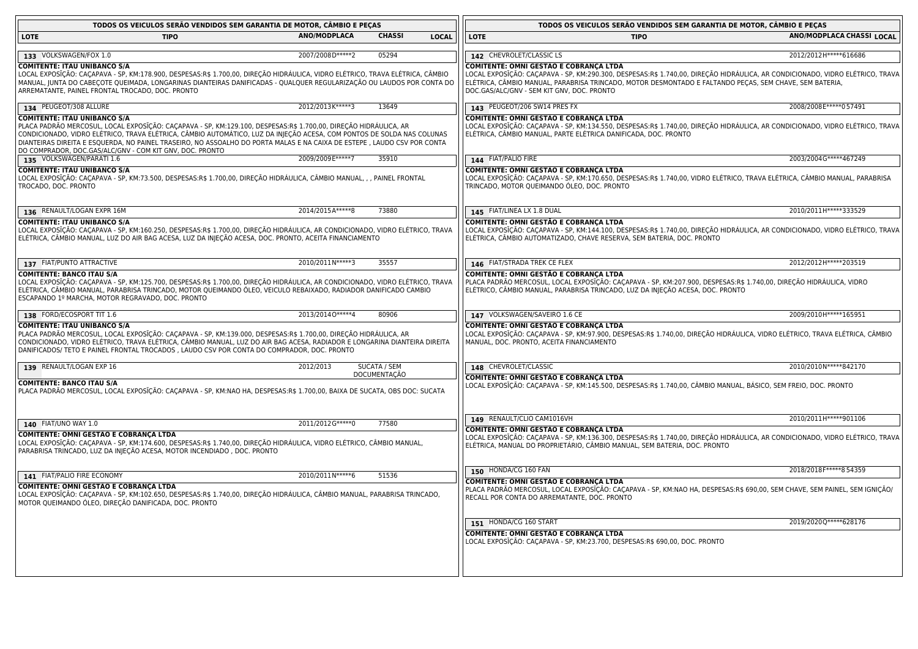**TODOS OS VEICULOS SERÃO VENDIDOS SEM GARANTIA DE MOTOR, CÂMBIO E PEÇAS**

| LOTE | TIPO | ANO/MODPLACA | CHASSI | LOCAL |
|---|---|---|---|---|
| 133 | VOLKSWAGEN/FOX 1.0 | 2007/2008D*****2 | 05294 | |

**COMITENTE: ITAU UNIBANCO S/A**
LOCAL EXPOSÍÇÃO: CAÇAPAVA - SP, KM:178.900, DESPESAS:R$ 1.700,00, DIREÇÃO HIDRÁULICA, VIDRO ELÉTRICO, TRAVA ELÉTRICA, CÂMBIO MANUAL, JUNTA DO CABEÇOTE QUEIMADA, LONGARINAS DIANTEIRAS DANIFICADAS - QUALQUER REGULARIZAÇÃO OU LAUDOS POR CONTA DO ARREMATANTE, PAINEL FRONTAL TROCADO, DOC. PRONTO

| LOTE | TIPO | ANO/MODPLACA | CHASSI | LOCAL |
|---|---|---|---|---|
| 134 | PEUGEOT/308 ALLURE | 2012/2013K*****3 | 13649 | |

**COMITENTE: ITAU UNIBANCO S/A**
PLACA PADRÃO MERCOSUL, LOCAL EXPOSÍÇÃO: CAÇAPAVA - SP, KM:129.100, DESPESAS:R$ 1.700,00, DIREÇÃO HIDRÁULICA, AR CONDICIONADO, VIDRO ELÉTRICO, TRAVA ELÉTRICA, CÂMBIO AUTOMÁTICO, LUZ DA INJEÇÃO ACESA, COM PONTOS DE SOLDA NAS COLUNAS DIANTEIRAS DIREITA E ESQUERDA, NO PAINEL TRASEIRO, NO ASSOALHO DO PORTA MALAS E NA CAIXA DE ESTEPE , LAUDO CSV POR CONTA DO COMPRADOR, DOC.GAS/ALC/GNV - COM KIT GNV, DOC. PRONTO

| LOTE | TIPO | ANO/MODPLACA | CHASSI | LOCAL |
|---|---|---|---|---|
| 135 | VOLKSWAGEN/PARATI 1.6 | 2009/2009E*****7 | 35910 | |

**COMITENTE: ITAU UNIBANCO S/A**
LOCAL EXPOSÍÇÃO: CAÇAPAVA - SP, KM:73.500, DESPESAS:R$ 1.700,00, DIREÇÃO HIDRÁULICA, CÂMBIO MANUAL, , , PAINEL FRONTAL TROCADO, DOC. PRONTO

| LOTE | TIPO | ANO/MODPLACA | CHASSI | LOCAL |
|---|---|---|---|---|
| 136 | RENAULT/LOGAN EXPR 16M | 2014/2015A*****8 | 73880 | |

**COMITENTE: ITAU UNIBANCO S/A**
LOCAL EXPOSÍÇÃO: CAÇAPAVA - SP, KM:160.250, DESPESAS:R$ 1.700,00, DIREÇÃO HIDRÁULICA, AR CONDICIONADO, VIDRO ELÉTRICO, TRAVA ELÉTRICA, CÂMBIO MANUAL, LUZ DO AIR BAG ACESA, LUZ DA INJEÇÃO ACESA, DOC. PRONTO, ACEITA FINANCIAMENTO

| LOTE | TIPO | ANO/MODPLACA | CHASSI | LOCAL |
|---|---|---|---|---|
| 137 | FIAT/PUNTO ATTRACTIVE | 2010/2011N*****3 | 35557 | |

**COMITENTE: BANCO ITAU S/A**
LOCAL EXPOSÍÇÃO: CAÇAPAVA - SP, KM:125.700, DESPESAS:R$ 1.700,00, DIREÇÃO HIDRÁULICA, AR CONDICIONADO, VIDRO ELÉTRICO, TRAVA ELÉTRICA, CÂMBIO MANUAL, PARABRISA TRINCADO, MOTOR QUEIMANDO ÓLEO, VEICULO REBAIXADO, RADIADOR DANIFICADO CAMBIO ESCAPANDO 1º MARCHA, MOTOR REGRAVADO, DOC. PRONTO

| LOTE | TIPO | ANO/MODPLACA | CHASSI | LOCAL |
|---|---|---|---|---|
| 138 | FORD/ECOSPORT TIT 1.6 | 2013/2014O*****4 | 80906 | |

**COMITENTE: ITAU UNIBANCO S/A**
PLACA PADRÃO MERCOSUL, LOCAL EXPOSÍÇÃO: CAÇAPAVA - SP, KM:139.000, DESPESAS:R$ 1.700,00, DIREÇÃO HIDRÁULICA, AR CONDICIONADO, VIDRO ELÉTRICO, TRAVA ELÉTRICA, CÂMBIO MANUAL, LUZ DO AIR BAG ACESA, RADIADOR E LONGARINA DIANTEIRA DIREITA DANIFICADOS/ TETO E PAINEL FRONTAL TROCADOS , LAUDO CSV POR CONTA DO COMPRADOR, DOC. PRONTO

| LOTE | TIPO | ANO/MODPLACA | CHASSI | LOCAL |
|---|---|---|---|---|
| 139 | RENAULT/LOGAN EXP 16 | 2012/2013 | SUCATA / SEM DOCUMENTAÇÃO | |

**COMITENTE: BANCO ITAU S/A**
PLACA PADRÃO MERCOSUL, LOCAL EXPOSÍÇÃO: CAÇAPAVA - SP, KM:NAO HA, DESPESAS:R$ 1.700,00, BAIXA DE SUCATA, OBS DOC: SUCATA

| LOTE | TIPO | ANO/MODPLACA | CHASSI | LOCAL |
|---|---|---|---|---|
| 140 | FIAT/UNO WAY 1.0 | 2011/2012G*****0 | 77580 | |

**COMITENTE: OMNI GESTAO E COBRANÇA LTDA**
LOCAL EXPOSÍÇÃO: CAÇAPAVA - SP, KM:174.600, DESPESAS:R$ 1.740,00, DIREÇÃO HIDRÁULICA, VIDRO ELÉTRICO, CÂMBIO MANUAL, PARABRISA TRINCADO, LUZ DA INJEÇÃO ACESA, MOTOR INCENDIADO , DOC. PRONTO

| LOTE | TIPO | ANO/MODPLACA | CHASSI | LOCAL |
|---|---|---|---|---|
| 141 | FIAT/PALIO FIRE ECONOMY | 2010/2011N*****6 | 51536 | |

**COMITENTE: OMNI GESTAO E COBRANÇA LTDA**
LOCAL EXPOSÍÇÃO: CAÇAPAVA - SP, KM:102.650, DESPESAS:R$ 1.740,00, DIREÇÃO HIDRÁULICA, CÂMBIO MANUAL, PARABRISA TRINCADO, MOTOR QUEIMANDO ÓLEO, DIREÇÃO DANIFICADA, DOC. PRONTO

**TODOS OS VEICULOS SERÃO VENDIDOS SEM GARANTIA DE MOTOR, CÂMBIO E PEÇAS**

| LOTE | TIPO | ANO/MODPLACA | CHASSI | LOCAL |
|---|---|---|---|---|
| 142 | CHEVROLET/CLASSIC LS | 2012/2012H*****616686 | | |

**COMITENTE: OMNI GESTAO E COBRANÇA LTDA**
LOCAL EXPOSÍÇÃO: CAÇAPAVA - SP, KM:290.300, DESPESAS:R$ 1.740,00, DIREÇÃO HIDRÁULICA, AR CONDICIONADO, VIDRO ELÉTRICO, TRAVA ELÉTRICA, CÂMBIO MANUAL, PARABRISA TRINCADO, MOTOR DESMONTADO E FALTANDO PEÇAS, SEM CHAVE, SEM BATERIA, DOC.GAS/ALC/GNV - SEM KIT GNV, DOC. PRONTO

| LOTE | TIPO | ANO/MODPLACA | CHASSI | LOCAL |
|---|---|---|---|---|
| 143 | PEUGEOT/206 SW14 PRES FX | 2008/2008E*****057491 | | |

**COMITENTE: OMNI GESTAO E COBRANÇA LTDA**
LOCAL EXPOSÍÇÃO: CAÇAPAVA - SP, KM:134.550, DESPESAS:R$ 1.740,00, DIREÇÃO HIDRÁULICA, AR CONDICIONADO, VIDRO ELÉTRICO, TRAVA ELÉTRICA, CÂMBIO MANUAL, PARTE ELÉTRICA DANIFICADA, DOC. PRONTO

| LOTE | TIPO | ANO/MODPLACA | CHASSI | LOCAL |
|---|---|---|---|---|
| 144 | FIAT/PALIO FIRE | 2003/2004G*****467249 | | |

**COMITENTE: OMNI GESTAO E COBRANÇA LTDA**
LOCAL EXPOSÍÇÃO: CAÇAPAVA - SP, KM:170.650, DESPESAS:R$ 1.740,00, VIDRO ELÉTRICO, TRAVA ELÉTRICA, CÂMBIO MANUAL, PARABRISA TRINCADO, MOTOR QUEIMANDO ÓLEO, DOC. PRONTO

| LOTE | TIPO | ANO/MODPLACA | CHASSI | LOCAL |
|---|---|---|---|---|
| 145 | FIAT/LINEA LX 1.8 DUAL | 2010/2011H*****333529 | | |

**COMITENTE: OMNI GESTAO E COBRANÇA LTDA**
LOCAL EXPOSÍÇÃO: CAÇAPAVA - SP, KM:144.100, DESPESAS:R$ 1.740,00, DIREÇÃO HIDRÁULICA, AR CONDICIONADO, VIDRO ELÉTRICO, TRAVA ELÉTRICA, CÂMBIO AUTOMATIZADO, CHAVE RESERVA, SEM BATERIA, DOC. PRONTO

| LOTE | TIPO | ANO/MODPLACA | CHASSI | LOCAL |
|---|---|---|---|---|
| 146 | FIAT/STRADA TREK CE FLEX | 2012/2012H*****203519 | | |

**COMITENTE: OMNI GESTAO E COBRANÇA LTDA**
PLACA PADRÃO MERCOSUL, LOCAL EXPOSÍÇÃO: CAÇAPAVA - SP, KM:207.900, DESPESAS:R$ 1.740,00, DIREÇÃO HIDRÁULICA, VIDRO ELÉTRICO, CÂMBIO MANUAL, PARABRISA TRINCADO, LUZ DA INJEÇÃO ACESA, DOC. PRONTO

| LOTE | TIPO | ANO/MODPLACA | CHASSI | LOCAL |
|---|---|---|---|---|
| 147 | VOLKSWAGEN/SAVEIRO 1.6 CE | 2009/2010H*****165951 | | |

**COMITENTE: OMNI GESTAO E COBRANÇA LTDA**
LOCAL EXPOSÍÇÃO: CAÇAPAVA - SP, KM:97.900, DESPESAS:R$ 1.740,00, DIREÇÃO HIDRÁULICA, VIDRO ELÉTRICO, TRAVA ELÉTRICA, CÂMBIO MANUAL, DOC. PRONTO, ACEITA FINANCIAMENTO

| LOTE | TIPO | ANO/MODPLACA | CHASSI | LOCAL |
|---|---|---|---|---|
| 148 | CHEVROLET/CLASSIC | 2010/2010N*****842170 | | |

**COMITENTE: OMNI GESTAO E COBRANÇA LTDA**
LOCAL EXPOSÍÇÃO: CAÇAPAVA - SP, KM:145.500, DESPESAS:R$ 1.740,00, CÂMBIO MANUAL, BÁSICO, SEM FREIO, DOC. PRONTO

| LOTE | TIPO | ANO/MODPLACA | CHASSI | LOCAL |
|---|---|---|---|---|
| 149 | RENAULT/CLIO CAM1016VH | 2010/2011H*****901106 | | |

**COMITENTE: OMNI GESTAO E COBRANÇA LTDA**
LOCAL EXPOSÍÇÃO: CAÇAPAVA - SP, KM:136.300, DESPESAS:R$ 1.740,00, DIREÇÃO HIDRÁULICA, AR CONDICIONADO, VIDRO ELÉTRICO, TRAVA ELÉTRICA, MANUAL DO PROPRIETÁRIO, CÂMBIO MANUAL, SEM BATERIA, DOC. PRONTO

| LOTE | TIPO | ANO/MODPLACA | CHASSI | LOCAL |
|---|---|---|---|---|
| 150 | HONDA/CG 160 FAN | 2018/2018F*****854359 | | |

**COMITENTE: OMNI GESTAO E COBRANÇA LTDA**
PLACA PADRÃO MERCOSUL, LOCAL EXPOSÍÇÃO: CAÇAPAVA - SP, KM:NAO HA, DESPESAS:R$ 690,00, SEM CHAVE, SEM PAINEL, SEM IGNIÇÃO/ RECALL POR CONTA DO ARREMATANTE, DOC. PRONTO

| LOTE | TIPO | ANO/MODPLACA | CHASSI | LOCAL |
|---|---|---|---|---|
| 151 | HONDA/CG 160 START | 2019/2020Q*****628176 | | |

**COMITENTE: OMNI GESTAO E COBRANÇA LTDA**
LOCAL EXPOSÍÇÃO: CAÇAPAVA - SP, KM:23.700, DESPESAS:R$ 690,00, DOC. PRONTO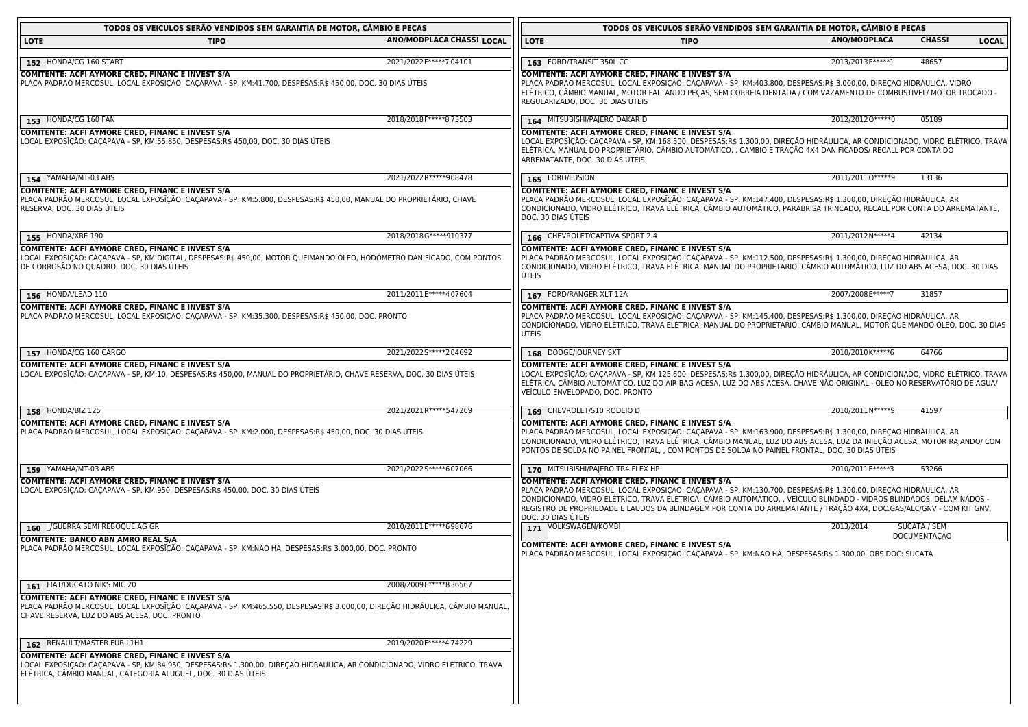**TODOS OS VEICULOS SERÃO VENDIDOS SEM GARANTIA DE MOTOR, CÂMBIO E PEÇAS**

| LOTE | TIPO | ANO/MODPLACA | CHASSI | LOCAL |
|---|---|---|---|---|
| 152 | HONDA/CG 160 START | 2021/2022 | F*****704101 | |

**COMITENTE: ACFI AYMORE CRED, FINANC E INVEST S/A**
PLACA PADRÃO MERCOSUL, LOCAL EXPOSÍÇÃO: CAÇAPAVA - SP, KM:41.700, DESPESAS:R$ 450,00, DOC. 30 DIAS ÚTEIS

| LOTE | TIPO | ANO/MODPLACA | CHASSI | LOCAL |
|---|---|---|---|---|
| 153 | HONDA/CG 160 FAN | 2018/2018 | F*****873503 | |

**COMITENTE: ACFI AYMORE CRED, FINANC E INVEST S/A**
LOCAL EXPOSÍÇÃO: CAÇAPAVA - SP, KM:55.850, DESPESAS:R$ 450,00, DOC. 30 DIAS ÚTEIS

| LOTE | TIPO | ANO/MODPLACA | CHASSI | LOCAL |
|---|---|---|---|---|
| 154 | YAMAHA/MT-03 ABS | 2021/2022 | R*****908478 | |

**COMITENTE: ACFI AYMORE CRED, FINANC E INVEST S/A**
PLACA PADRÃO MERCOSUL, LOCAL EXPOSÍÇÃO: CAÇAPAVA - SP, KM:5.800, DESPESAS:R$ 450,00, MANUAL DO PROPRIETÁRIO, CHAVE RESERVA, DOC. 30 DIAS ÚTEIS

| LOTE | TIPO | ANO/MODPLACA | CHASSI | LOCAL |
|---|---|---|---|---|
| 155 | HONDA/XRE 190 | 2018/2018 | G*****910377 | |

**COMITENTE: ACFI AYMORE CRED, FINANC E INVEST S/A**
LOCAL EXPOSÍÇÃO: CAÇAPAVA - SP, KM:DIGITAL, DESPESAS:R$ 450,00, MOTOR QUEIMANDO ÓLEO, HODÔMETRO DANIFICADO, COM PONTOS DE CORROSÃO NO QUADRO, DOC. 30 DIAS ÚTEIS

| LOTE | TIPO | ANO/MODPLACA | CHASSI | LOCAL |
|---|---|---|---|---|
| 156 | HONDA/LEAD 110 | 2011/2011 | E*****407604 | |

**COMITENTE: ACFI AYMORE CRED, FINANC E INVEST S/A**
PLACA PADRÃO MERCOSUL, LOCAL EXPOSÍÇÃO: CAÇAPAVA - SP, KM:35.300, DESPESAS:R$ 450,00, DOC. PRONTO

| LOTE | TIPO | ANO/MODPLACA | CHASSI | LOCAL |
|---|---|---|---|---|
| 157 | HONDA/CG 160 CARGO | 2021/2022 | S*****204692 | |

**COMITENTE: ACFI AYMORE CRED, FINANC E INVEST S/A**
LOCAL EXPOSÍÇÃO: CAÇAPAVA - SP, KM:10, DESPESAS:R$ 450,00, MANUAL DO PROPRIETÁRIO, CHAVE RESERVA, DOC. 30 DIAS ÚTEIS

| LOTE | TIPO | ANO/MODPLACA | CHASSI | LOCAL |
|---|---|---|---|---|
| 158 | HONDA/BIZ 125 | 2021/2021 | R*****547269 | |

**COMITENTE: ACFI AYMORE CRED, FINANC E INVEST S/A**
PLACA PADRÃO MERCOSUL, LOCAL EXPOSÍÇÃO: CAÇAPAVA - SP, KM:2.000, DESPESAS:R$ 450,00, DOC. 30 DIAS ÚTEIS

| LOTE | TIPO | ANO/MODPLACA | CHASSI | LOCAL |
|---|---|---|---|---|
| 159 | YAMAHA/MT-03 ABS | 2021/2022 | S*****607066 | |

**COMITENTE: ACFI AYMORE CRED, FINANC E INVEST S/A**
LOCAL EXPOSÍÇÃO: CAÇAPAVA - SP, KM:950, DESPESAS:R$ 450,00, DOC. 30 DIAS ÚTEIS

| LOTE | TIPO | ANO/MODPLACA | CHASSI | LOCAL |
|---|---|---|---|---|
| 160 | _/GUERRA SEMI REBOQUE AG GR | 2010/2011 | E*****698676 | |

**COMITENTE: BANCO ABN AMRO REAL S/A**
PLACA PADRÃO MERCOSUL, LOCAL EXPOSÍÇÃO: CAÇAPAVA - SP, KM:NAO HA, DESPESAS:R$ 3.000,00, DOC. PRONTO

| LOTE | TIPO | ANO/MODPLACA | CHASSI | LOCAL |
|---|---|---|---|---|
| 161 | FIAT/DUCATO NIKS MIC 20 | 2008/2009 | E*****836567 | |

**COMITENTE: ACFI AYMORE CRED, FINANC E INVEST S/A**
PLACA PADRÃO MERCOSUL, LOCAL EXPOSÍÇÃO: CAÇAPAVA - SP, KM:465.550, DESPESAS:R$ 3.000,00, DIREÇÃO HIDRÁULICA, CÂMBIO MANUAL, CHAVE RESERVA, LUZ DO ABS ACESA, DOC. PRONTO

| LOTE | TIPO | ANO/MODPLACA | CHASSI | LOCAL |
|---|---|---|---|---|
| 162 | RENAULT/MASTER FUR L1H1 | 2019/2020 | F*****474229 | |

**COMITENTE: ACFI AYMORE CRED, FINANC E INVEST S/A**
LOCAL EXPOSÍÇÃO: CAÇAPAVA - SP, KM:84.950, DESPESAS:R$ 1.300,00, DIREÇÃO HIDRÁULICA, AR CONDICIONADO, VIDRO ELÉTRICO, TRAVA ELÉTRICA, CÂMBIO MANUAL, CATEGORIA ALUGUEL, DOC. 30 DIAS ÚTEIS

| LOTE | TIPO | ANO/MODPLACA | CHASSI | LOCAL |
|---|---|---|---|---|
| 163 | FORD/TRANSIT 350L CC | 2013/2013 | E*****1 | 48657 |

**COMITENTE: ACFI AYMORE CRED, FINANC E INVEST S/A**
PLACA PADRÃO MERCOSUL, LOCAL EXPOSÍÇÃO: CAÇAPAVA - SP, KM:403.800, DESPESAS:R$ 3.000,00, DIREÇÃO HIDRÁULICA, VIDRO ELÉTRICO, CÂMBIO MANUAL, MOTOR FALTANDO PEÇAS, SEM CORREIA DENTADA / COM VAZAMENTO DE COMBUSTIVEL/ MOTOR TROCADO - REGULARIZADO, DOC. 30 DIAS ÚTEIS

| LOTE | TIPO | ANO/MODPLACA | CHASSI | LOCAL |
|---|---|---|---|---|
| 164 | MITSUBISHI/PAJERO DAKAR D | 2012/2012 | O*****0 | 05189 |

**COMITENTE: ACFI AYMORE CRED, FINANC E INVEST S/A**
LOCAL EXPOSÍÇÃO: CAÇAPAVA - SP, KM:168.500, DESPESAS:R$ 1.300,00, DIREÇÃO HIDRÁULICA, AR CONDICIONADO, VIDRO ELÉTRICO, TRAVA ELÉTRICA, MANUAL DO PROPRIETÁRIO, CÂMBIO AUTOMÁTICO, , CAMBIO E TRAÇÃO 4X4 DANIFICADOS/ RECALL POR CONTA DO ARREMATANTE, DOC. 30 DIAS ÚTEIS

| LOTE | TIPO | ANO/MODPLACA | CHASSI | LOCAL |
|---|---|---|---|---|
| 165 | FORD/FUSION | 2011/2011 | O*****9 | 13136 |

**COMITENTE: ACFI AYMORE CRED, FINANC E INVEST S/A**
PLACA PADRÃO MERCOSUL, LOCAL EXPOSÍÇÃO: CAÇAPAVA - SP, KM:147.400, DESPESAS:R$ 1.300,00, DIREÇÃO HIDRÁULICA, AR CONDICIONADO, VIDRO ELÉTRICO, TRAVA ELÉTRICA, CÂMBIO AUTOMÁTICO, PARABRISA TRINCADO, RECALL POR CONTA DO ARREMATANTE, DOC. 30 DIAS ÚTEIS

| LOTE | TIPO | ANO/MODPLACA | CHASSI | LOCAL |
|---|---|---|---|---|
| 166 | CHEVROLET/CAPTIVA SPORT 2.4 | 2011/2012 | N*****4 | 42134 |

**COMITENTE: ACFI AYMORE CRED, FINANC E INVEST S/A**
PLACA PADRÃO MERCOSUL, LOCAL EXPOSÍÇÃO: CAÇAPAVA - SP, KM:112.500, DESPESAS:R$ 1.300,00, DIREÇÃO HIDRÁULICA, AR CONDICIONADO, VIDRO ELÉTRICO, TRAVA ELÉTRICA, MANUAL DO PROPRIETÁRIO, CÂMBIO AUTOMÁTICO, LUZ DO ABS ACESA, DOC. 30 DIAS ÚTEIS

| LOTE | TIPO | ANO/MODPLACA | CHASSI | LOCAL |
|---|---|---|---|---|
| 167 | FORD/RANGER XLT 12A | 2007/2008 | E*****7 | 31857 |

**COMITENTE: ACFI AYMORE CRED, FINANC E INVEST S/A**
PLACA PADRÃO MERCOSUL, LOCAL EXPOSÍÇÃO: CAÇAPAVA - SP, KM:145.400, DESPESAS:R$ 1.300,00, DIREÇÃO HIDRÁULICA, AR CONDICIONADO, VIDRO ELÉTRICO, TRAVA ELÉTRICA, MANUAL DO PROPRIETÁRIO, CÂMBIO MANUAL, MOTOR QUEIMANDO ÓLEO, DOC. 30 DIAS ÚTEIS

| LOTE | TIPO | ANO/MODPLACA | CHASSI | LOCAL |
|---|---|---|---|---|
| 168 | DODGE/JOURNEY SXT | 2010/2010 | K*****6 | 64766 |

**COMITENTE: ACFI AYMORE CRED, FINANC E INVEST S/A**
LOCAL EXPOSÍÇÃO: CAÇAPAVA - SP, KM:125.600, DESPESAS:R$ 1.300,00, DIREÇÃO HIDRÁULICA, AR CONDICIONADO, VIDRO ELÉTRICO, TRAVA ELÉTRICA, CÂMBIO AUTOMÁTICO, LUZ DO AIR BAG ACESA, LUZ DO ABS ACESA, CHAVE NÃO ORIGINAL - OLEO NO RESERVATÓRIO DE AGUA/ VEÍCULO ENVELOPADO, DOC. PRONTO

| LOTE | TIPO | ANO/MODPLACA | CHASSI | LOCAL |
|---|---|---|---|---|
| 169 | CHEVROLET/S10 RODEIO D | 2010/2011 | N*****9 | 41597 |

**COMITENTE: ACFI AYMORE CRED, FINANC E INVEST S/A**
PLACA PADRÃO MERCOSUL, LOCAL EXPOSÍÇÃO: CAÇAPAVA - SP, KM:163.900, DESPESAS:R$ 1.300,00, DIREÇÃO HIDRÁULICA, AR CONDICIONADO, VIDRO ELÉTRICO, TRAVA ELÉTRICA, CÂMBIO MANUAL, LUZ DO ABS ACESA, LUZ DA INJEÇÃO ACESA, MOTOR RAJANDO/ COM PONTOS DE SOLDA NO PAINEL FRONTAL, , COM PONTOS DE SOLDA NO PAINEL FRONTAL, DOC. 30 DIAS ÚTEIS

| LOTE | TIPO | ANO/MODPLACA | CHASSI | LOCAL |
|---|---|---|---|---|
| 170 | MITSUBISHI/PAJERO TR4 FLEX HP | 2010/2011 | E*****3 | 53266 |

**COMITENTE: ACFI AYMORE CRED, FINANC E INVEST S/A**
PLACA PADRÃO MERCOSUL, LOCAL EXPOSÍÇÃO: CAÇAPAVA - SP, KM:130.700, DESPESAS:R$ 1.300,00, DIREÇÃO HIDRÁULICA, AR CONDICIONADO, VIDRO ELÉTRICO, TRAVA ELÉTRICA, CÂMBIO AUTOMÁTICO, , VEÍCULO BLINDADO - VIDROS BLINDADOS, DELAMINADOS - REGISTRO DE PROPRIEDADE E LAUDOS DA BLINDAGEM POR CONTA DO ARREMATANTE / TRAÇÃO 4X4, DOC.GAS/ALC/GNV - COM KIT GNV, DOC. 30 DIAS ÚTEIS

| LOTE | TIPO | ANO/MODPLACA | CHASSI | LOCAL |
|---|---|---|---|---|
| 171 | VOLKSWAGEN/KOMBI | 2013/2014 | SUCATA / SEM DOCUMENTAÇÃO | |

**COMITENTE: ACFI AYMORE CRED, FINANC E INVEST S/A**
PLACA PADRÃO MERCOSUL, LOCAL EXPOSÍÇÃO: CAÇAPAVA - SP, KM:NAO HA, DESPESAS:R$ 1.300,00, OBS DOC: SUCATA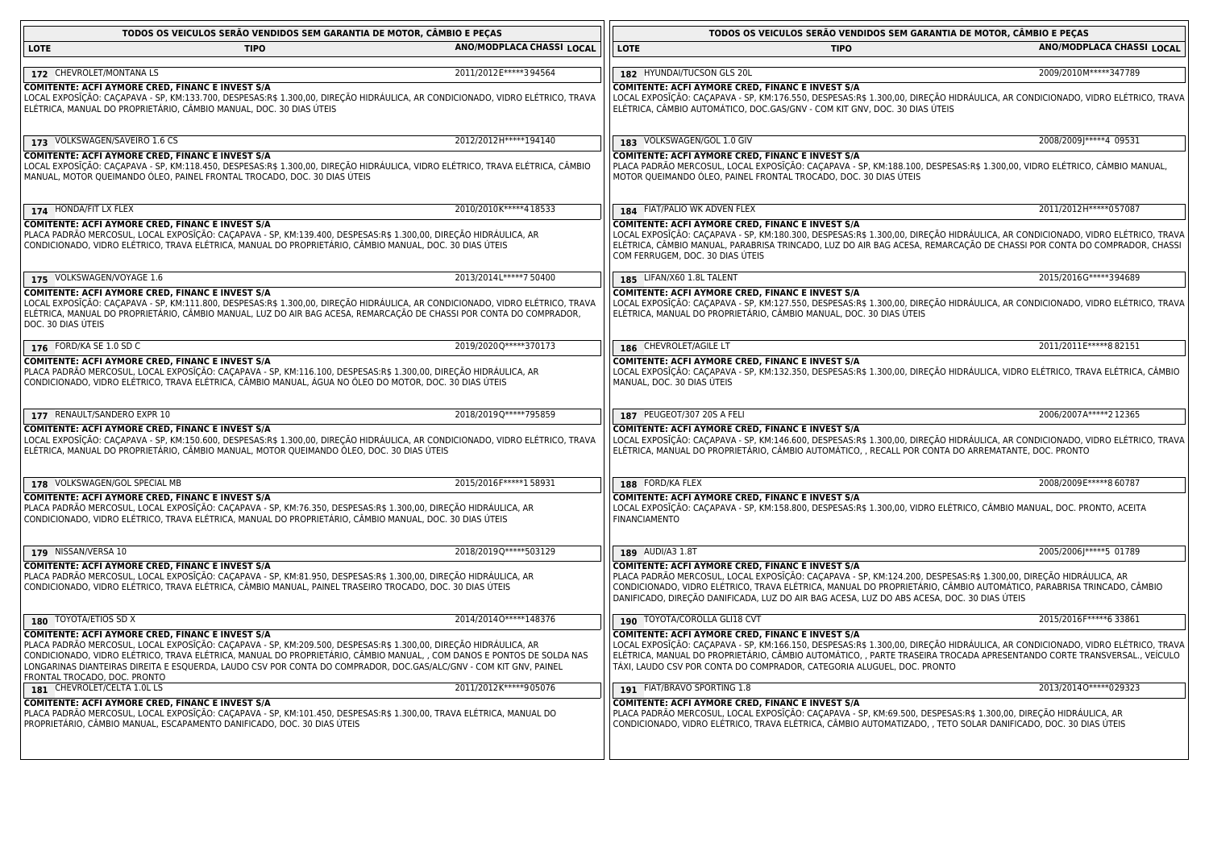## TODOS OS VEICULOS SERÃO VENDIDOS SEM GARANTIA DE MOTOR, CÂMBIO E PEÇAS

| LOTE | TIPO | ANO/MOD | PLACA | CHASSI | LOCAL |
|---|---|---|---|---|---|
| 172 | CHEVROLET/MONTANA LS | 2011/2012 | | E*****394564 | |

**COMITENTE: ACFI AYMORE CRED, FINANC E INVEST S/A**
LOCAL EXPOSÍÇÃO: CAÇAPAVA - SP, KM:133.700, DESPESAS:R$ 1.300,00, DIREÇÃO HIDRÁULICA, AR CONDICIONADO, VIDRO ELÉTRICO, TRAVA ELÉTRICA, MANUAL DO PROPRIETÁRIO, CÂMBIO MANUAL, DOC. 30 DIAS ÚTEIS

| LOTE | TIPO | ANO/MOD | PLACA | CHASSI | LOCAL |
|---|---|---|---|---|---|
| 173 | VOLKSWAGEN/SAVEIRO 1.6 CS | 2012/2012 | | H*****194140 | |

**COMITENTE: ACFI AYMORE CRED, FINANC E INVEST S/A**
LOCAL EXPOSÍÇÃO: CAÇAPAVA - SP, KM:118.450, DESPESAS:R$ 1.300,00, DIREÇÃO HIDRÁULICA, VIDRO ELÉTRICO, TRAVA ELÉTRICA, CÂMBIO MANUAL, MOTOR QUEIMANDO ÓLEO, PAINEL FRONTAL TROCADO, DOC. 30 DIAS ÚTEIS

| LOTE | TIPO | ANO/MOD | PLACA | CHASSI | LOCAL |
|---|---|---|---|---|---|
| 174 | HONDA/FIT LX FLEX | 2010/2010 | | K*****418533 | |

**COMITENTE: ACFI AYMORE CRED, FINANC E INVEST S/A**
PLACA PADRÃO MERCOSUL, LOCAL EXPOSÍÇÃO: CAÇAPAVA - SP, KM:139.400, DESPESAS:R$ 1.300,00, DIREÇÃO HIDRÁULICA, AR CONDICIONADO, VIDRO ELÉTRICO, TRAVA ELÉTRICA, MANUAL DO PROPRIETÁRIO, CÂMBIO MANUAL, DOC. 30 DIAS ÚTEIS

| LOTE | TIPO | ANO/MOD | PLACA | CHASSI | LOCAL |
|---|---|---|---|---|---|
| 175 | VOLKSWAGEN/VOYAGE 1.6 | 2013/2014 | | L*****750400 | |

**COMITENTE: ACFI AYMORE CRED, FINANC E INVEST S/A**
LOCAL EXPOSÍÇÃO: CAÇAPAVA - SP, KM:111.800, DESPESAS:R$ 1.300,00, DIREÇÃO HIDRÁULICA, AR CONDICIONADO, VIDRO ELÉTRICO, TRAVA ELÉTRICA, MANUAL DO PROPRIETÁRIO, CÂMBIO MANUAL, LUZ DO AIR BAG ACESA, REMARCAÇÃO DE CHASSI POR CONTA DO COMPRADOR, DOC. 30 DIAS ÚTEIS

| LOTE | TIPO | ANO/MOD | PLACA | CHASSI | LOCAL |
|---|---|---|---|---|---|
| 176 | FORD/KA SE 1.0 SD C | 2019/2020 | | Q*****370173 | |

**COMITENTE: ACFI AYMORE CRED, FINANC E INVEST S/A**
PLACA PADRÃO MERCOSUL, LOCAL EXPOSÍÇÃO: CAÇAPAVA - SP, KM:116.100, DESPESAS:R$ 1.300,00, DIREÇÃO HIDRÁULICA, AR CONDICIONADO, VIDRO ELÉTRICO, TRAVA ELÉTRICA, CÂMBIO MANUAL, ÁGUA NO ÓLEO DO MOTOR, DOC. 30 DIAS ÚTEIS

| LOTE | TIPO | ANO/MOD | PLACA | CHASSI | LOCAL |
|---|---|---|---|---|---|
| 177 | RENAULT/SANDERO EXPR 10 | 2018/2019 | | Q*****795859 | |

**COMITENTE: ACFI AYMORE CRED, FINANC E INVEST S/A**
LOCAL EXPOSÍÇÃO: CAÇAPAVA - SP, KM:150.600, DESPESAS:R$ 1.300,00, DIREÇÃO HIDRÁULICA, AR CONDICIONADO, VIDRO ELÉTRICO, TRAVA ELÉTRICA, MANUAL DO PROPRIETÁRIO, CÂMBIO MANUAL, MOTOR QUEIMANDO ÓLEO, DOC. 30 DIAS ÚTEIS

| LOTE | TIPO | ANO/MOD | PLACA | CHASSI | LOCAL |
|---|---|---|---|---|---|
| 178 | VOLKSWAGEN/GOL SPECIAL MB | 2015/2016 | | F*****158931 | |

**COMITENTE: ACFI AYMORE CRED, FINANC E INVEST S/A**
PLACA PADRÃO MERCOSUL, LOCAL EXPOSÍÇÃO: CAÇAPAVA - SP, KM:76.350, DESPESAS:R$ 1.300,00, DIREÇÃO HIDRÁULICA, AR CONDICIONADO, VIDRO ELÉTRICO, TRAVA ELÉTRICA, MANUAL DO PROPRIETÁRIO, CÂMBIO MANUAL, DOC. 30 DIAS ÚTEIS

| LOTE | TIPO | ANO/MOD | PLACA | CHASSI | LOCAL |
|---|---|---|---|---|---|
| 179 | NISSAN/VERSA 10 | 2018/2019 | | Q*****503129 | |

**COMITENTE: ACFI AYMORE CRED, FINANC E INVEST S/A**
PLACA PADRÃO MERCOSUL, LOCAL EXPOSÍÇÃO: CAÇAPAVA - SP, KM:81.950, DESPESAS:R$ 1.300,00, DIREÇÃO HIDRÁULICA, AR CONDICIONADO, VIDRO ELÉTRICO, TRAVA ELÉTRICA, CÂMBIO MANUAL, PAINEL TRASEIRO TROCADO, DOC. 30 DIAS ÚTEIS

| LOTE | TIPO | ANO/MOD | PLACA | CHASSI | LOCAL |
|---|---|---|---|---|---|
| 180 | TOYOTA/ETIOS SD X | 2014/2014 | | O*****148376 | |

**COMITENTE: ACFI AYMORE CRED, FINANC E INVEST S/A**
PLACA PADRÃO MERCOSUL, LOCAL EXPOSÍÇÃO: CAÇAPAVA - SP, KM:209.500, DESPESAS:R$ 1.300,00, DIREÇÃO HIDRÁULICA, AR CONDICIONADO, VIDRO ELÉTRICO, TRAVA ELÉTRICA, MANUAL DO PROPRIETÁRIO, CÂMBIO MANUAL, , COM DANOS E PONTOS DE SOLDA NAS LONGARINAS DIANTEIRAS DIREITA E ESQUERDA, LAUDO CSV POR CONTA DO COMPRADOR, DOC.GAS/ALC/GNV - COM KIT GNV, PAINEL FRONTAL TROCADO, DOC. PRONTO

| LOTE | TIPO | ANO/MOD | PLACA | CHASSI | LOCAL |
|---|---|---|---|---|---|
| 181 | CHEVROLET/CELTA 1.0L LS | 2011/2012 | | K*****905076 | |

**COMITENTE: ACFI AYMORE CRED, FINANC E INVEST S/A**
PLACA PADRÃO MERCOSUL, LOCAL EXPOSÍÇÃO: CAÇAPAVA - SP, KM:101.450, DESPESAS:R$ 1.300,00, TRAVA ELÉTRICA, MANUAL DO PROPRIETÁRIO, CÂMBIO MANUAL, ESCAPAMENTO DANIFICADO, DOC. 30 DIAS ÚTEIS

| LOTE | TIPO | ANO/MOD | PLACA | CHASSI | LOCAL |
|---|---|---|---|---|---|
| 182 | HYUNDAI/TUCSON GLS 20L | 2009/2010 | | M*****347789 | |

**COMITENTE: ACFI AYMORE CRED, FINANC E INVEST S/A**
LOCAL EXPOSÍÇÃO: CAÇAPAVA - SP, KM:176.550, DESPESAS:R$ 1.300,00, DIREÇÃO HIDRÁULICA, AR CONDICIONADO, VIDRO ELÉTRICO, TRAVA ELÉTRICA, CÂMBIO AUTOMÁTICO, DOC.GAS/GNV - COM KIT GNV, DOC. 30 DIAS ÚTEIS

| LOTE | TIPO | ANO/MOD | PLACA | CHASSI | LOCAL |
|---|---|---|---|---|---|
| 183 | VOLKSWAGEN/GOL 1.0 GIV | 2008/2009 | | J*****4 09531 | |

**COMITENTE: ACFI AYMORE CRED, FINANC E INVEST S/A**
PLACA PADRÃO MERCOSUL, LOCAL EXPOSÍÇÃO: CAÇAPAVA - SP, KM:188.100, DESPESAS:R$ 1.300,00, VIDRO ELÉTRICO, CÂMBIO MANUAL, MOTOR QUEIMANDO ÓLEO, PAINEL FRONTAL TROCADO, DOC. 30 DIAS ÚTEIS

| LOTE | TIPO | ANO/MOD | PLACA | CHASSI | LOCAL |
|---|---|---|---|---|---|
| 184 | FIAT/PALIO WK ADVEN FLEX | 2011/2012 | | H*****057087 | |

**COMITENTE: ACFI AYMORE CRED, FINANC E INVEST S/A**
LOCAL EXPOSÍÇÃO: CAÇAPAVA - SP, KM:180.300, DESPESAS:R$ 1.300,00, DIREÇÃO HIDRÁULICA, AR CONDICIONADO, VIDRO ELÉTRICO, TRAVA ELÉTRICA, CÂMBIO MANUAL, PARABRISA TRINCADO, LUZ DO AIR BAG ACESA, REMARCAÇÃO DE CHASSI POR CONTA DO COMPRADOR, CHASSI COM FERRUGEM, DOC. 30 DIAS ÚTEIS

| LOTE | TIPO | ANO/MOD | PLACA | CHASSI | LOCAL |
|---|---|---|---|---|---|
| 185 | LIFAN/X60 1.8L TALENT | 2015/2016 | | G*****394689 | |

**COMITENTE: ACFI AYMORE CRED, FINANC E INVEST S/A**
LOCAL EXPOSÍÇÃO: CAÇAPAVA - SP, KM:127.550, DESPESAS:R$ 1.300,00, DIREÇÃO HIDRÁULICA, AR CONDICIONADO, VIDRO ELÉTRICO, TRAVA ELÉTRICA, MANUAL DO PROPRIETÁRIO, CÂMBIO MANUAL, DOC. 30 DIAS ÚTEIS

| LOTE | TIPO | ANO/MOD | PLACA | CHASSI | LOCAL |
|---|---|---|---|---|---|
| 186 | CHEVROLET/AGILE LT | 2011/2011 | | E*****882151 | |

**COMITENTE: ACFI AYMORE CRED, FINANC E INVEST S/A**
LOCAL EXPOSÍÇÃO: CAÇAPAVA - SP, KM:132.350, DESPESAS:R$ 1.300,00, DIREÇÃO HIDRÁULICA, VIDRO ELÉTRICO, TRAVA ELÉTRICA, CÂMBIO MANUAL, DOC. 30 DIAS ÚTEIS

| LOTE | TIPO | ANO/MOD | PLACA | CHASSI | LOCAL |
|---|---|---|---|---|---|
| 187 | PEUGEOT/307 20S A FELI | 2006/2007 | | A*****212365 | |

**COMITENTE: ACFI AYMORE CRED, FINANC E INVEST S/A**
LOCAL EXPOSÍÇÃO: CAÇAPAVA - SP, KM:146.600, DESPESAS:R$ 1.300,00, DIREÇÃO HIDRÁULICA, AR CONDICIONADO, VIDRO ELÉTRICO, TRAVA ELÉTRICA, MANUAL DO PROPRIETÁRIO, CÂMBIO AUTOMÁTICO, , RECALL POR CONTA DO ARREMATANTE, DOC. PRONTO

| LOTE | TIPO | ANO/MOD | PLACA | CHASSI | LOCAL |
|---|---|---|---|---|---|
| 188 | FORD/KA FLEX | 2008/2009 | | E*****860787 | |

**COMITENTE: ACFI AYMORE CRED, FINANC E INVEST S/A**
LOCAL EXPOSÍÇÃO: CAÇAPAVA - SP, KM:158.800, DESPESAS:R$ 1.300,00, VIDRO ELÉTRICO, CÂMBIO MANUAL, DOC. PRONTO, ACEITA FINANCIAMENTO

| LOTE | TIPO | ANO/MOD | PLACA | CHASSI | LOCAL |
|---|---|---|---|---|---|
| 189 | AUDI/A3 1.8T | 2005/2006 | | J*****5 01789 | |

**COMITENTE: ACFI AYMORE CRED, FINANC E INVEST S/A**
PLACA PADRÃO MERCOSUL, LOCAL EXPOSÍÇÃO: CAÇAPAVA - SP, KM:124.200, DESPESAS:R$ 1.300,00, DIREÇÃO HIDRÁULICA, AR CONDICIONADO, VIDRO ELÉTRICO, TRAVA ELÉTRICA, MANUAL DO PROPRIETÁRIO, CÂMBIO AUTOMÁTICO, PARABRISA TRINCADO, CÂMBIO DANIFICADO, DIREÇÃO DANIFICADA, LUZ DO AIR BAG ACESA, LUZ DO ABS ACESA, DOC. 30 DIAS ÚTEIS

| LOTE | TIPO | ANO/MOD | PLACA | CHASSI | LOCAL |
|---|---|---|---|---|---|
| 190 | TOYOTA/COROLLA GLI18 CVT | 2015/2016 | | F*****633861 | |

**COMITENTE: ACFI AYMORE CRED, FINANC E INVEST S/A**
LOCAL EXPOSÍÇÃO: CAÇAPAVA - SP, KM:166.150, DESPESAS:R$ 1.300,00, DIREÇÃO HIDRÁULICA, AR CONDICIONADO, VIDRO ELÉTRICO, TRAVA ELÉTRICA, MANUAL DO PROPRIETÁRIO, CÂMBIO AUTOMÁTICO, , PARTE TRASEIRA TROCADA APRESENTANDO CORTE TRANSVERSAL., VEÍCULO TÁXI, LAUDO CSV POR CONTA DO COMPRADOR, CATEGORIA ALUGUEL, DOC. PRONTO

| LOTE | TIPO | ANO/MOD | PLACA | CHASSI | LOCAL |
|---|---|---|---|---|---|
| 191 | FIAT/BRAVO SPORTING 1.8 | 2013/2014 | | O*****029323 | |

**COMITENTE: ACFI AYMORE CRED, FINANC E INVEST S/A**
PLACA PADRÃO MERCOSUL, LOCAL EXPOSÍÇÃO: CAÇAPAVA - SP, KM:69.500, DESPESAS:R$ 1.300,00, DIREÇÃO HIDRÁULICA, AR CONDICIONADO, VIDRO ELÉTRICO, TRAVA ELÉTRICA, CÂMBIO AUTOMATIZADO, , TETO SOLAR DANIFICADO, DOC. 30 DIAS ÚTEIS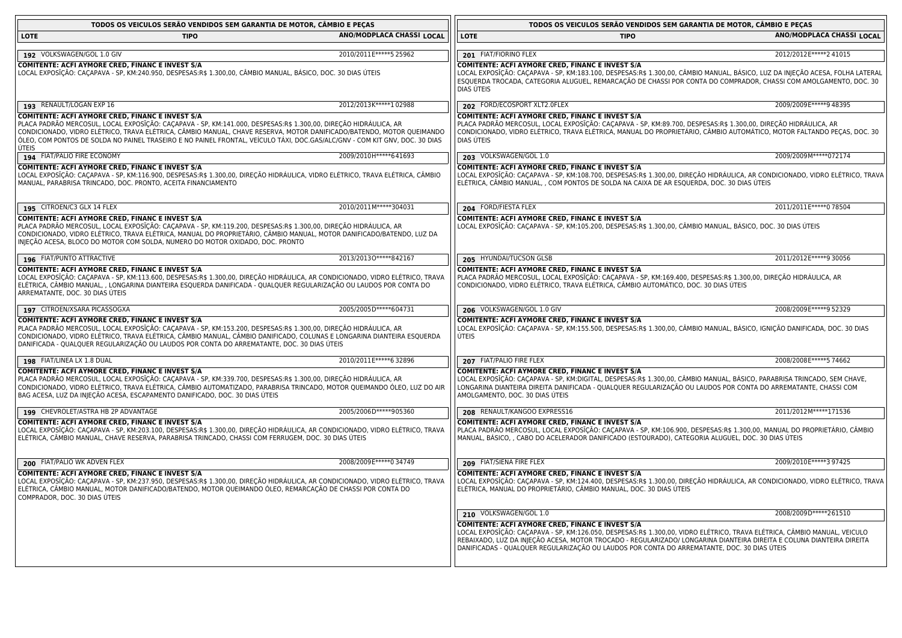## TODOS OS VEICULOS SERÃO VENDIDOS SEM GARANTIA DE MOTOR, CÂMBIO E PEÇAS

| LOTE | TIPO | ANO/MOD | PLACA | CHASSI | LOCAL |
|---|---|---|---|---|---|

**192** VOLKSWAGEN/GOL 1.0 GIV — 2010/2011 E*****5 25962

**COMITENTE: ACFI AYMORE CRED, FINANC E INVEST S/A**
LOCAL EXPOSIÇÃO: CAÇAPAVA - SP, KM:240.950, DESPESAS:R$ 1.300,00, CÂMBIO MANUAL, BÁSICO, DOC. 30 DIAS ÚTEIS

**193** RENAULT/LOGAN EXP 16 — 2012/2013 K*****1 02988

**COMITENTE: ACFI AYMORE CRED, FINANC E INVEST S/A**
PLACA PADRÃO MERCOSUL, LOCAL EXPOSIÇÃO: CAÇAPAVA - SP, KM:141.000, DESPESAS:R$ 1.300,00, DIREÇÃO HIDRÁULICA, AR CONDICIONADO, VIDRO ELÉTRICO, TRAVA ELÉTRICA, CÂMBIO MANUAL, CHAVE RESERVA, MOTOR DANIFICADO/BATENDO, MOTOR QUEIMANDO ÓLEO, COM PONTOS DE SOLDA NO PAINEL TRASEIRO E NO PAINEL FRONTAL, VEÍCULO TÁXI, DOC.GAS/ALC/GNV - COM KIT GNV, DOC. 30 DIAS ÚTEIS

**194** FIAT/PALIO FIRE ECONOMY — 2009/2010 H*****641693

**COMITENTE: ACFI AYMORE CRED, FINANC E INVEST S/A**
LOCAL EXPOSIÇÃO: CAÇAPAVA - SP, KM:116.900, DESPESAS:R$ 1.300,00, DIREÇÃO HIDRÁULICA, VIDRO ELÉTRICO, TRAVA ELÉTRICA, CÂMBIO MANUAL, PARABRISA TRINCADO, DOC. PRONTO, ACEITA FINANCIAMENTO

**195** CITROEN/C3 GLX 14 FLEX — 2010/2011 M*****304031

**COMITENTE: ACFI AYMORE CRED, FINANC E INVEST S/A**
PLACA PADRÃO MERCOSUL, LOCAL EXPOSIÇÃO: CAÇAPAVA - SP, KM:119.200, DESPESAS:R$ 1.300,00, DIREÇÃO HIDRÁULICA, AR CONDICIONADO, VIDRO ELÉTRICO, TRAVA ELÉTRICA, MANUAL DO PROPRIETÁRIO, CÂMBIO MANUAL, MOTOR DANIFICADO/BATENDO, LUZ DA INJEÇÃO ACESA, BLOCO DO MOTOR COM SOLDA, NUMERO DO MOTOR OXIDADO, DOC. PRONTO

**196** FIAT/PUNTO ATTRACTIVE — 2013/2013 O*****842167

**COMITENTE: ACFI AYMORE CRED, FINANC E INVEST S/A**
LOCAL EXPOSIÇÃO: CAÇAPAVA - SP, KM:113.600, DESPESAS:R$ 1.300,00, DIREÇÃO HIDRÁULICA, AR CONDICIONADO, VIDRO ELÉTRICO, TRAVA ELÉTRICA, CÂMBIO MANUAL, , LONGARINA DIANTEIRA ESQUERDA DANIFICADA - QUALQUER REGULARIZAÇÃO OU LAUDOS POR CONTA DO ARREMATANTE, DOC. 30 DIAS ÚTEIS

**197** CITROEN/XSARA PICASSOGXA — 2005/2005 D*****604731

**COMITENTE: ACFI AYMORE CRED, FINANC E INVEST S/A**
PLACA PADRÃO MERCOSUL, LOCAL EXPOSIÇÃO: CAÇAPAVA - SP, KM:153.200, DESPESAS:R$ 1.300,00, DIREÇÃO HIDRÁULICA, AR CONDICIONADO, VIDRO ELÉTRICO, TRAVA ELÉTRICA, CÂMBIO MANUAL, CÂMBIO DANIFICADO, COLUNAS E LONGARINA DIANTEIRA ESQUERDA DANIFICADA - QUALQUER REGULARIZAÇÃO OU LAUDOS POR CONTA DO ARREMATANTE, DOC. 30 DIAS ÚTEIS

**198** FIAT/LINEA LX 1.8 DUAL — 2010/2011 E*****6 32896

**COMITENTE: ACFI AYMORE CRED, FINANC E INVEST S/A**
PLACA PADRÃO MERCOSUL, LOCAL EXPOSIÇÃO: CAÇAPAVA - SP, KM:339.700, DESPESAS:R$ 1.300,00, DIREÇÃO HIDRÁULICA, AR CONDICIONADO, VIDRO ELÉTRICO, TRAVA ELÉTRICA, CÂMBIO AUTOMATIZADO, PARABRISA TRINCADO, MOTOR QUEIMANDO ÓLEO, LUZ DO AIR BAG ACESA, LUZ DA INJEÇÃO ACESA, ESCAPAMENTO DANIFICADO, DOC. 30 DIAS ÚTEIS

**199** CHEVROLET/ASTRA HB 2P ADVANTAGE — 2005/2006 D*****905360

**COMITENTE: ACFI AYMORE CRED, FINANC E INVEST S/A**
LOCAL EXPOSIÇÃO: CAÇAPAVA - SP, KM:203.100, DESPESAS:R$ 1.300,00, DIREÇÃO HIDRÁULICA, AR CONDICIONADO, VIDRO ELÉTRICO, TRAVA ELÉTRICA, CÂMBIO MANUAL, CHAVE RESERVA, PARABRISA TRINCADO, CHASSI COM FERRUGEM, DOC. 30 DIAS ÚTEIS

**200** FIAT/PALIO WK ADVEN FLEX — 2008/2009 E*****0 34749

**COMITENTE: ACFI AYMORE CRED, FINANC E INVEST S/A**
LOCAL EXPOSIÇÃO: CAÇAPAVA - SP, KM:237.950, DESPESAS:R$ 1.300,00, DIREÇÃO HIDRÁULICA, AR CONDICIONADO, VIDRO ELÉTRICO, TRAVA ELÉTRICA, CÂMBIO MANUAL, MOTOR DANIFICADO/BATENDO, MOTOR QUEIMANDO ÓLEO, REMARCAÇÃO DE CHASSI POR CONTA DO COMPRADOR, DOC. 30 DIAS ÚTEIS

**201** FIAT/FIORINO FLEX — 2012/2012 E*****2 41015

**COMITENTE: ACFI AYMORE CRED, FINANC E INVEST S/A**
LOCAL EXPOSIÇÃO: CAÇAPAVA - SP, KM:183.100, DESPESAS:R$ 1.300,00, CÂMBIO MANUAL, BÁSICO, LUZ DA INJEÇÃO ACESA, FOLHA LATERAL ESQUERDA TROCADA, CATEGORIA ALUGUEL, REMARCAÇÃO DE CHASSI POR CONTA DO COMPRADOR, CHASSI COM AMOLGAMENTO, DOC. 30 DIAS ÚTEIS

**202** FORD/ECOSPORT XLT2.0FLEX — 2009/2009 E*****9 48395

**COMITENTE: ACFI AYMORE CRED, FINANC E INVEST S/A**
PLACA PADRÃO MERCOSUL, LOCAL EXPOSIÇÃO: CAÇAPAVA - SP, KM:89.700, DESPESAS:R$ 1.300,00, DIREÇÃO HIDRÁULICA, AR CONDICIONADO, VIDRO ELÉTRICO, TRAVA ELÉTRICA, MANUAL DO PROPRIETÁRIO, CÂMBIO AUTOMÁTICO, MOTOR FALTANDO PEÇAS, DOC. 30 DIAS ÚTEIS

**203** VOLKSWAGEN/GOL 1.0 — 2009/2009 M*****072174

**COMITENTE: ACFI AYMORE CRED, FINANC E INVEST S/A**
LOCAL EXPOSIÇÃO: CAÇAPAVA - SP, KM:108.700, DESPESAS:R$ 1.300,00, DIREÇÃO HIDRÁULICA, AR CONDICIONADO, VIDRO ELÉTRICO, TRAVA ELÉTRICA, CÂMBIO MANUAL, , COM PONTOS DE SOLDA NA CAIXA DE AR ESQUERDA, DOC. 30 DIAS ÚTEIS

**204** FORD/FIESTA FLEX — 2011/2011 E*****0 78504

**COMITENTE: ACFI AYMORE CRED, FINANC E INVEST S/A**
LOCAL EXPOSIÇÃO: CAÇAPAVA - SP, KM:105.200, DESPESAS:R$ 1.300,00, CÂMBIO MANUAL, BÁSICO, DOC. 30 DIAS ÚTEIS

**205** HYUNDAI/TUCSON GLSB — 2011/2012 E*****9 30056

**COMITENTE: ACFI AYMORE CRED, FINANC E INVEST S/A**
PLACA PADRÃO MERCOSUL, LOCAL EXPOSIÇÃO: CAÇAPAVA - SP, KM:169.400, DESPESAS:R$ 1.300,00, DIREÇÃO HIDRÁULICA, AR CONDICIONADO, VIDRO ELÉTRICO, TRAVA ELÉTRICA, CÂMBIO AUTOMÁTICO, DOC. 30 DIAS ÚTEIS

**206** VOLKSWAGEN/GOL 1.0 GIV — 2008/2009 E*****9 52329

**COMITENTE: ACFI AYMORE CRED, FINANC E INVEST S/A**
LOCAL EXPOSIÇÃO: CAÇAPAVA - SP, KM:155.500, DESPESAS:R$ 1.300,00, CÂMBIO MANUAL, BÁSICO, IGNIÇÃO DANIFICADA, DOC. 30 DIAS ÚTEIS

**207** FIAT/PALIO FIRE FLEX — 2008/2008 E*****5 74662

**COMITENTE: ACFI AYMORE CRED, FINANC E INVEST S/A**
LOCAL EXPOSIÇÃO: CAÇAPAVA - SP, KM:DIGITAL, DESPESAS:R$ 1.300,00, CÂMBIO MANUAL, BÁSICO, PARABRISA TRINCADO, SEM CHAVE, LONGARINA DIANTEIRA DIREITA DANIFICADA - QUALQUER REGULARIZAÇÃO OU LAUDOS POR CONTA DO ARREMATANTE, CHASSI COM AMOLGAMENTO, DOC. 30 DIAS ÚTEIS

**208** RENAULT/KANGOO EXPRESS16 — 2011/2012 M*****171536

**COMITENTE: ACFI AYMORE CRED, FINANC E INVEST S/A**
PLACA PADRÃO MERCOSUL, LOCAL EXPOSIÇÃO: CAÇAPAVA - SP, KM:106.900, DESPESAS:R$ 1.300,00, MANUAL DO PROPRIETÁRIO, CÂMBIO MANUAL, BÁSICO, , CABO DO ACELERADOR DANIFICADO (ESTOURADO), CATEGORIA ALUGUEL, DOC. 30 DIAS ÚTEIS

**209** FIAT/SIENA FIRE FLEX — 2009/2010 E*****3 97425

**COMITENTE: ACFI AYMORE CRED, FINANC E INVEST S/A**
LOCAL EXPOSIÇÃO: CAÇAPAVA - SP, KM:124.400, DESPESAS:R$ 1.300,00, DIREÇÃO HIDRÁULICA, AR CONDICIONADO, VIDRO ELÉTRICO, TRAVA ELÉTRICA, MANUAL DO PROPRIETÁRIO, CÂMBIO MANUAL, DOC. 30 DIAS ÚTEIS

**210** VOLKSWAGEN/GOL 1.0 — 2008/2009 D*****261510

**COMITENTE: ACFI AYMORE CRED, FINANC E INVEST S/A**
LOCAL EXPOSIÇÃO: CAÇAPAVA - SP, KM:126.050, DESPESAS:R$ 1.300,00, VIDRO ELÉTRICO, TRAVA ELÉTRICA, CÂMBIO MANUAL, VEICULO REBAIXADO, LUZ DA INJEÇÃO ACESA, MOTOR TROCADO - REGULARIZADO/ LONGARINA DIANTEIRA DIREITA E COLUNA DIANTEIRA DIREITA DANIFICADAS - QUALQUER REGULARIZAÇÃO OU LAUDOS POR CONTA DO ARREMATANTE, DOC. 30 DIAS ÚTEIS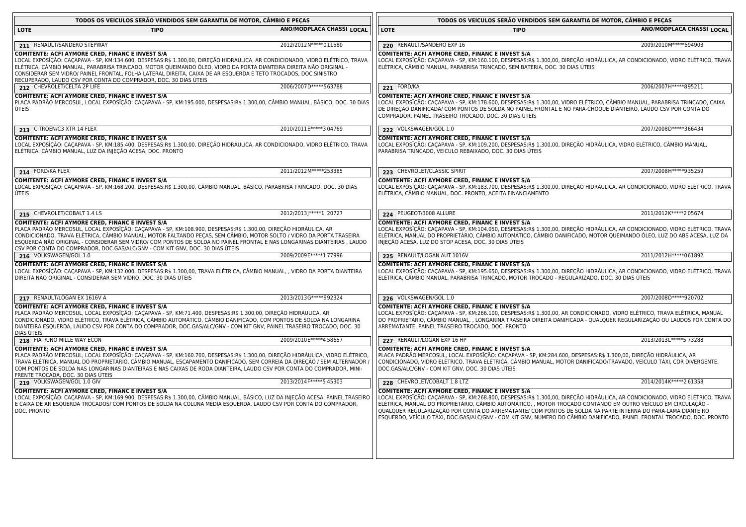**TODOS OS VEICULOS SERÃO VENDIDOS SEM GARANTIA DE MOTOR, CÂMBIO E PEÇAS**

| LOTE | TIPO | ANO/MOD | PLACA | CHASSI | LOCAL |
|---|---|---|---|---|---|

**211** RENAULT/SANDERO STEPWAY — 2012/2012 N*****011580

**COMITENTE: ACFI AYMORE CRED, FINANC E INVEST S/A**
LOCAL EXPOSÍÇÃO: CAÇAPAVA - SP, KM:134.600, DESPESAS:R$ 1.300,00, DIREÇÃO HIDRÁULICA, AR CONDICIONADO, VIDRO ELÉTRICO, TRAVA ELÉTRICA, CÂMBIO MANUAL, PARABRISA TRINCADO, MOTOR QUEIMANDO ÓLEO, VIDRO DA PORTA DIANTEIRA DIREITA NÃO ORIGINAL - CONSIDERAR SEM VIDRO/ PAINEL FRONTAL, FOLHA LATERAL DIREITA, CAIXA DE AR ESQUERDA E TETO TROCADOS, DOC.SINISTRO RECUPERADO, LAUDO CSV POR CONTA DO COMPRADOR, DOC. 30 DIAS ÚTEIS

**212** CHEVROLET/CELTA 2P LIFE — 2006/2007 D*****563788

**COMITENTE: ACFI AYMORE CRED, FINANC E INVEST S/A**
PLACA PADRÃO MERCOSUL, LOCAL EXPOSÍÇÃO: CAÇAPAVA - SP, KM:195.000, DESPESAS:R$ 1.300,00, CÂMBIO MANUAL, BÁSICO, DOC. 30 DIAS ÚTEIS

**213** CITROEN/C3 XTR 14 FLEX — 2010/2011 E*****3 04769

**COMITENTE: ACFI AYMORE CRED, FINANC E INVEST S/A**
LOCAL EXPOSÍÇÃO: CAÇAPAVA - SP, KM:185.400, DESPESAS:R$ 1.300,00, DIREÇÃO HIDRÁULICA, AR CONDICIONADO, VIDRO ELÉTRICO, TRAVA ELÉTRICA, CÂMBIO MANUAL, LUZ DA INJEÇÃO ACESA, DOC. PRONTO

**214** FORD/KA FLEX — 2011/2012 M*****253385

**COMITENTE: ACFI AYMORE CRED, FINANC E INVEST S/A**
LOCAL EXPOSÍÇÃO: CAÇAPAVA - SP, KM:168.200, DESPESAS:R$ 1.300,00, CÂMBIO MANUAL, BÁSICO, PARABRISA TRINCADO, DOC. 30 DIAS ÚTEIS

**215** CHEVROLET/COBALT 1.4 LS — 2012/2013 J*****1 20727

**COMITENTE: ACFI AYMORE CRED, FINANC E INVEST S/A**
PLACA PADRÃO MERCOSUL, LOCAL EXPOSÍÇÃO: CAÇAPAVA - SP, KM:108.900, DESPESAS:R$ 1.300,00, DIREÇÃO HIDRÁULICA, AR CONDICIONADO, TRAVA ELÉTRICA, CÂMBIO MANUAL, MOTOR FALTANDO PEÇAS, SEM CÂMBIO, MOTOR SOLTO / VIDRO DA PORTA TRASEIRA ESQUERDA NÃO ORIGINAL - CONSIDERAR SEM VIDRO/ COM PONTOS DE SOLDA NO PAINEL FRONTAL E NAS LONGARINAS DIANTEIRAS , LAUDO CSV POR CONTA DO COMPRADOR, DOC.GAS/ALC/GNV - COM KIT GNV, DOC. 30 DIAS ÚTEIS

**216** VOLKSWAGEN/GOL 1.0 — 2009/2009 E*****1 77996

**COMITENTE: ACFI AYMORE CRED, FINANC E INVEST S/A**
LOCAL EXPOSÍÇÃO: CAÇAPAVA - SP, KM:132.000, DESPESAS:R$ 1.300,00, TRAVA ELÉTRICA, CÂMBIO MANUAL, , VIDRO DA PORTA DIANTEIRA DIREITA NÃO ORIGINAL - CONSIDERAR SEM VIDRO, DOC. 30 DIAS ÚTEIS

**217** RENAULT/LOGAN EX 1616V A — 2013/2013 G*****992324

**COMITENTE: ACFI AYMORE CRED, FINANC E INVEST S/A**
PLACA PADRÃO MERCOSUL, LOCAL EXPOSÍÇÃO: CAÇAPAVA - SP, KM:71.400, DESPESAS:R$ 1.300,00, DIREÇÃO HIDRÁULICA, AR CONDICIONADO, VIDRO ELÉTRICO, TRAVA ELÉTRICA, CÂMBIO AUTOMÁTICO, CÂMBIO DANIFICADO, COM PONTOS DE SOLDA NA LONGARINA DIANTEIRA ESQUERDA, LAUDO CSV POR CONTA DO COMPRADOR, DOC.GAS/ALC/GNV - COM KIT GNV, PAINEL TRASEIRO TROCADO, DOC. 30 DIAS ÚTEIS

**218** FIAT/UNO MILLE WAY ECON — 2009/2010 E*****4 58657

**COMITENTE: ACFI AYMORE CRED, FINANC E INVEST S/A**
PLACA PADRÃO MERCOSUL, LOCAL EXPOSÍÇÃO: CAÇAPAVA - SP, KM:160.700, DESPESAS:R$ 1.300,00, DIREÇÃO HIDRÁULICA, VIDRO ELÉTRICO, TRAVA ELÉTRICA, MANUAL DO PROPRIETÁRIO, CÂMBIO MANUAL, ESCAPAMENTO DANIFICADO, SEM CORREIA DA DIREÇÃO / SEM ALTERNADOR / COM PONTOS DE SOLDA NAS LONGARINAS DIANTEIRAS E NAS CAIXAS DE RODA DIANTEIRA, LAUDO CSV POR CONTA DO COMPRADOR, MINI-FRENTE TROCADA, DOC. 30 DIAS ÚTEIS

**219** VOLKSWAGEN/GOL 1.0 GIV — 2013/2014 F*****5 45303

**COMITENTE: ACFI AYMORE CRED, FINANC E INVEST S/A**
LOCAL EXPOSÍÇÃO: CAÇAPAVA - SP, KM:169.900, DESPESAS:R$ 1.300,00, CÂMBIO MANUAL, BÁSICO, LUZ DA INJEÇÃO ACESA, PAINEL TRASEIRO E CAIXA DE AR ESQUERDA TROCADOS/ COM PONTOS DE SOLDA NA COLUNA MÉDIA ESQUERDA, LAUDO CSV POR CONTA DO COMPRADOR, DOC. PRONTO

**220** RENAULT/SANDERO EXP 16 — 2009/2010 M*****594903

**COMITENTE: ACFI AYMORE CRED, FINANC E INVEST S/A**
LOCAL EXPOSÍÇÃO: CAÇAPAVA - SP, KM:160.100, DESPESAS:R$ 1.300,00, DIREÇÃO HIDRÁULICA, AR CONDICIONADO, VIDRO ELÉTRICO, TRAVA ELÉTRICA, CÂMBIO MANUAL, PARABRISA TRINCADO, SEM BATERIA, DOC. 30 DIAS ÚTEIS

**221** FORD/KA — 2006/2007 H*****895211

**COMITENTE: ACFI AYMORE CRED, FINANC E INVEST S/A**
LOCAL EXPOSÍÇÃO: CAÇAPAVA - SP, KM:178.600, DESPESAS:R$ 1.300,00, VIDRO ELÉTRICO, CÂMBIO MANUAL, PARABRISA TRINCADO, CAIXA DE DIREÇÃO DANIFICADA/ COM PONTOS DE SOLDA NO PAINEL FRONTAL E NO PARA-CHOQUE DIANTEIRO, LAUDO CSV POR CONTA DO COMPRADOR, PAINEL TRASEIRO TROCADO, DOC. 30 DIAS ÚTEIS

**222** VOLKSWAGEN/GOL 1.0 — 2007/2008 D*****366434

**COMITENTE: ACFI AYMORE CRED, FINANC E INVEST S/A**
LOCAL EXPOSÍÇÃO: CAÇAPAVA - SP, KM:109.200, DESPESAS:R$ 1.300,00, DIREÇÃO HIDRÁULICA, VIDRO ELÉTRICO, CÂMBIO MANUAL, PARABRISA TRINCADO, VEICULO REBAIXADO, DOC. 30 DIAS ÚTEIS

**223** CHEVROLET/CLASSIC SPIRIT — 2007/2008 H*****935259

**COMITENTE: ACFI AYMORE CRED, FINANC E INVEST S/A**
LOCAL EXPOSÍÇÃO: CAÇAPAVA - SP, KM:183.700, DESPESAS:R$ 1.300,00, DIREÇÃO HIDRÁULICA, AR CONDICIONADO, VIDRO ELÉTRICO, TRAVA ELÉTRICA, CÂMBIO MANUAL, DOC. PRONTO, ACEITA FINANCIAMENTO

**224** PEUGEOT/3008 ALLURE — 2011/2012 K*****2 05674

**COMITENTE: ACFI AYMORE CRED, FINANC E INVEST S/A**
LOCAL EXPOSÍÇÃO: CAÇAPAVA - SP, KM:104.050, DESPESAS:R$ 1.300,00, DIREÇÃO HIDRÁULICA, AR CONDICIONADO, VIDRO ELÉTRICO, TRAVA ELÉTRICA, MANUAL DO PROPRIETÁRIO, CÂMBIO AUTOMÁTICO, CÂMBIO DANIFICADO, MOTOR QUEIMANDO ÓLEO, LUZ DO ABS ACESA, LUZ DA INJEÇÃO ACESA, LUZ DO STOP ACESA, DOC. 30 DIAS ÚTEIS

**225** RENAULT/LOGAN AUT 1016V — 2011/2012 H*****061892

**COMITENTE: ACFI AYMORE CRED, FINANC E INVEST S/A**
LOCAL EXPOSÍÇÃO: CAÇAPAVA - SP, KM:195.650, DESPESAS:R$ 1.300,00, DIREÇÃO HIDRÁULICA, AR CONDICIONADO, VIDRO ELÉTRICO, TRAVA ELÉTRICA, CÂMBIO MANUAL, PARABRISA TRINCADO, MOTOR TROCADO - REGULARIZADO, DOC. 30 DIAS ÚTEIS

**226** VOLKSWAGEN/GOL 1.0 — 2007/2008 D*****920702

**COMITENTE: ACFI AYMORE CRED, FINANC E INVEST S/A**
LOCAL EXPOSÍÇÃO: CAÇAPAVA - SP, KM:266.100, DESPESAS:R$ 1.300,00, AR CONDICIONADO, VIDRO ELÉTRICO, TRAVA ELÉTRICA, MANUAL DO PROPRIETÁRIO, CÂMBIO MANUAL, , LONGARINA TRASEIRA DIREITA DANIFICADA - QUALQUER REGULARIZAÇÃO OU LAUDOS POR CONTA DO ARREMATANTE, PAINEL TRASEIRO TROCADO, DOC. PRONTO

**227** RENAULT/LOGAN EXP 16 HP — 2013/2013 L*****5 73288

**COMITENTE: ACFI AYMORE CRED, FINANC E INVEST S/A**
PLACA PADRÃO MERCOSUL, LOCAL EXPOSÍÇÃO: CAÇAPAVA - SP, KM:284.600, DESPESAS:R$ 1.300,00, DIREÇÃO HIDRÁULICA, AR CONDICIONADO, VIDRO ELÉTRICO, TRAVA ELÉTRICA, CÂMBIO MANUAL, MOTOR DANIFICADO/TRAVADO, VEÍCULO TÁXI, COR DIVERGENTE, DOC.GAS/ALC/GNV - COM KIT GNV, DOC. 30 DIAS ÚTEIS

**228** CHEVROLET/COBALT 1.8 LTZ — 2014/2014 K*****2 61358

**COMITENTE: ACFI AYMORE CRED, FINANC E INVEST S/A**
LOCAL EXPOSÍÇÃO: CAÇAPAVA - SP, KM:268.800, DESPESAS:R$ 1.300,00, DIREÇÃO HIDRÁULICA, AR CONDICIONADO, VIDRO ELÉTRICO, TRAVA ELÉTRICA, MANUAL DO PROPRIETÁRIO, CÂMBIO AUTOMÁTICO, , MOTOR TROCADO CONTANDO EM OUTRO VEÍCULO EM CIRCULAÇÃO - QUALQUER REGULARIZAÇÃO POR CONTA DO ARREMATANTE/ COM PONTOS DE SOLDA NA PARTE INTERNA DO PARA-LAMA DIANTEIRO ESQUERDO, VEÍCULO TÁXI, DOC.GAS/ALC/GNV - COM KIT GNV, NUMERO DO CÂMBIO DANIFICADO, PAINEL FRONTAL TROCADO, DOC. PRONTO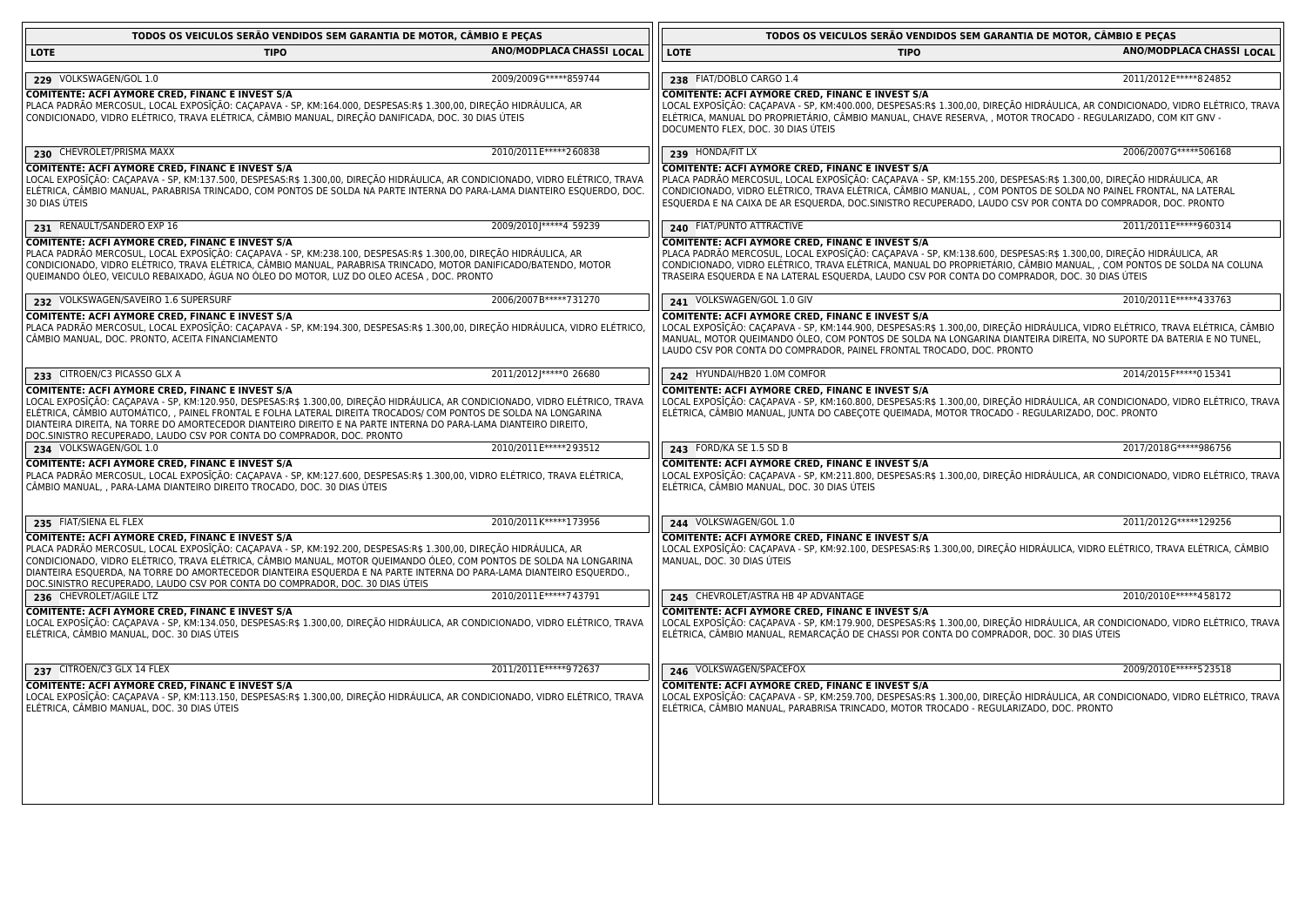**TODOS OS VEICULOS SERÃO VENDIDOS SEM GARANTIA DE MOTOR, CÂMBIO E PEÇAS**

| LOTE | TIPO | ANO/MODPLACA CHASSI | LOCAL |
|---|---|---|---|
| 229 | VOLKSWAGEN/GOL 1.0 | 2009/2009G*****859744 | |

**COMITENTE: ACFI AYMORE CRED, FINANC E INVEST S/A**
PLACA PADRÃO MERCOSUL, LOCAL EXPOSIÇÃO: CAÇAPAVA - SP, KM:164.000, DESPESAS:R$ 1.300,00, DIREÇÃO HIDRÁULICA, AR CONDICIONADO, VIDRO ELÉTRICO, TRAVA ELÉTRICA, CÂMBIO MANUAL, DIREÇÃO DANIFICADA, DOC. 30 DIAS ÚTEIS

| LOTE | TIPO | ANO/MODPLACA CHASSI | LOCAL |
|---|---|---|---|
| 230 | CHEVROLET/PRISMA MAXX | 2010/2011E*****260838 | |

**COMITENTE: ACFI AYMORE CRED, FINANC E INVEST S/A**
LOCAL EXPOSIÇÃO: CAÇAPAVA - SP, KM:137.500, DESPESAS:R$ 1.300,00, DIREÇÃO HIDRÁULICA, AR CONDICIONADO, VIDRO ELÉTRICO, TRAVA ELÉTRICA, CÂMBIO MANUAL, PARABRISA TRINCADO, COM PONTOS DE SOLDA NA PARTE INTERNA DO PARA-LAMA DIANTEIRO ESQUERDO, DOC. 30 DIAS ÚTEIS

| LOTE | TIPO | ANO/MODPLACA CHASSI | LOCAL |
|---|---|---|---|
| 231 | RENAULT/SANDERO EXP 16 | 2009/2010J*****4 59239 | |

**COMITENTE: ACFI AYMORE CRED, FINANC E INVEST S/A**
PLACA PADRÃO MERCOSUL, LOCAL EXPOSIÇÃO: CAÇAPAVA - SP, KM:238.100, DESPESAS:R$ 1.300,00, DIREÇÃO HIDRÁULICA, AR CONDICIONADO, VIDRO ELÉTRICO, TRAVA ELÉTRICA, CÂMBIO MANUAL, PARABRISA TRINCADO, MOTOR DANIFICADO/BATENDO, MOTOR QUEIMANDO ÓLEO, VEICULO REBAIXADO, ÁGUA NO ÓLEO DO MOTOR, LUZ DO OLEO ACESA , DOC. PRONTO

| LOTE | TIPO | ANO/MODPLACA CHASSI | LOCAL |
|---|---|---|---|
| 232 | VOLKSWAGEN/SAVEIRO 1.6 SUPERSURF | 2006/2007B*****731270 | |

**COMITENTE: ACFI AYMORE CRED, FINANC E INVEST S/A**
PLACA PADRÃO MERCOSUL, LOCAL EXPOSIÇÃO: CAÇAPAVA - SP, KM:194.300, DESPESAS:R$ 1.300,00, DIREÇÃO HIDRÁULICA, VIDRO ELÉTRICO, CÂMBIO MANUAL, DOC. PRONTO, ACEITA FINANCIAMENTO

| LOTE | TIPO | ANO/MODPLACA CHASSI | LOCAL |
|---|---|---|---|
| 233 | CITROEN/C3 PICASSO GLX A | 2011/2012J*****0 26680 | |

**COMITENTE: ACFI AYMORE CRED, FINANC E INVEST S/A**
LOCAL EXPOSIÇÃO: CAÇAPAVA - SP, KM:120.950, DESPESAS:R$ 1.300,00, DIREÇÃO HIDRÁULICA, AR CONDICIONADO, VIDRO ELÉTRICO, TRAVA ELÉTRICA, CÂMBIO AUTOMÁTICO, , PAINEL FRONTAL E FOLHA LATERAL DIREITA TROCADOS/ COM PONTOS DE SOLDA NA LONGARINA DIANTEIRA DIREITA, NA TORRE DO AMORTECEDOR DIANTEIRO DIREITO E NA PARTE INTERNA DO PARA-LAMA DIANTEIRO DIREITO, DOC.SINISTRO RECUPERADO, LAUDO CSV POR CONTA DO COMPRADOR, DOC. PRONTO

| LOTE | TIPO | ANO/MODPLACA CHASSI | LOCAL |
|---|---|---|---|
| 234 | VOLKSWAGEN/GOL 1.0 | 2010/2011E*****293512 | |

**COMITENTE: ACFI AYMORE CRED, FINANC E INVEST S/A**
PLACA PADRÃO MERCOSUL, LOCAL EXPOSIÇÃO: CAÇAPAVA - SP, KM:127.600, DESPESAS:R$ 1.300,00, VIDRO ELÉTRICO, TRAVA ELÉTRICA, CÂMBIO MANUAL, , PARA-LAMA DIANTEIRO DIREITO TROCADO, DOC. 30 DIAS ÚTEIS

| LOTE | TIPO | ANO/MODPLACA CHASSI | LOCAL |
|---|---|---|---|
| 235 | FIAT/SIENA EL FLEX | 2010/2011K*****173956 | |

**COMITENTE: ACFI AYMORE CRED, FINANC E INVEST S/A**
PLACA PADRÃO MERCOSUL, LOCAL EXPOSIÇÃO: CAÇAPAVA - SP, KM:192.200, DESPESAS:R$ 1.300,00, DIREÇÃO HIDRÁULICA, AR CONDICIONADO, VIDRO ELÉTRICO, TRAVA ELÉTRICA, CÂMBIO MANUAL, MOTOR QUEIMANDO ÓLEO, COM PONTOS DE SOLDA NA LONGARINA DIANTEIRA ESQUERDA, NA TORRE DO AMORTECEDOR DIANTEIRO ESQUERDO E NA PARTE INTERNA DO PARA-LAMA DIANTEIRO ESQUERDO., DOC.SINISTRO RECUPERADO, LAUDO CSV POR CONTA DO COMPRADOR, DOC. 30 DIAS ÚTEIS

| LOTE | TIPO | ANO/MODPLACA CHASSI | LOCAL |
|---|---|---|---|
| 236 | CHEVROLET/AGILE LTZ | 2010/2011E*****743791 | |

**COMITENTE: ACFI AYMORE CRED, FINANC E INVEST S/A**
LOCAL EXPOSIÇÃO: CAÇAPAVA - SP, KM:134.050, DESPESAS:R$ 1.300,00, DIREÇÃO HIDRÁULICA, AR CONDICIONADO, VIDRO ELÉTRICO, TRAVA ELÉTRICA, CÂMBIO MANUAL, DOC. 30 DIAS ÚTEIS

| LOTE | TIPO | ANO/MODPLACA CHASSI | LOCAL |
|---|---|---|---|
| 237 | CITROEN/C3 GLX 14 FLEX | 2011/2011E*****972637 | |

**COMITENTE: ACFI AYMORE CRED, FINANC E INVEST S/A**
LOCAL EXPOSIÇÃO: CAÇAPAVA - SP, KM:113.150, DESPESAS:R$ 1.300,00, DIREÇÃO HIDRÁULICA, AR CONDICIONADO, VIDRO ELÉTRICO, TRAVA ELÉTRICA, CÂMBIO MANUAL, DOC. 30 DIAS ÚTEIS

**TODOS OS VEICULOS SERÃO VENDIDOS SEM GARANTIA DE MOTOR, CÂMBIO E PEÇAS**

| LOTE | TIPO | ANO/MODPLACA CHASSI | LOCAL |
|---|---|---|---|
| 238 | FIAT/DOBLO CARGO 1.4 | 2011/2012E*****824852 | |

**COMITENTE: ACFI AYMORE CRED, FINANC E INVEST S/A**
LOCAL EXPOSIÇÃO: CAÇAPAVA - SP, KM:400.000, DESPESAS:R$ 1.300,00, DIREÇÃO HIDRÁULICA, AR CONDICIONADO, VIDRO ELÉTRICO, TRAVA ELÉTRICA, MANUAL DO PROPRIETÁRIO, CÂMBIO MANUAL, CHAVE RESERVA, , MOTOR TROCADO - REGULARIZADO, COM KIT GNV - DOCUMENTO FLEX, DOC. 30 DIAS ÚTEIS

| LOTE | TIPO | ANO/MODPLACA CHASSI | LOCAL |
|---|---|---|---|
| 239 | HONDA/FIT LX | 2006/2007G*****506168 | |

**COMITENTE: ACFI AYMORE CRED, FINANC E INVEST S/A**
PLACA PADRÃO MERCOSUL, LOCAL EXPOSIÇÃO: CAÇAPAVA - SP, KM:155.200, DESPESAS:R$ 1.300,00, DIREÇÃO HIDRÁULICA, AR CONDICIONADO, VIDRO ELÉTRICO, TRAVA ELÉTRICA, CÂMBIO MANUAL, , COM PONTOS DE SOLDA NO PAINEL FRONTAL, NA LATERAL ESQUERDA E NA CAIXA DE AR ESQUERDA, DOC.SINISTRO RECUPERADO, LAUDO CSV POR CONTA DO COMPRADOR, DOC. PRONTO

| LOTE | TIPO | ANO/MODPLACA CHASSI | LOCAL |
|---|---|---|---|
| 240 | FIAT/PUNTO ATTRACTIVE | 2011/2011E*****960314 | |

**COMITENTE: ACFI AYMORE CRED, FINANC E INVEST S/A**
PLACA PADRÃO MERCOSUL, LOCAL EXPOSIÇÃO: CAÇAPAVA - SP, KM:138.600, DESPESAS:R$ 1.300,00, DIREÇÃO HIDRÁULICA, AR CONDICIONADO, VIDRO ELÉTRICO, TRAVA ELÉTRICA, MANUAL DO PROPRIETÁRIO, CÂMBIO MANUAL, , COM PONTOS DE SOLDA NA COLUNA TRASEIRA ESQUERDA E NA LATERAL ESQUERDA, LAUDO CSV POR CONTA DO COMPRADOR, DOC. 30 DIAS ÚTEIS

| LOTE | TIPO | ANO/MODPLACA CHASSI | LOCAL |
|---|---|---|---|
| 241 | VOLKSWAGEN/GOL 1.0 GIV | 2010/2011E*****433763 | |

**COMITENTE: ACFI AYMORE CRED, FINANC E INVEST S/A**
LOCAL EXPOSIÇÃO: CAÇAPAVA - SP, KM:144.900, DESPESAS:R$ 1.300,00, DIREÇÃO HIDRÁULICA, VIDRO ELÉTRICO, TRAVA ELÉTRICA, CÂMBIO MANUAL, MOTOR QUEIMANDO ÓLEO, COM PONTOS DE SOLDA NA LONGARINA DIANTEIRA DIREITA, NO SUPORTE DA BATERIA E NO TUNEL, LAUDO CSV POR CONTA DO COMPRADOR, PAINEL FRONTAL TROCADO, DOC. PRONTO

| LOTE | TIPO | ANO/MODPLACA CHASSI | LOCAL |
|---|---|---|---|
| 242 | HYUNDAI/HB20 1.0M COMFOR | 2014/2015F*****015341 | |

**COMITENTE: ACFI AYMORE CRED, FINANC E INVEST S/A**
LOCAL EXPOSIÇÃO: CAÇAPAVA - SP, KM:160.800, DESPESAS:R$ 1.300,00, DIREÇÃO HIDRÁULICA, AR CONDICIONADO, VIDRO ELÉTRICO, TRAVA ELÉTRICA, CÂMBIO MANUAL, JUNTA DO CABEÇOTE QUEIMADA, MOTOR TROCADO - REGULARIZADO, DOC. PRONTO

| LOTE | TIPO | ANO/MODPLACA CHASSI | LOCAL |
|---|---|---|---|
| 243 | FORD/KA SE 1.5 SD B | 2017/2018G*****986756 | |

**COMITENTE: ACFI AYMORE CRED, FINANC E INVEST S/A**
LOCAL EXPOSIÇÃO: CAÇAPAVA - SP, KM:211.800, DESPESAS:R$ 1.300,00, DIREÇÃO HIDRÁULICA, AR CONDICIONADO, VIDRO ELÉTRICO, TRAVA ELÉTRICA, CÂMBIO MANUAL, DOC. 30 DIAS ÚTEIS

| LOTE | TIPO | ANO/MODPLACA CHASSI | LOCAL |
|---|---|---|---|
| 244 | VOLKSWAGEN/GOL 1.0 | 2011/2012G*****129256 | |

**COMITENTE: ACFI AYMORE CRED, FINANC E INVEST S/A**
LOCAL EXPOSIÇÃO: CAÇAPAVA - SP, KM:92.100, DESPESAS:R$ 1.300,00, DIREÇÃO HIDRÁULICA, VIDRO ELÉTRICO, TRAVA ELÉTRICA, CÂMBIO MANUAL, DOC. 30 DIAS ÚTEIS

| LOTE | TIPO | ANO/MODPLACA CHASSI | LOCAL |
|---|---|---|---|
| 245 | CHEVROLET/ASTRA HB 4P ADVANTAGE | 2010/2010E*****458172 | |

**COMITENTE: ACFI AYMORE CRED, FINANC E INVEST S/A**
LOCAL EXPOSIÇÃO: CAÇAPAVA - SP, KM:179.900, DESPESAS:R$ 1.300,00, DIREÇÃO HIDRÁULICA, AR CONDICIONADO, VIDRO ELÉTRICO, TRAVA ELÉTRICA, CÂMBIO MANUAL, REMARCAÇÃO DE CHASSI POR CONTA DO COMPRADOR, DOC. 30 DIAS ÚTEIS

| LOTE | TIPO | ANO/MODPLACA CHASSI | LOCAL |
|---|---|---|---|
| 246 | VOLKSWAGEN/SPACEFOX | 2009/2010E*****523518 | |

**COMITENTE: ACFI AYMORE CRED, FINANC E INVEST S/A**
LOCAL EXPOSIÇÃO: CAÇAPAVA - SP, KM:259.700, DESPESAS:R$ 1.300,00, DIREÇÃO HIDRÁULICA, AR CONDICIONADO, VIDRO ELÉTRICO, TRAVA ELÉTRICA, CÂMBIO MANUAL, PARABRISA TRINCADO, MOTOR TROCADO - REGULARIZADO, DOC. PRONTO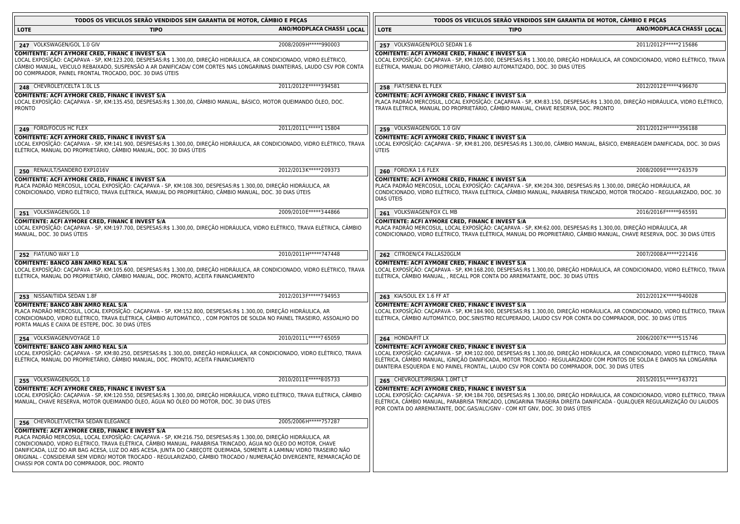**TODOS OS VEICULOS SERÃO VENDIDOS SEM GARANTIA DE MOTOR, CÂMBIO E PEÇAS**

| LOTE | TIPO | ANO/MOD | PLACA CHASSI | LOCAL |
|---|---|---|---|---|

**247** VOLKSWAGEN/GOL 1.0 GIV — 2008/2009 H*****990003

**COMITENTE: ACFI AYMORE CRED, FINANC E INVEST S/A**
LOCAL EXPOSIÇÃO: CAÇAPAVA - SP, KM:123.200, DESPESAS:R$ 1.300,00, DIREÇÃO HIDRÁULICA, AR CONDICIONADO, VIDRO ELÉTRICO, CÂMBIO MANUAL, VEICULO REBAIXADO, SUSPENSÃO A AR DANIFICADA/ COM CORTES NAS LONGARINAS DIANTEIRAS, LAUDO CSV POR CONTA DO COMPRADOR, PAINEL FRONTAL TROCADO, DOC. 30 DIAS ÚTEIS

**248** CHEVROLET/CELTA 1.0L LS — 2011/2012 E*****394581

**COMITENTE: ACFI AYMORE CRED, FINANC E INVEST S/A**
LOCAL EXPOSIÇÃO: CAÇAPAVA - SP, KM:135.450, DESPESAS:R$ 1.300,00, CÂMBIO MANUAL, BÁSICO, MOTOR QUEIMANDO ÓLEO, DOC. PRONTO

**249** FORD/FOCUS HC FLEX — 2011/2011 L*****115804

**COMITENTE: ACFI AYMORE CRED, FINANC E INVEST S/A**
LOCAL EXPOSIÇÃO: CAÇAPAVA - SP, KM:141.900, DESPESAS:R$ 1.300,00, DIREÇÃO HIDRÁULICA, AR CONDICIONADO, VIDRO ELÉTRICO, TRAVA ELÉTRICA, MANUAL DO PROPRIETÁRIO, CÂMBIO MANUAL, DOC. 30 DIAS ÚTEIS

**250** RENAULT/SANDERO EXP1016V — 2012/2013 K*****209373

**COMITENTE: ACFI AYMORE CRED, FINANC E INVEST S/A**
PLACA PADRÃO MERCOSUL, LOCAL EXPOSIÇÃO: CAÇAPAVA - SP, KM:108.300, DESPESAS:R$ 1.300,00, DIREÇÃO HIDRÁULICA, AR CONDICIONADO, VIDRO ELÉTRICO, TRAVA ELÉTRICA, MANUAL DO PROPRIETÁRIO, CÂMBIO MANUAL, DOC. 30 DIAS ÚTEIS

**251** VOLKSWAGEN/GOL 1.0 — 2009/2010 E*****344866

**COMITENTE: ACFI AYMORE CRED, FINANC E INVEST S/A**
LOCAL EXPOSIÇÃO: CAÇAPAVA - SP, KM:197.700, DESPESAS:R$ 1.300,00, DIREÇÃO HIDRÁULICA, VIDRO ELÉTRICO, TRAVA ELÉTRICA, CÂMBIO MANUAL, DOC. 30 DIAS ÚTEIS

**252** FIAT/UNO WAY 1.0 — 2010/2011 H*****747448

**COMITENTE: BANCO ABN AMRO REAL S/A**
LOCAL EXPOSIÇÃO: CAÇAPAVA - SP, KM:105.600, DESPESAS:R$ 1.300,00, DIREÇÃO HIDRÁULICA, AR CONDICIONADO, VIDRO ELÉTRICO, TRAVA ELÉTRICA, MANUAL DO PROPRIETÁRIO, CÂMBIO MANUAL, DOC. PRONTO, ACEITA FINANCIAMENTO

**253** NISSAN/TIIDA SEDAN 1.8F — 2012/2013 F*****794953

**COMITENTE: BANCO ABN AMRO REAL S/A**
PLACA PADRÃO MERCOSUL, LOCAL EXPOSIÇÃO: CAÇAPAVA - SP, KM:152.800, DESPESAS:R$ 1.300,00, DIREÇÃO HIDRÁULICA, AR CONDICIONADO, VIDRO ELÉTRICO, TRAVA ELÉTRICA, CÂMBIO AUTOMÁTICO, , COM PONTOS DE SOLDA NO PAINEL TRASEIRO, ASSOALHO DO PORTA MALAS E CAIXA DE ESTEPE, DOC. 30 DIAS ÚTEIS

**254** VOLKSWAGEN/VOYAGE 1.0 — 2010/2011 L*****765059

**COMITENTE: BANCO ABN AMRO REAL S/A**
LOCAL EXPOSIÇÃO: CAÇAPAVA - SP, KM:80.250, DESPESAS:R$ 1.300,00, DIREÇÃO HIDRÁULICA, AR CONDICIONADO, VIDRO ELÉTRICO, TRAVA ELÉTRICA, MANUAL DO PROPRIETÁRIO, CÂMBIO MANUAL, DOC. PRONTO, ACEITA FINANCIAMENTO

**255** VOLKSWAGEN/GOL 1.0 — 2010/2011 E*****805733

**COMITENTE: ACFI AYMORE CRED, FINANC E INVEST S/A**
LOCAL EXPOSIÇÃO: CAÇAPAVA - SP, KM:120.550, DESPESAS:R$ 1.300,00, DIREÇÃO HIDRÁULICA, VIDRO ELÉTRICO, TRAVA ELÉTRICA, CÂMBIO MANUAL, CHAVE RESERVA, MOTOR QUEIMANDO ÓLEO, ÁGUA NO ÓLEO DO MOTOR, DOC. 30 DIAS ÚTEIS

**256** CHEVROLET/VECTRA SEDAN ELEGANCE — 2005/2006 H*****757287

**COMITENTE: ACFI AYMORE CRED, FINANC E INVEST S/A**
PLACA PADRÃO MERCOSUL, LOCAL EXPOSIÇÃO: CAÇAPAVA - SP, KM:216.750, DESPESAS:R$ 1.300,00, DIREÇÃO HIDRÁULICA, AR CONDICIONADO, VIDRO ELÉTRICO, TRAVA ELÉTRICA, CÂMBIO MANUAL, PARABRISA TRINCADO, ÁGUA NO ÓLEO DO MOTOR, CHAVE DANIFICADA, LUZ DO AIR BAG ACESA, LUZ DO ABS ACESA, JUNTA DO CABEÇOTE QUEIMADA, SOMENTE A LAMINA/ VIDRO TRASEIRO NÃO ORIGINAL - CONSIDERAR SEM VIDRO/ MOTOR TROCADO - REGULARIZADO, CÂMBIO TROCADO / NUMERAÇÃO DIVERGENTE, REMARCAÇÃO DE CHASSI POR CONTA DO COMPRADOR, DOC. PRONTO

**257** VOLKSWAGEN/POLO SEDAN 1.6 — 2011/2012 F*****215686

**COMITENTE: ACFI AYMORE CRED, FINANC E INVEST S/A**
LOCAL EXPOSIÇÃO: CAÇAPAVA - SP, KM:105.000, DESPESAS:R$ 1.300,00, DIREÇÃO HIDRÁULICA, AR CONDICIONADO, VIDRO ELÉTRICO, TRAVA ELÉTRICA, MANUAL DO PROPRIETÁRIO, CÂMBIO AUTOMATIZADO, DOC. 30 DIAS ÚTEIS

**258** FIAT/SIENA EL FLEX — 2012/2012 E*****496670

**COMITENTE: ACFI AYMORE CRED, FINANC E INVEST S/A**
PLACA PADRÃO MERCOSUL, LOCAL EXPOSIÇÃO: CAÇAPAVA - SP, KM:83.150, DESPESAS:R$ 1.300,00, DIREÇÃO HIDRÁULICA, VIDRO ELÉTRICO, TRAVA ELÉTRICA, MANUAL DO PROPRIETÁRIO, CÂMBIO MANUAL, CHAVE RESERVA, DOC. PRONTO

**259** VOLKSWAGEN/GOL 1.0 GIV — 2011/2012 H*****356188

**COMITENTE: ACFI AYMORE CRED, FINANC E INVEST S/A**
LOCAL EXPOSIÇÃO: CAÇAPAVA - SP, KM:81.200, DESPESAS:R$ 1.300,00, CÂMBIO MANUAL, BÁSICO, EMBREAGEM DANIFICADA, DOC. 30 DIAS ÚTEIS

**260** FORD/KA 1.6 FLEX — 2008/2009 E*****263579

**COMITENTE: ACFI AYMORE CRED, FINANC E INVEST S/A**
PLACA PADRÃO MERCOSUL, LOCAL EXPOSIÇÃO: CAÇAPAVA - SP, KM:204.300, DESPESAS:R$ 1.300,00, DIREÇÃO HIDRÁULICA, AR CONDICIONADO, VIDRO ELÉTRICO, TRAVA ELÉTRICA, CÂMBIO MANUAL, PARABRISA TRINCADO, MOTOR TROCADO - REGULARIZADO, DOC. 30 DIAS ÚTEIS

**261** VOLKSWAGEN/FOX CL MB — 2016/2016 F*****965591

**COMITENTE: ACFI AYMORE CRED, FINANC E INVEST S/A**
PLACA PADRÃO MERCOSUL, LOCAL EXPOSIÇÃO: CAÇAPAVA - SP, KM:62.000, DESPESAS:R$ 1.300,00, DIREÇÃO HIDRÁULICA, AR CONDICIONADO, VIDRO ELÉTRICO, TRAVA ELÉTRICA, MANUAL DO PROPRIETÁRIO, CÂMBIO MANUAL, CHAVE RESERVA, DOC. 30 DIAS ÚTEIS

**262** CITROEN/C4 PALLAS20GLM — 2007/2008 A*****221416

**COMITENTE: ACFI AYMORE CRED, FINANC E INVEST S/A**
LOCAL EXPOSIÇÃO: CAÇAPAVA - SP, KM:168.200, DESPESAS:R$ 1.300,00, DIREÇÃO HIDRÁULICA, AR CONDICIONADO, VIDRO ELÉTRICO, TRAVA ELÉTRICA, CÂMBIO MANUAL, , RECALL POR CONTA DO ARREMATANTE, DOC. 30 DIAS ÚTEIS

**263** KIA/SOUL EX 1.6 FF AT — 2012/2012 K*****940028

**COMITENTE: ACFI AYMORE CRED, FINANC E INVEST S/A**
LOCAL EXPOSIÇÃO: CAÇAPAVA - SP, KM:184.900, DESPESAS:R$ 1.300,00, DIREÇÃO HIDRÁULICA, AR CONDICIONADO, VIDRO ELÉTRICO, TRAVA ELÉTRICA, CÂMBIO AUTOMÁTICO, DOC.SINISTRO RECUPERADO, LAUDO CSV POR CONTA DO COMPRADOR, DOC. 30 DIAS ÚTEIS

**264** HONDA/FIT LX — 2006/2007 K*****515746

**COMITENTE: ACFI AYMORE CRED, FINANC E INVEST S/A**
LOCAL EXPOSIÇÃO: CAÇAPAVA - SP, KM:102.000, DESPESAS:R$ 1.300,00, DIREÇÃO HIDRÁULICA, AR CONDICIONADO, VIDRO ELÉTRICO, TRAVA ELÉTRICA, CÂMBIO MANUAL, IGNIÇÃO DANIFICADA, MOTOR TROCADO - REGULARIZADO/ COM PONTOS DE SOLDA E DANOS NA LONGARINA DIANTEIRA ESQUERDA E NO PAINEL FRONTAL, LAUDO CSV POR CONTA DO COMPRADOR, DOC. 30 DIAS ÚTEIS

**265** CHEVROLET/PRISMA 1.0MT LT — 2015/2015 L*****363721

**COMITENTE: ACFI AYMORE CRED, FINANC E INVEST S/A**
LOCAL EXPOSIÇÃO: CAÇAPAVA - SP, KM:184.700, DESPESAS:R$ 1.300,00, DIREÇÃO HIDRÁULICA, AR CONDICIONADO, VIDRO ELÉTRICO, TRAVA ELÉTRICA, CÂMBIO MANUAL, PARABRISA TRINCADO, LONGARINA TRASEIRA DIREITA DANIFICADA - QUALQUER REGULARIZAÇÃO OU LAUDOS POR CONTA DO ARREMATANTE, DOC.GAS/ALC/GNV - COM KIT GNV, DOC. 30 DIAS ÚTEIS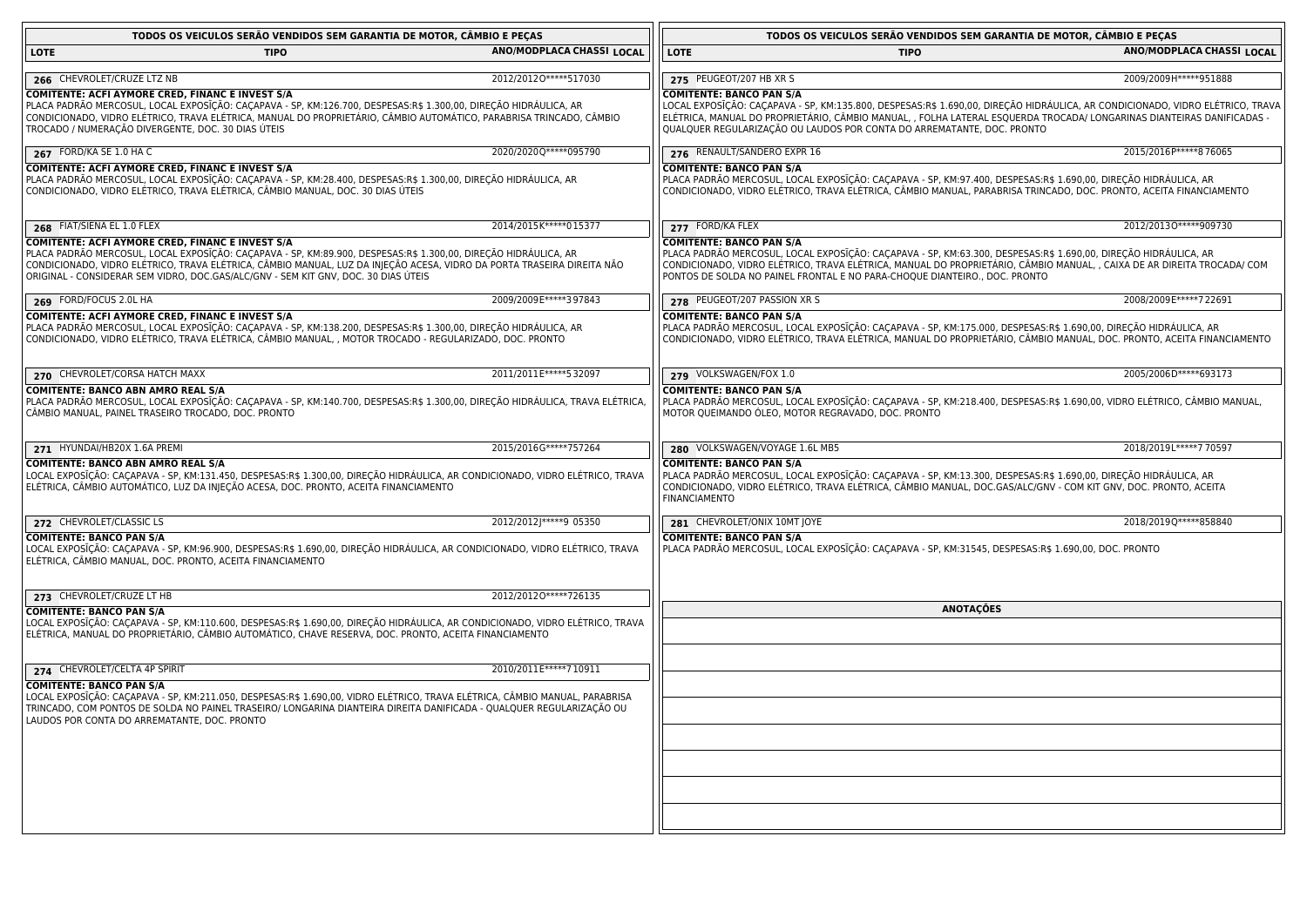**TODOS OS VEICULOS SERÃO VENDIDOS SEM GARANTIA DE MOTOR, CÂMBIO E PEÇAS**

| LOTE | TIPO | ANO/MOD | PLACA | CHASSI | LOCAL |
|---|---|---|---|---|---|

**266** CHEVROLET/CRUZE LTZ NB — 2012/2012 O*****517030

**COMITENTE: ACFI AYMORE CRED, FINANC E INVEST S/A**
PLACA PADRÃO MERCOSUL, LOCAL EXPOSIÇÃO: CAÇAPAVA - SP, KM:126.700, DESPESAS:R$ 1.300,00, DIREÇÃO HIDRÁULICA, AR CONDICIONADO, VIDRO ELÉTRICO, TRAVA ELÉTRICA, MANUAL DO PROPRIETÁRIO, CÂMBIO AUTOMÁTICO, PARABRISA TRINCADO, CÂMBIO TROCADO / NUMERAÇÃO DIVERGENTE, DOC. 30 DIAS ÚTEIS

**267** FORD/KA SE 1.0 HA C — 2020/2020 Q*****095790

**COMITENTE: ACFI AYMORE CRED, FINANC E INVEST S/A**
PLACA PADRÃO MERCOSUL, LOCAL EXPOSIÇÃO: CAÇAPAVA - SP, KM:28.400, DESPESAS:R$ 1.300,00, DIREÇÃO HIDRÁULICA, AR CONDICIONADO, VIDRO ELÉTRICO, TRAVA ELÉTRICA, CÂMBIO MANUAL, DOC. 30 DIAS ÚTEIS

**268** FIAT/SIENA EL 1.0 FLEX — 2014/2015 K*****015377

**COMITENTE: ACFI AYMORE CRED, FINANC E INVEST S/A**
PLACA PADRÃO MERCOSUL, LOCAL EXPOSIÇÃO: CAÇAPAVA - SP, KM:89.900, DESPESAS:R$ 1.300,00, DIREÇÃO HIDRÁULICA, AR CONDICIONADO, VIDRO ELÉTRICO, TRAVA ELÉTRICA, CÂMBIO MANUAL, LUZ DA INJEÇÃO ACESA, VIDRO DA PORTA TRASEIRA DIREITA NÃO ORIGINAL - CONSIDERAR SEM VIDRO, DOC.GAS/ALC/GNV - SEM KIT GNV, DOC. 30 DIAS ÚTEIS

**269** FORD/FOCUS 2.0L HA — 2009/2009 E*****397843

**COMITENTE: ACFI AYMORE CRED, FINANC E INVEST S/A**
PLACA PADRÃO MERCOSUL, LOCAL EXPOSIÇÃO: CAÇAPAVA - SP, KM:138.200, DESPESAS:R$ 1.300,00, DIREÇÃO HIDRÁULICA, AR CONDICIONADO, VIDRO ELÉTRICO, TRAVA ELÉTRICA, CÂMBIO MANUAL, , MOTOR TROCADO - REGULARIZADO, DOC. PRONTO

**270** CHEVROLET/CORSA HATCH MAXX — 2011/2011 E*****532097

**COMITENTE: BANCO ABN AMRO REAL S/A**
PLACA PADRÃO MERCOSUL, LOCAL EXPOSIÇÃO: CAÇAPAVA - SP, KM:140.700, DESPESAS:R$ 1.300,00, DIREÇÃO HIDRÁULICA, TRAVA ELÉTRICA, CÂMBIO MANUAL, PAINEL TRASEIRO TROCADO, DOC. PRONTO

**271** HYUNDAI/HB20X 1.6A PREMI — 2015/2016 G*****757264

**COMITENTE: BANCO ABN AMRO REAL S/A**
LOCAL EXPOSIÇÃO: CAÇAPAVA - SP, KM:131.450, DESPESAS:R$ 1.300,00, DIREÇÃO HIDRÁULICA, AR CONDICIONADO, VIDRO ELÉTRICO, TRAVA ELÉTRICA, CÂMBIO AUTOMÁTICO, LUZ DA INJEÇÃO ACESA, DOC. PRONTO, ACEITA FINANCIAMENTO

**272** CHEVROLET/CLASSIC LS — 2012/2012 J*****9 05350

**COMITENTE: BANCO PAN S/A**
LOCAL EXPOSIÇÃO: CAÇAPAVA - SP, KM:96.900, DESPESAS:R$ 1.690,00, DIREÇÃO HIDRÁULICA, AR CONDICIONADO, VIDRO ELÉTRICO, TRAVA ELÉTRICA, CÂMBIO MANUAL, DOC. PRONTO, ACEITA FINANCIAMENTO

**273** CHEVROLET/CRUZE LT HB — 2012/2012 O*****726135

**COMITENTE: BANCO PAN S/A**
LOCAL EXPOSIÇÃO: CAÇAPAVA - SP, KM:110.600, DESPESAS:R$ 1.690,00, DIREÇÃO HIDRÁULICA, AR CONDICIONADO, VIDRO ELÉTRICO, TRAVA ELÉTRICA, MANUAL DO PROPRIETÁRIO, CÂMBIO AUTOMÁTICO, CHAVE RESERVA, DOC. PRONTO, ACEITA FINANCIAMENTO

**274** CHEVROLET/CELTA 4P SPIRIT — 2010/2011 E*****710911

**COMITENTE: BANCO PAN S/A**
LOCAL EXPOSIÇÃO: CAÇAPAVA - SP, KM:211.050, DESPESAS:R$ 1.690,00, VIDRO ELÉTRICO, TRAVA ELÉTRICA, CÂMBIO MANUAL, PARABRISA TRINCADO, COM PONTOS DE SOLDA NO PAINEL TRASEIRO/ LONGARINA DIANTEIRA DIREITA DANIFICADA - QUALQUER REGULARIZAÇÃO OU LAUDOS POR CONTA DO ARREMATANTE, DOC. PRONTO

**275** PEUGEOT/207 HB XR S — 2009/2009 H*****951888

**COMITENTE: BANCO PAN S/A**
LOCAL EXPOSIÇÃO: CAÇAPAVA - SP, KM:135.800, DESPESAS:R$ 1.690,00, DIREÇÃO HIDRÁULICA, AR CONDICIONADO, VIDRO ELÉTRICO, TRAVA ELÉTRICA, MANUAL DO PROPRIETÁRIO, CÂMBIO MANUAL, , FOLHA LATERAL ESQUERDA TROCADA/ LONGARINAS DIANTEIRAS DANIFICADAS - QUALQUER REGULARIZAÇÃO OU LAUDOS POR CONTA DO ARREMATANTE, DOC. PRONTO

**276** RENAULT/SANDERO EXPR 16 — 2015/2016 P*****876065

**COMITENTE: BANCO PAN S/A**
PLACA PADRÃO MERCOSUL, LOCAL EXPOSIÇÃO: CAÇAPAVA - SP, KM:97.400, DESPESAS:R$ 1.690,00, DIREÇÃO HIDRÁULICA, AR CONDICIONADO, VIDRO ELÉTRICO, TRAVA ELÉTRICA, CÂMBIO MANUAL, PARABRISA TRINCADO, DOC. PRONTO, ACEITA FINANCIAMENTO

**277** FORD/KA FLEX — 2012/2013 O*****909730

**COMITENTE: BANCO PAN S/A**
PLACA PADRÃO MERCOSUL, LOCAL EXPOSIÇÃO: CAÇAPAVA - SP, KM:63.300, DESPESAS:R$ 1.690,00, DIREÇÃO HIDRÁULICA, AR CONDICIONADO, VIDRO ELÉTRICO, TRAVA ELÉTRICA, MANUAL DO PROPRIETÁRIO, CÂMBIO MANUAL, , CAIXA DE AR DIREITA TROCADA/ COM PONTOS DE SOLDA NO PAINEL FRONTAL E NO PARA-CHOQUE DIANTEIRO., DOC. PRONTO

**278** PEUGEOT/207 PASSION XR S — 2008/2009 E*****722691

**COMITENTE: BANCO PAN S/A**
PLACA PADRÃO MERCOSUL, LOCAL EXPOSIÇÃO: CAÇAPAVA - SP, KM:175.000, DESPESAS:R$ 1.690,00, DIREÇÃO HIDRÁULICA, AR CONDICIONADO, VIDRO ELÉTRICO, TRAVA ELÉTRICA, MANUAL DO PROPRIETÁRIO, CÂMBIO MANUAL, DOC. PRONTO, ACEITA FINANCIAMENTO

**279** VOLKSWAGEN/FOX 1.0 — 2005/2006 D*****693173

**COMITENTE: BANCO PAN S/A**
PLACA PADRÃO MERCOSUL, LOCAL EXPOSIÇÃO: CAÇAPAVA - SP, KM:218.400, DESPESAS:R$ 1.690,00, VIDRO ELÉTRICO, CÂMBIO MANUAL, MOTOR QUEIMANDO ÓLEO, MOTOR REGRAVADO, DOC. PRONTO

**280** VOLKSWAGEN/VOYAGE 1.6L MB5 — 2018/2019 L*****770597

**COMITENTE: BANCO PAN S/A**
PLACA PADRÃO MERCOSUL, LOCAL EXPOSIÇÃO: CAÇAPAVA - SP, KM:13.300, DESPESAS:R$ 1.690,00, DIREÇÃO HIDRÁULICA, AR CONDICIONADO, VIDRO ELÉTRICO, TRAVA ELÉTRICA, CÂMBIO MANUAL, DOC.GAS/ALC/GNV - COM KIT GNV, DOC. PRONTO, ACEITA FINANCIAMENTO

**281** CHEVROLET/ONIX 10MT JOYE — 2018/2019 Q*****858840

**COMITENTE: BANCO PAN S/A**
PLACA PADRÃO MERCOSUL, LOCAL EXPOSIÇÃO: CAÇAPAVA - SP, KM:31545, DESPESAS:R$ 1.690,00, DOC. PRONTO

**ANOTAÇÕES**